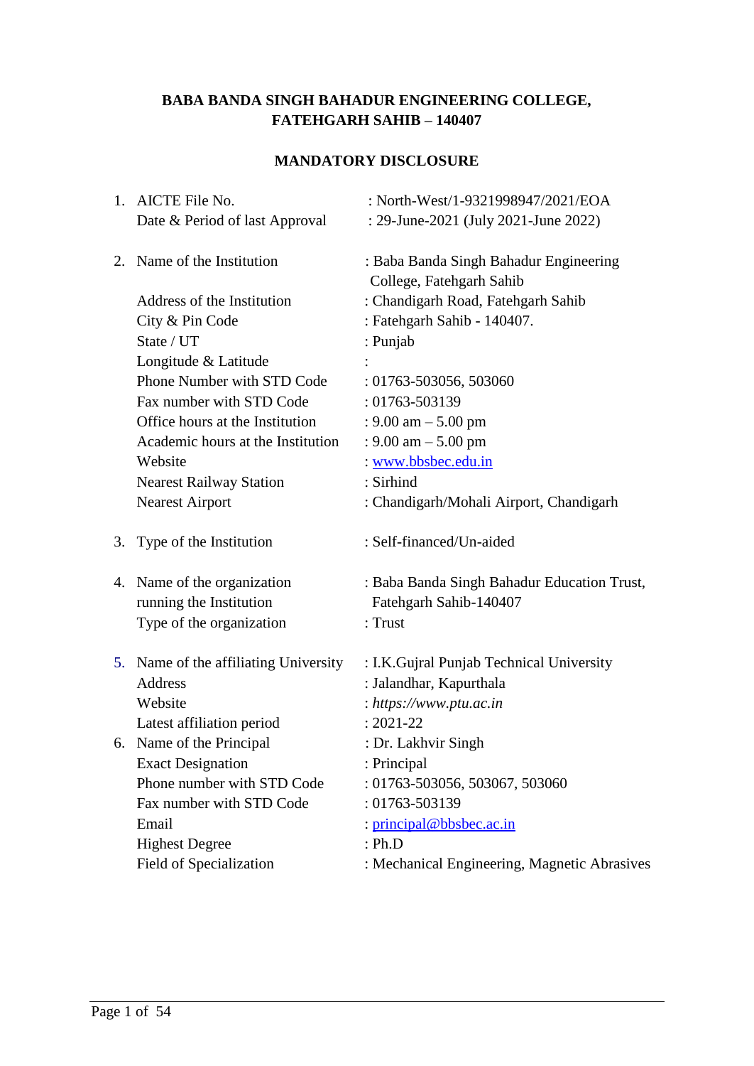# BABA BANDA SINGH BAHADUR ENGINEERING COLLEGE, FATEHGARH SAHIB – 140407

## MANDATORY DISCLOSURE

1. AICTE File No. : North-West/1-9321998947/2021/EOA
   Date & Period of last Approval : 29-June-2021 (July 2021-June 2022)

2. Name of the Institution : Baba Banda Singh Bahadur Engineering College, Fatehgarh Sahib
   Address of the Institution : Chandigarh Road, Fatehgarh Sahib
   City & Pin Code : Fatehgarh Sahib - 140407.
   State / UT : Punjab
   Longitude & Latitude :
   Phone Number with STD Code : 01763-503056, 503060
   Fax number with STD Code : 01763-503139
   Office hours at the Institution : 9.00 am – 5.00 pm
   Academic hours at the Institution : 9.00 am – 5.00 pm
   Website : www.bbsbec.edu.in
   Nearest Railway Station : Sirhind
   Nearest Airport : Chandigarh/Mohali Airport, Chandigarh

3. Type of the Institution : Self-financed/Un-aided

4. Name of the organization running the Institution : Baba Banda Singh Bahadur Education Trust, Fatehgarh Sahib-140407
   Type of the organization : Trust

5. Name of the affiliating University : I.K.Gujral Punjab Technical University
   Address : Jalandhar, Kapurthala
   Website : *https://www.ptu.ac.in*
   Latest affiliation period : 2021-22

6. Name of the Principal : Dr. Lakhvir Singh
   Exact Designation : Principal
   Phone number with STD Code : 01763-503056, 503067, 503060
   Fax number with STD Code : 01763-503139
   Email : principal@bbsbec.ac.in
   Highest Degree : Ph.D
   Field of Specialization : Mechanical Engineering, Magnetic Abrasives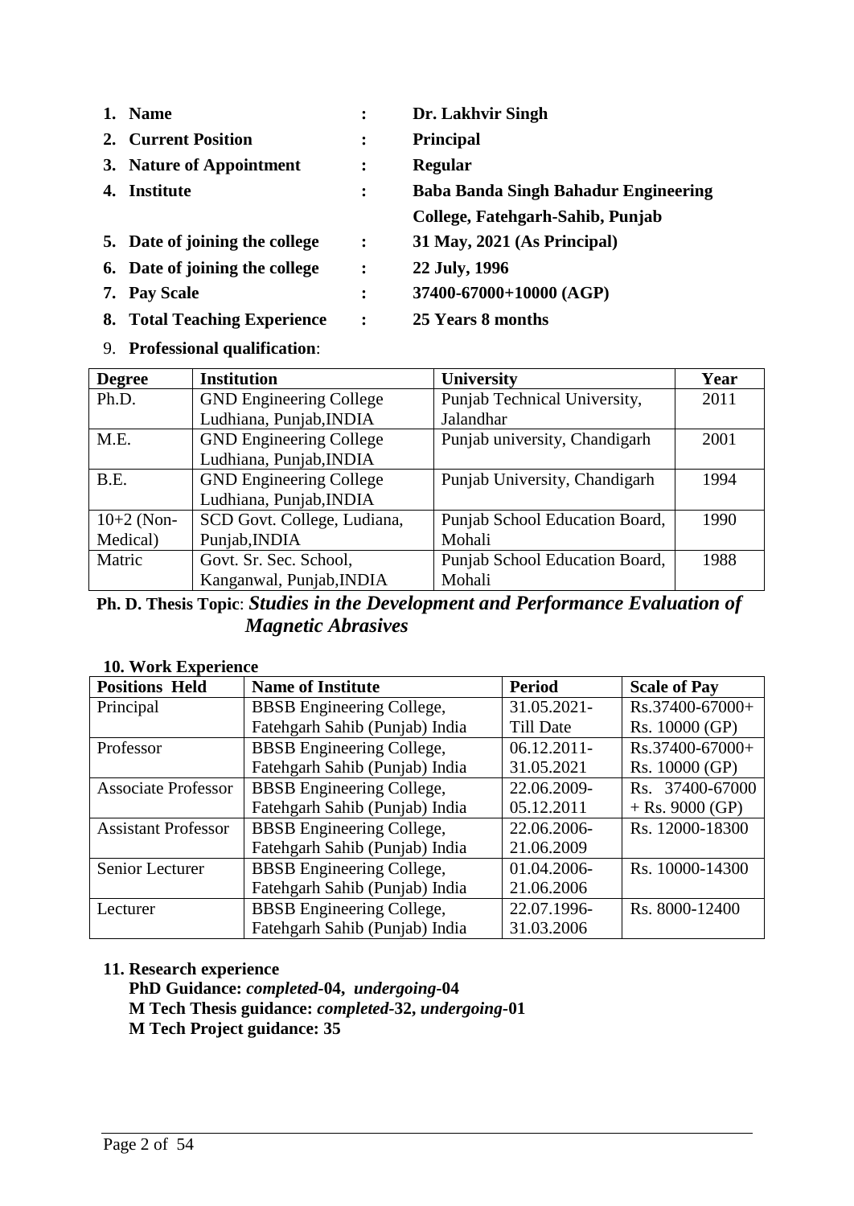1. **Name** : **Dr. Lakhvir Singh**
2. **Current Position** : **Principal**
3. **Nature of Appointment** : **Regular**
4. **Institute** : **Baba Banda Singh Bahadur Engineering College, Fatehgarh-Sahib, Punjab**
5. **Date of joining the college** : **31 May, 2021 (As Principal)**
6. **Date of joining the college** : **22 July, 1996**
7. **Pay Scale** : **37400-67000+10000 (AGP)**
8. **Total Teaching Experience** : **25 Years 8 months**
9. **Professional qualification**:

| **Degree** | **Institution** | **University** | **Year** |
|---|---|---|---|
| Ph.D. | GND Engineering College Ludhiana, Punjab,INDIA | Punjab Technical University, Jalandhar | 2011 |
| M.E. | GND Engineering College Ludhiana, Punjab,INDIA | Punjab university, Chandigarh | 2001 |
| B.E. | GND Engineering College Ludhiana, Punjab,INDIA | Punjab University, Chandigarh | 1994 |
| 10+2 (Non-Medical) | SCD Govt. College, Ludiana, Punjab,INDIA | Punjab School Education Board, Mohali | 1990 |
| Matric | Govt. Sr. Sec. School, Kanganwal, Punjab,INDIA | Punjab School Education Board, Mohali | 1988 |

**Ph. D. Thesis Topic**: ***Studies in the Development and Performance Evaluation of Magnetic Abrasives***

**10. Work Experience**

| **Positions Held** | **Name of Institute** | **Period** | **Scale of Pay** |
|---|---|---|---|
| Principal | BBSB Engineering College, Fatehgarh Sahib (Punjab) India | 31.05.2021- Till Date | Rs.37400-67000+ Rs. 10000 (GP) |
| Professor | BBSB Engineering College, Fatehgarh Sahib (Punjab) India | 06.12.2011- 31.05.2021 | Rs.37400-67000+ Rs. 10000 (GP) |
| Associate Professor | BBSB Engineering College, Fatehgarh Sahib (Punjab) India | 22.06.2009- 05.12.2011 | Rs. 37400-67000 + Rs. 9000 (GP) |
| Assistant Professor | BBSB Engineering College, Fatehgarh Sahib (Punjab) India | 22.06.2006- 21.06.2009 | Rs. 12000-18300 |
| Senior Lecturer | BBSB Engineering College, Fatehgarh Sahib (Punjab) India | 01.04.2006- 21.06.2006 | Rs. 10000-14300 |
| Lecturer | BBSB Engineering College, Fatehgarh Sahib (Punjab) India | 22.07.1996- 31.03.2006 | Rs. 8000-12400 |

**11. Research experience**

**PhD Guidance:** ***completed*-04, *undergoing*-04**
**M Tech Thesis guidance:** ***completed*-32, *undergoing*-01**
**M Tech Project guidance: 35**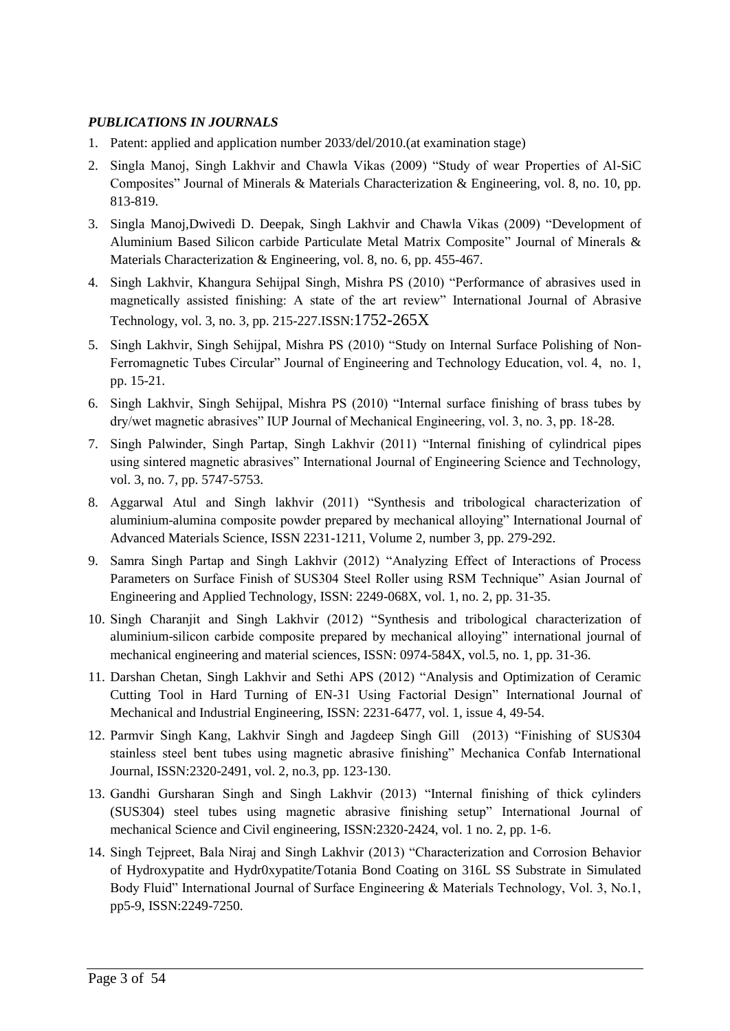***PUBLICATIONS IN JOURNALS***

1. Patent: applied and application number 2033/del/2010.(at examination stage)
2. Singla Manoj, Singh Lakhvir and Chawla Vikas (2009) "Study of wear Properties of Al-SiC Composites" Journal of Minerals & Materials Characterization & Engineering, vol. 8, no. 10, pp. 813-819.
3. Singla Manoj,Dwivedi D. Deepak, Singh Lakhvir and Chawla Vikas (2009) "Development of Aluminium Based Silicon carbide Particulate Metal Matrix Composite" Journal of Minerals & Materials Characterization & Engineering, vol. 8, no. 6, pp. 455-467.
4. Singh Lakhvir, Khangura Sehijpal Singh, Mishra PS (2010) "Performance of abrasives used in magnetically assisted finishing: A state of the art review" International Journal of Abrasive Technology, vol. 3, no. 3, pp. 215-227.ISSN:1752-265X
5. Singh Lakhvir, Singh Sehijpal, Mishra PS (2010) "Study on Internal Surface Polishing of Non-Ferromagnetic Tubes Circular" Journal of Engineering and Technology Education, vol. 4, no. 1, pp. 15-21.
6. Singh Lakhvir, Singh Sehijpal, Mishra PS (2010) "Internal surface finishing of brass tubes by dry/wet magnetic abrasives" IUP Journal of Mechanical Engineering, vol. 3, no. 3, pp. 18-28.
7. Singh Palwinder, Singh Partap, Singh Lakhvir (2011) "Internal finishing of cylindrical pipes using sintered magnetic abrasives" International Journal of Engineering Science and Technology, vol. 3, no. 7, pp. 5747-5753.
8. Aggarwal Atul and Singh lakhvir (2011) "Synthesis and tribological characterization of aluminium-alumina composite powder prepared by mechanical alloying" International Journal of Advanced Materials Science, ISSN 2231-1211, Volume 2, number 3, pp. 279-292.
9. Samra Singh Partap and Singh Lakhvir (2012) "Analyzing Effect of Interactions of Process Parameters on Surface Finish of SUS304 Steel Roller using RSM Technique" Asian Journal of Engineering and Applied Technology, ISSN: 2249-068X, vol. 1, no. 2, pp. 31-35.
10. Singh Charanjit and Singh Lakhvir (2012) "Synthesis and tribological characterization of aluminium-silicon carbide composite prepared by mechanical alloying" international journal of mechanical engineering and material sciences, ISSN: 0974-584X, vol.5, no. 1, pp. 31-36.
11. Darshan Chetan, Singh Lakhvir and Sethi APS (2012) "Analysis and Optimization of Ceramic Cutting Tool in Hard Turning of EN-31 Using Factorial Design" International Journal of Mechanical and Industrial Engineering, ISSN: 2231-6477, vol. 1, issue 4, 49-54.
12. Parmvir Singh Kang, Lakhvir Singh and Jagdeep Singh Gill (2013) "Finishing of SUS304 stainless steel bent tubes using magnetic abrasive finishing" Mechanica Confab International Journal, ISSN:2320-2491, vol. 2, no.3, pp. 123-130.
13. Gandhi Gursharan Singh and Singh Lakhvir (2013) "Internal finishing of thick cylinders (SUS304) steel tubes using magnetic abrasive finishing setup" International Journal of mechanical Science and Civil engineering, ISSN:2320-2424, vol. 1 no. 2, pp. 1-6.
14. Singh Tejpreet, Bala Niraj and Singh Lakhvir (2013) "Characterization and Corrosion Behavior of Hydroxypatite and Hydr0xypatite/Totania Bond Coating on 316L SS Substrate in Simulated Body Fluid" International Journal of Surface Engineering & Materials Technology, Vol. 3, No.1, pp5-9, ISSN:2249-7250.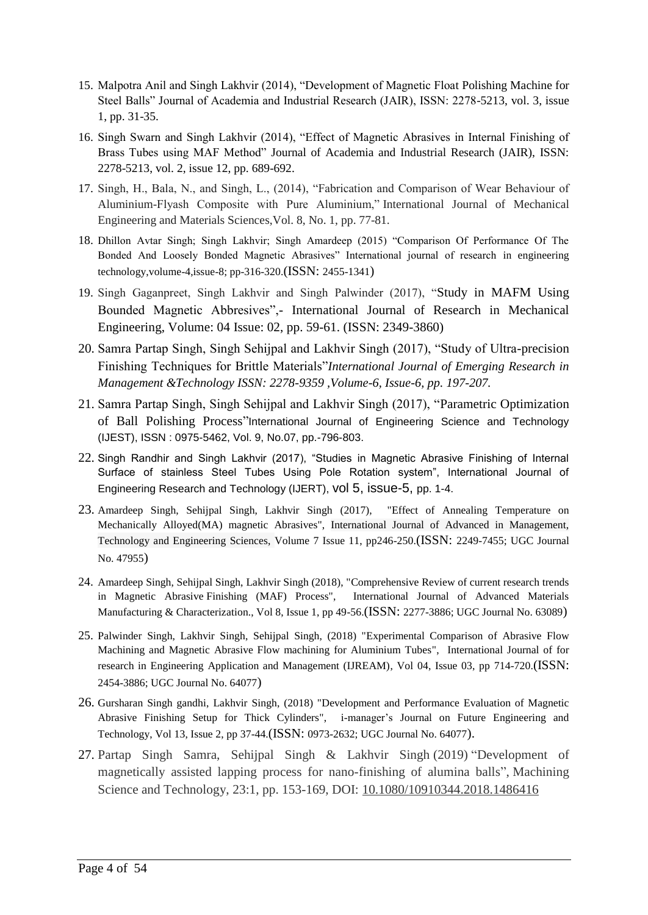15. Malpotra Anil and Singh Lakhvir (2014), "Development of Magnetic Float Polishing Machine for Steel Balls" Journal of Academia and Industrial Research (JAIR), ISSN: 2278-5213, vol. 3, issue 1, pp. 31-35.
16. Singh Swarn and Singh Lakhvir (2014), "Effect of Magnetic Abrasives in Internal Finishing of Brass Tubes using MAF Method" Journal of Academia and Industrial Research (JAIR), ISSN: 2278-5213, vol. 2, issue 12, pp. 689-692.
17. Singh, H., Bala, N., and Singh, L., (2014), "Fabrication and Comparison of Wear Behaviour of Aluminium-Flyash Composite with Pure Aluminium," International Journal of Mechanical Engineering and Materials Sciences,Vol. 8, No. 1, pp. 77-81.
18. Dhillon Avtar Singh; Singh Lakhvir; Singh Amardeep (2015) "Comparison Of Performance Of The Bonded And Loosely Bonded Magnetic Abrasives" International journal of research in engineering technology,volume-4,issue-8; pp-316-320.(ISSN: 2455-1341)
19. Singh Gaganpreet, Singh Lakhvir and Singh Palwinder (2017), "Study in MAFM Using Bounded Magnetic Abbresives",- International Journal of Research in Mechanical Engineering, Volume: 04 Issue: 02, pp. 59-61. (ISSN: 2349-3860)
20. Samra Partap Singh, Singh Sehijpal and Lakhvir Singh (2017), "Study of Ultra-precision Finishing Techniques for Brittle Materials"*International Journal of Emerging Research in Management &Technology ISSN: 2278-9359 ,Volume-6, Issue-6, pp. 197-207.*
21. Samra Partap Singh, Singh Sehijpal and Lakhvir Singh (2017), "Parametric Optimization of Ball Polishing Process"International Journal of Engineering Science and Technology (IJEST), ISSN : 0975-5462, Vol. 9, No.07, pp.-796-803.
22. Singh Randhir and Singh Lakhvir (2017), "Studies in Magnetic Abrasive Finishing of Internal Surface of stainless Steel Tubes Using Pole Rotation system", International Journal of Engineering Research and Technology (IJERT), vol 5, issue-5, pp. 1-4.
23. Amardeep Singh, Sehijpal Singh, Lakhvir Singh (2017), "Effect of Annealing Temperature on Mechanically Alloyed(MA) magnetic Abrasives", International Journal of Advanced in Management, Technology and Engineering Sciences, Volume 7 Issue 11, pp246-250.(ISSN: 2249-7455; UGC Journal No. 47955)
24. Amardeep Singh, Sehijpal Singh, Lakhvir Singh (2018), "Comprehensive Review of current research trends in Magnetic Abrasive Finishing (MAF) Process", International Journal of Advanced Materials Manufacturing & Characterization., Vol 8, Issue 1, pp 49-56.(ISSN: 2277-3886; UGC Journal No. 63089)
25. Palwinder Singh, Lakhvir Singh, Sehijpal Singh, (2018) "Experimental Comparison of Abrasive Flow Machining and Magnetic Abrasive Flow machining for Aluminium Tubes", International Journal of for research in Engineering Application and Management (IJREAM), Vol 04, Issue 03, pp 714-720.(ISSN: 2454-3886; UGC Journal No. 64077)
26. Gursharan Singh gandhi, Lakhvir Singh, (2018) "Development and Performance Evaluation of Magnetic Abrasive Finishing Setup for Thick Cylinders", i-manager's Journal on Future Engineering and Technology, Vol 13, Issue 2, pp 37-44.(ISSN: 0973-2632; UGC Journal No. 64077).
27. Partap Singh Samra, Sehijpal Singh & Lakhvir Singh (2019) "Development of magnetically assisted lapping process for nano-finishing of alumina balls", Machining Science and Technology, 23:1, pp. 153-169, DOI: 10.1080/10910344.2018.1486416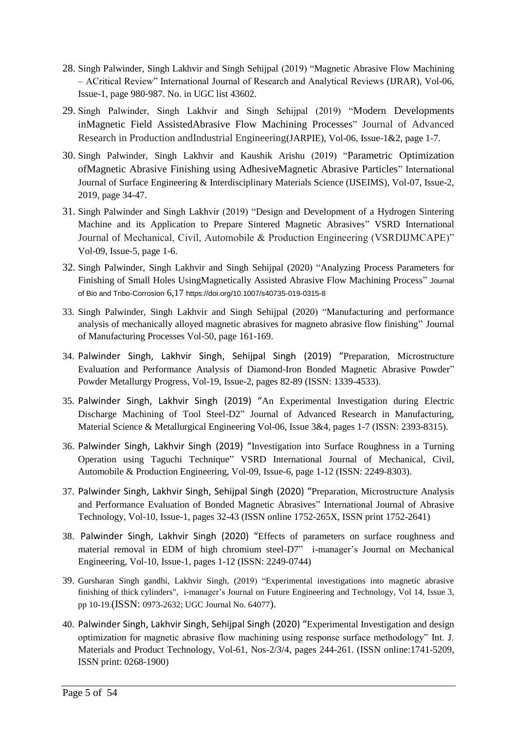28. Singh Palwinder, Singh Lakhvir and Singh Sehijpal (2019) "Magnetic Abrasive Flow Machining – ACritical Review" International Journal of Research and Analytical Reviews (IJRAR), Vol-06, Issue-1, page 980-987. No. in UGC list 43602.

29. Singh Palwinder, Singh Lakhvir and Singh Sehijpal (2019) "Modern Developments inMagnetic Field AssistedAbrasive Flow Machining Processes" Journal of Advanced Research in Production andIndustrial Engineering(JARPIE), Vol-06, Issue-1&2, page 1-7.

30. Singh Palwinder, Singh Lakhvir and Kaushik Arishu (2019) "Parametric Optimization ofMagnetic Abrasive Finishing using AdhesiveMagnetic Abrasive Particles" International Journal of Surface Engineering & Interdisciplinary Materials Science (IJSEIMS), Vol-07, Issue-2, 2019, page 34-47.

31. Singh Palwinder and Singh Lakhvir (2019) "Design and Development of a Hydrogen Sintering Machine and its Application to Prepare Sintered Magnetic Abrasives" VSRD International Journal of Mechanical, Civil, Automobile & Production Engineering (VSRDIJMCAPE)" Vol-09, Issue-5, page 1-6.

32. Singh Palwinder, Singh Lakhvir and Singh Sehijpal (2020) "Analyzing Process Parameters for Finishing of Small Holes UsingMagnetically Assisted Abrasive Flow Machining Process" Journal of Bio and Tribo-Corrosion 6,17 https://doi.org/10.1007/s40735-019-0315-8

33. Singh Palwinder, Singh Lakhvir and Singh Sehijpal (2020) "Manufacturing and performance analysis of mechanically alloyed magnetic abrasives for magneto abrasive flow finishing" Journal of Manufacturing Processes Vol-50, page 161-169.

34. Palwinder Singh, Lakhvir Singh, Sehijpal Singh (2019) "Preparation, Microstructure Evaluation and Performance Analysis of Diamond-Iron Bonded Magnetic Abrasive Powder" Powder Metallurgy Progress, Vol-19, Issue-2, pages 82-89 (ISSN: 1339-4533).

35. Palwinder Singh, Lakhvir Singh (2019) "An Experimental Investigation during Electric Discharge Machining of Tool Steel-D2" Journal of Advanced Research in Manufacturing, Material Science & Metallurgical Engineering Vol-06, Issue 3&4, pages 1-7 (ISSN: 2393-8315).

36. Palwinder Singh, Lakhvir Singh (2019) "Investigation into Surface Roughness in a Turning Operation using Taguchi Technique" VSRD International Journal of Mechanical, Civil, Automobile & Production Engineering, Vol-09, Issue-6, page 1-12 (ISSN: 2249-8303).

37. Palwinder Singh, Lakhvir Singh, Sehijpal Singh (2020) "Preparation, Microstructure Analysis and Performance Evaluation of Bonded Magnetic Abrasives" International Journal of Abrasive Technology, Vol-10, Issue-1, pages 32-43 (ISSN online 1752-265X, ISSN print 1752-2641)

38. Palwinder Singh, Lakhvir Singh (2020) "Effects of parameters on surface roughness and material removal in EDM of high chromium steel-D7" i-manager's Journal on Mechanical Engineering, Vol-10, Issue-1, pages 1-12 (ISSN: 2249-0744)

39. Gursharan Singh gandhi, Lakhvir Singh, (2019) "Experimental investigations into magnetic abrasive finishing of thick cylinders", i-manager's Journal on Future Engineering and Technology, Vol 14, Issue 3, pp 10-19.(ISSN: 0973-2632; UGC Journal No. 64077).

40. Palwinder Singh, Lakhvir Singh, Sehijpal Singh (2020) "Experimental Investigation and design optimization for magnetic abrasive flow machining using response surface methodology" Int. J. Materials and Product Technology, Vol-61, Nos-2/3/4, pages 244-261. (ISSN online:1741-5209, ISSN print: 0268-1900)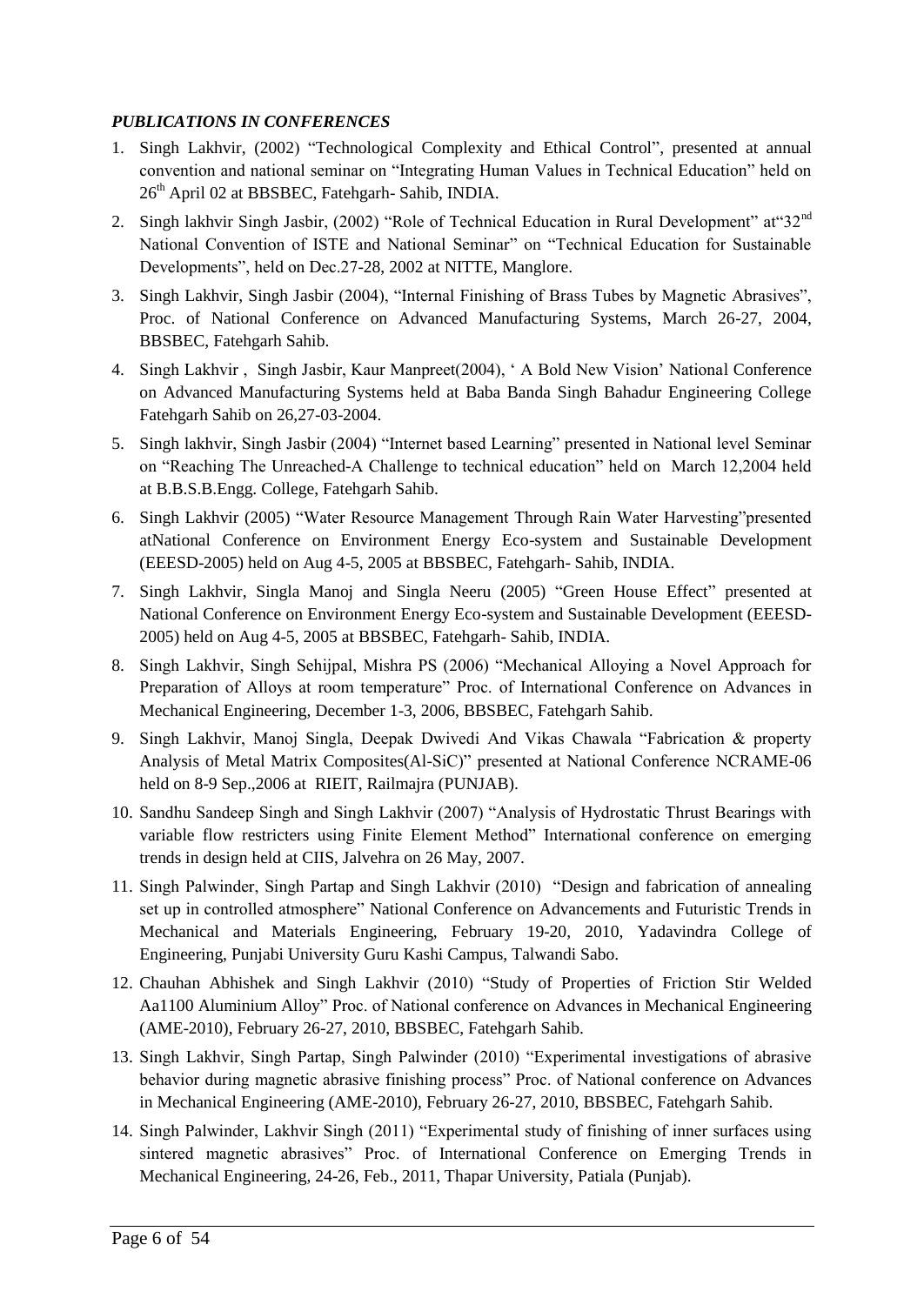***PUBLICATIONS IN CONFERENCES***

1. Singh Lakhvir, (2002) "Technological Complexity and Ethical Control", presented at annual convention and national seminar on "Integrating Human Values in Technical Education" held on 26th April 02 at BBSBEC, Fatehgarh- Sahib, INDIA.
2. Singh lakhvir Singh Jasbir, (2002) "Role of Technical Education in Rural Development" at"32nd National Convention of ISTE and National Seminar" on "Technical Education for Sustainable Developments", held on Dec.27-28, 2002 at NITTE, Manglore.
3. Singh Lakhvir, Singh Jasbir (2004), "Internal Finishing of Brass Tubes by Magnetic Abrasives", Proc. of National Conference on Advanced Manufacturing Systems, March 26-27, 2004, BBSBEC, Fatehgarh Sahib.
4. Singh Lakhvir , Singh Jasbir, Kaur Manpreet(2004), ' A Bold New Vision' National Conference on Advanced Manufacturing Systems held at Baba Banda Singh Bahadur Engineering College Fatehgarh Sahib on 26,27-03-2004.
5. Singh lakhvir, Singh Jasbir (2004) "Internet based Learning" presented in National level Seminar on "Reaching The Unreached-A Challenge to technical education" held on March 12,2004 held at B.B.S.B.Engg. College, Fatehgarh Sahib.
6. Singh Lakhvir (2005) "Water Resource Management Through Rain Water Harvesting"presented atNational Conference on Environment Energy Eco-system and Sustainable Development (EEESD-2005) held on Aug 4-5, 2005 at BBSBEC, Fatehgarh- Sahib, INDIA.
7. Singh Lakhvir, Singla Manoj and Singla Neeru (2005) "Green House Effect" presented at National Conference on Environment Energy Eco-system and Sustainable Development (EEESD-2005) held on Aug 4-5, 2005 at BBSBEC, Fatehgarh- Sahib, INDIA.
8. Singh Lakhvir, Singh Sehijpal, Mishra PS (2006) "Mechanical Alloying a Novel Approach for Preparation of Alloys at room temperature" Proc. of International Conference on Advances in Mechanical Engineering, December 1-3, 2006, BBSBEC, Fatehgarh Sahib.
9. Singh Lakhvir, Manoj Singla, Deepak Dwivedi And Vikas Chawala "Fabrication & property Analysis of Metal Matrix Composites(Al-SiC)" presented at National Conference NCRAME-06 held on 8-9 Sep.,2006 at RIEIT, Railmajra (PUNJAB).
10. Sandhu Sandeep Singh and Singh Lakhvir (2007) "Analysis of Hydrostatic Thrust Bearings with variable flow restricters using Finite Element Method" International conference on emerging trends in design held at CIIS, Jalvehra on 26 May, 2007.
11. Singh Palwinder, Singh Partap and Singh Lakhvir (2010) "Design and fabrication of annealing set up in controlled atmosphere" National Conference on Advancements and Futuristic Trends in Mechanical and Materials Engineering, February 19-20, 2010, Yadavindra College of Engineering, Punjabi University Guru Kashi Campus, Talwandi Sabo.
12. Chauhan Abhishek and Singh Lakhvir (2010) "Study of Properties of Friction Stir Welded Aa1100 Aluminium Alloy" Proc. of National conference on Advances in Mechanical Engineering (AME-2010), February 26-27, 2010, BBSBEC, Fatehgarh Sahib.
13. Singh Lakhvir, Singh Partap, Singh Palwinder (2010) "Experimental investigations of abrasive behavior during magnetic abrasive finishing process" Proc. of National conference on Advances in Mechanical Engineering (AME-2010), February 26-27, 2010, BBSBEC, Fatehgarh Sahib.
14. Singh Palwinder, Lakhvir Singh (2011) "Experimental study of finishing of inner surfaces using sintered magnetic abrasives" Proc. of International Conference on Emerging Trends in Mechanical Engineering, 24-26, Feb., 2011, Thapar University, Patiala (Punjab).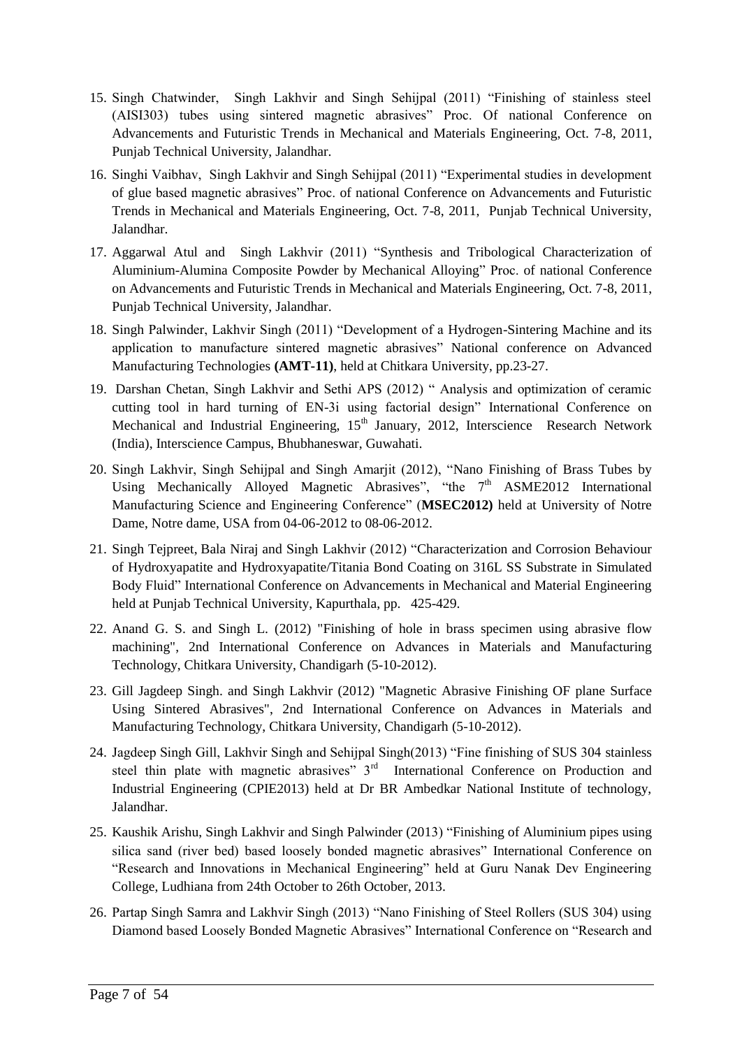15. Singh Chatwinder, Singh Lakhvir and Singh Sehijpal (2011) "Finishing of stainless steel (AISI303) tubes using sintered magnetic abrasives" Proc. Of national Conference on Advancements and Futuristic Trends in Mechanical and Materials Engineering, Oct. 7-8, 2011, Punjab Technical University, Jalandhar.
16. Singhi Vaibhav, Singh Lakhvir and Singh Sehijpal (2011) "Experimental studies in development of glue based magnetic abrasives" Proc. of national Conference on Advancements and Futuristic Trends in Mechanical and Materials Engineering, Oct. 7-8, 2011, Punjab Technical University, Jalandhar.
17. Aggarwal Atul and Singh Lakhvir (2011) "Synthesis and Tribological Characterization of Aluminium-Alumina Composite Powder by Mechanical Alloying" Proc. of national Conference on Advancements and Futuristic Trends in Mechanical and Materials Engineering, Oct. 7-8, 2011, Punjab Technical University, Jalandhar.
18. Singh Palwinder, Lakhvir Singh (2011) "Development of a Hydrogen-Sintering Machine and its application to manufacture sintered magnetic abrasives" National conference on Advanced Manufacturing Technologies **(AMT-11)**, held at Chitkara University, pp.23-27.
19. Darshan Chetan, Singh Lakhvir and Sethi APS (2012) " Analysis and optimization of ceramic cutting tool in hard turning of EN-3i using factorial design" International Conference on Mechanical and Industrial Engineering, 15th January, 2012, Interscience Research Network (India), Interscience Campus, Bhubhaneswar, Guwahati.
20. Singh Lakhvir, Singh Sehijpal and Singh Amarjit (2012), "Nano Finishing of Brass Tubes by Using Mechanically Alloyed Magnetic Abrasives", "the 7th ASME2012 International Manufacturing Science and Engineering Conference" (**MSEC2012)** held at University of Notre Dame, Notre dame, USA from 04-06-2012 to 08-06-2012.
21. Singh Tejpreet, Bala Niraj and Singh Lakhvir (2012) "Characterization and Corrosion Behaviour of Hydroxyapatite and Hydroxyapatite/Titania Bond Coating on 316L SS Substrate in Simulated Body Fluid" International Conference on Advancements in Mechanical and Material Engineering held at Punjab Technical University, Kapurthala, pp. 425-429.
22. Anand G. S. and Singh L. (2012) "Finishing of hole in brass specimen using abrasive flow machining", 2nd International Conference on Advances in Materials and Manufacturing Technology, Chitkara University, Chandigarh (5-10-2012).
23. Gill Jagdeep Singh. and Singh Lakhvir (2012) "Magnetic Abrasive Finishing OF plane Surface Using Sintered Abrasives", 2nd International Conference on Advances in Materials and Manufacturing Technology, Chitkara University, Chandigarh (5-10-2012).
24. Jagdeep Singh Gill, Lakhvir Singh and Sehijpal Singh(2013) "Fine finishing of SUS 304 stainless steel thin plate with magnetic abrasives" 3rd International Conference on Production and Industrial Engineering (CPIE2013) held at Dr BR Ambedkar National Institute of technology, Jalandhar.
25. Kaushik Arishu, Singh Lakhvir and Singh Palwinder (2013) "Finishing of Aluminium pipes using silica sand (river bed) based loosely bonded magnetic abrasives" International Conference on "Research and Innovations in Mechanical Engineering" held at Guru Nanak Dev Engineering College, Ludhiana from 24th October to 26th October, 2013.
26. Partap Singh Samra and Lakhvir Singh (2013) "Nano Finishing of Steel Rollers (SUS 304) using Diamond based Loosely Bonded Magnetic Abrasives" International Conference on "Research and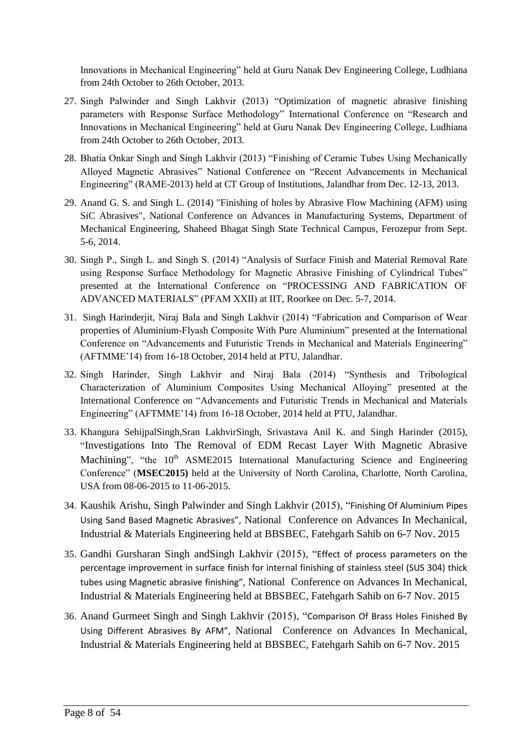Innovations in Mechanical Engineering" held at Guru Nanak Dev Engineering College, Ludhiana from 24th October to 26th October, 2013.

27. Singh Palwinder and Singh Lakhvir (2013) "Optimization of magnetic abrasive finishing parameters with Response Surface Methodology" International Conference on "Research and Innovations in Mechanical Engineering" held at Guru Nanak Dev Engineering College, Ludhiana from 24th October to 26th October, 2013.
28. Bhatia Onkar Singh and Singh Lakhvir (2013) "Finishing of Ceramic Tubes Using Mechanically Alloyed Magnetic Abrasives" National Conference on "Recent Advancements in Mechanical Engineering" (RAME-2013) held at CT Group of Institutions, Jalandhar from Dec. 12-13, 2013.
29. Anand G. S. and Singh L. (2014) "Finishing of holes by Abrasive Flow Machining (AFM) using SiC Abrasives", National Conference on Advances in Manufacturing Systems, Department of Mechanical Engineering, Shaheed Bhagat Singh State Technical Campus, Ferozepur from Sept. 5-6, 2014.
30. Singh P., Singh L. and Singh S. (2014) "Analysis of Surface Finish and Material Removal Rate using Response Surface Methodology for Magnetic Abrasive Finishing of Cylindrical Tubes" presented at the International Conference on "PROCESSING AND FABRICATION OF ADVANCED MATERIALS" (PFAM XXII) at IIT, Roorkee on Dec. 5-7, 2014.
31. Singh Harinderjit, Niraj Bala and Singh Lakhvir (2014) "Fabrication and Comparison of Wear properties of Aluminium-Flyash Composite With Pure Aluminium" presented at the International Conference on "Advancements and Futuristic Trends in Mechanical and Materials Engineering" (AFTMME'14) from 16-18 October, 2014 held at PTU, Jalandhar.
32. Singh Harinder, Singh Lakhvir and Niraj Bala (2014) "Synthesis and Tribological Characterization of Aluminium Composites Using Mechanical Alloying" presented at the International Conference on "Advancements and Futuristic Trends in Mechanical and Materials Engineering" (AFTMME'14) from 16-18 October, 2014 held at PTU, Jalandhar.
33. Khangura SehijpalSingh,Sran LakhvirSingh, Srivastava Anil K. and Singh Harinder (2015), "Investigations Into The Removal of EDM Recast Layer With Magnetic Abrasive Machining", "the 10th ASME2015 International Manufacturing Science and Engineering Conference" (**MSEC2015)** held at the University of North Carolina, Charlotte, North Carolina, USA from 08-06-2015 to 11-06-2015.
34. Kaushik Arishu, Singh Palwinder and Singh Lakhvir (2015), "Finishing Of Aluminium Pipes Using Sand Based Magnetic Abrasives", National Conference on Advances In Mechanical, Industrial & Materials Engineering held at BBSBEC, Fatehgarh Sahib on 6-7 Nov. 2015
35. Gandhi Gursharan Singh andSingh Lakhvir (2015), "Effect of process parameters on the percentage improvement in surface finish for internal finishing of stainless steel (SUS 304) thick tubes using Magnetic abrasive finishing", National Conference on Advances In Mechanical, Industrial & Materials Engineering held at BBSBEC, Fatehgarh Sahib on 6-7 Nov. 2015
36. Anand Gurmeet Singh and Singh Lakhvir (2015), "Comparison Of Brass Holes Finished By Using Different Abrasives By AFM", National Conference on Advances In Mechanical, Industrial & Materials Engineering held at BBSBEC, Fatehgarh Sahib on 6-7 Nov. 2015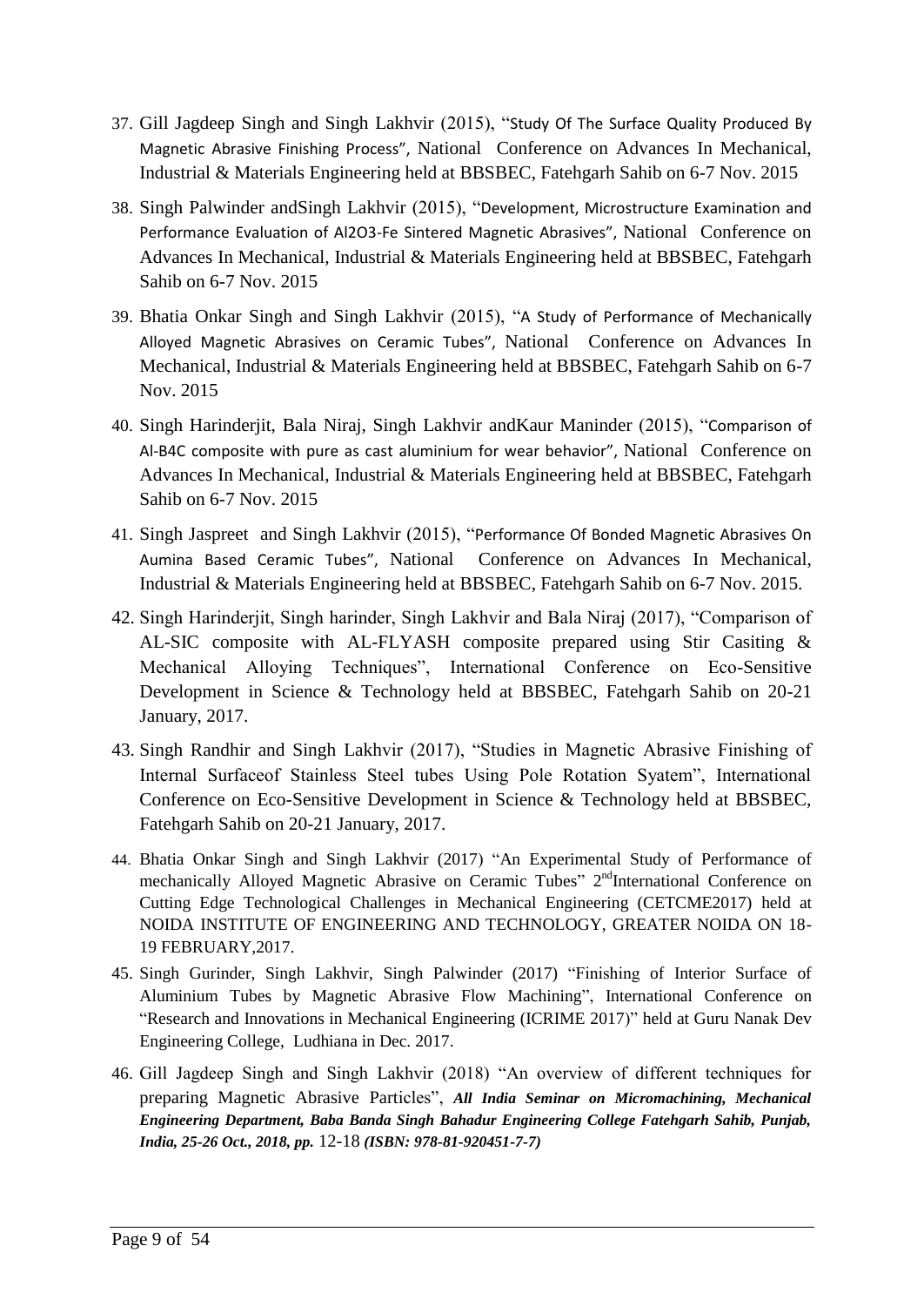37. Gill Jagdeep Singh and Singh Lakhvir (2015), "Study Of The Surface Quality Produced By Magnetic Abrasive Finishing Process", National Conference on Advances In Mechanical, Industrial & Materials Engineering held at BBSBEC, Fatehgarh Sahib on 6-7 Nov. 2015

38. Singh Palwinder andSingh Lakhvir (2015), "Development, Microstructure Examination and Performance Evaluation of Al2O3-Fe Sintered Magnetic Abrasives", National Conference on Advances In Mechanical, Industrial & Materials Engineering held at BBSBEC, Fatehgarh Sahib on 6-7 Nov. 2015

39. Bhatia Onkar Singh and Singh Lakhvir (2015), "A Study of Performance of Mechanically Alloyed Magnetic Abrasives on Ceramic Tubes", National Conference on Advances In Mechanical, Industrial & Materials Engineering held at BBSBEC, Fatehgarh Sahib on 6-7 Nov. 2015

40. Singh Harinderjit, Bala Niraj, Singh Lakhvir andKaur Maninder (2015), "Comparison of Al-B4C composite with pure as cast aluminium for wear behavior", National Conference on Advances In Mechanical, Industrial & Materials Engineering held at BBSBEC, Fatehgarh Sahib on 6-7 Nov. 2015

41. Singh Jaspreet and Singh Lakhvir (2015), "Performance Of Bonded Magnetic Abrasives On Aumina Based Ceramic Tubes", National Conference on Advances In Mechanical, Industrial & Materials Engineering held at BBSBEC, Fatehgarh Sahib on 6-7 Nov. 2015.

42. Singh Harinderjit, Singh harinder, Singh Lakhvir and Bala Niraj (2017), "Comparison of AL-SIC composite with AL-FLYASH composite prepared using Stir Casiting & Mechanical Alloying Techniques", International Conference on Eco-Sensitive Development in Science & Technology held at BBSBEC, Fatehgarh Sahib on 20-21 January, 2017.

43. Singh Randhir and Singh Lakhvir (2017), "Studies in Magnetic Abrasive Finishing of Internal Surfaceof Stainless Steel tubes Using Pole Rotation Syatem", International Conference on Eco-Sensitive Development in Science & Technology held at BBSBEC, Fatehgarh Sahib on 20-21 January, 2017.

44. Bhatia Onkar Singh and Singh Lakhvir (2017) "An Experimental Study of Performance of mechanically Alloyed Magnetic Abrasive on Ceramic Tubes" 2nd International Conference on Cutting Edge Technological Challenges in Mechanical Engineering (CETCME2017) held at NOIDA INSTITUTE OF ENGINEERING AND TECHNOLOGY, GREATER NOIDA ON 18-19 FEBRUARY,2017.

45. Singh Gurinder, Singh Lakhvir, Singh Palwinder (2017) "Finishing of Interior Surface of Aluminium Tubes by Magnetic Abrasive Flow Machining", International Conference on "Research and Innovations in Mechanical Engineering (ICRIME 2017)" held at Guru Nanak Dev Engineering College, Ludhiana in Dec. 2017.

46. Gill Jagdeep Singh and Singh Lakhvir (2018) "An overview of different techniques for preparing Magnetic Abrasive Particles", ***All India Seminar on Micromachining, Mechanical Engineering Department, Baba Banda Singh Bahadur Engineering College Fatehgarh Sahib, Punjab, India, 25-26 Oct., 2018, pp.*** 12-18 ***(ISBN: 978-81-920451-7-7)***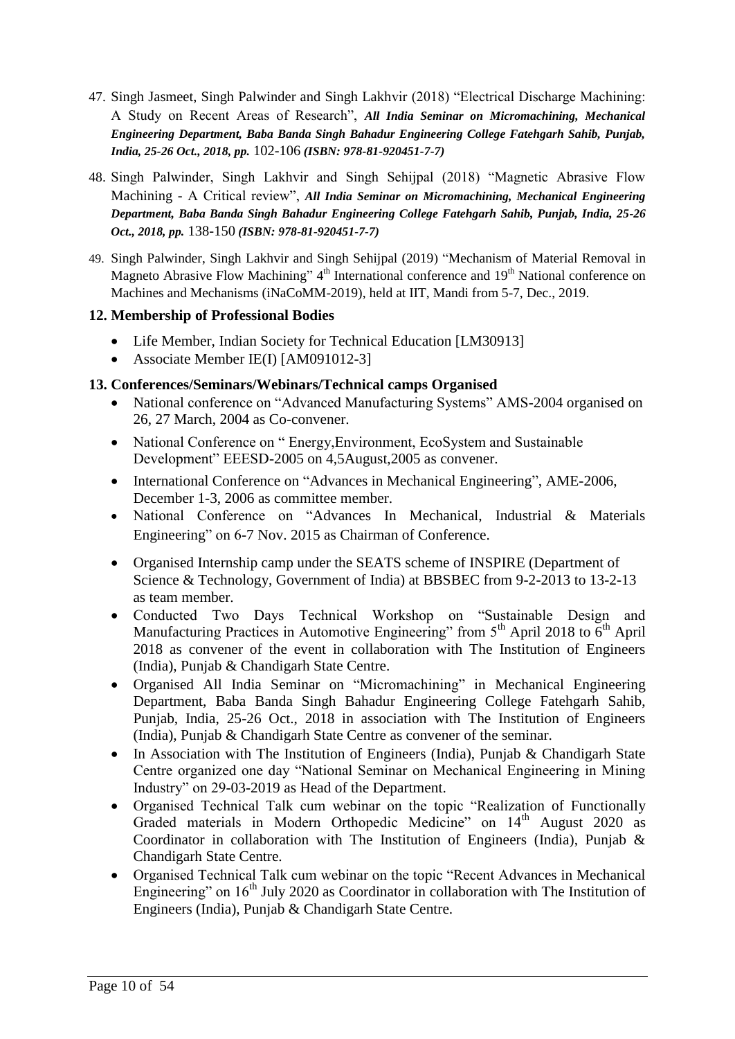47. Singh Jasmeet, Singh Palwinder and Singh Lakhvir (2018) "Electrical Discharge Machining: A Study on Recent Areas of Research", ***All India Seminar on Micromachining, Mechanical Engineering Department, Baba Banda Singh Bahadur Engineering College Fatehgarh Sahib, Punjab, India, 25-26 Oct., 2018, pp.*** 102-106 ***(ISBN: 978-81-920451-7-7)***

48. Singh Palwinder, Singh Lakhvir and Singh Sehijpal (2018) "Magnetic Abrasive Flow Machining - A Critical review", ***All India Seminar on Micromachining, Mechanical Engineering Department, Baba Banda Singh Bahadur Engineering College Fatehgarh Sahib, Punjab, India, 25-26 Oct., 2018, pp.*** 138-150 ***(ISBN: 978-81-920451-7-7)***

49. Singh Palwinder, Singh Lakhvir and Singh Sehijpal (2019) "Mechanism of Material Removal in Magneto Abrasive Flow Machining" 4th International conference and 19th National conference on Machines and Mechanisms (iNaCoMM-2019), held at IIT, Mandi from 5-7, Dec., 2019.

## 12. Membership of Professional Bodies

- Life Member, Indian Society for Technical Education [LM30913]
- Associate Member IE(I) [AM091012-3]

## 13. Conferences/Seminars/Webinars/Technical camps Organised

- National conference on "Advanced Manufacturing Systems" AMS-2004 organised on 26, 27 March, 2004 as Co-convener.
- National Conference on " Energy,Environment, EcoSystem and Sustainable Development" EEESD-2005 on 4,5August,2005 as convener.
- International Conference on "Advances in Mechanical Engineering", AME-2006, December 1-3, 2006 as committee member.
- National Conference on "Advances In Mechanical, Industrial & Materials Engineering" on 6-7 Nov. 2015 as Chairman of Conference.
- Organised Internship camp under the SEATS scheme of INSPIRE (Department of Science & Technology, Government of India) at BBSBEC from 9-2-2013 to 13-2-13 as team member.
- Conducted Two Days Technical Workshop on "Sustainable Design and Manufacturing Practices in Automotive Engineering" from 5th April 2018 to 6th April 2018 as convener of the event in collaboration with The Institution of Engineers (India), Punjab & Chandigarh State Centre.
- Organised All India Seminar on "Micromachining" in Mechanical Engineering Department, Baba Banda Singh Bahadur Engineering College Fatehgarh Sahib, Punjab, India, 25-26 Oct., 2018 in association with The Institution of Engineers (India), Punjab & Chandigarh State Centre as convener of the seminar.
- In Association with The Institution of Engineers (India), Punjab & Chandigarh State Centre organized one day "National Seminar on Mechanical Engineering in Mining Industry" on 29-03-2019 as Head of the Department.
- Organised Technical Talk cum webinar on the topic "Realization of Functionally Graded materials in Modern Orthopedic Medicine" on 14th August 2020 as Coordinator in collaboration with The Institution of Engineers (India), Punjab & Chandigarh State Centre.
- Organised Technical Talk cum webinar on the topic "Recent Advances in Mechanical Engineering" on 16th July 2020 as Coordinator in collaboration with The Institution of Engineers (India), Punjab & Chandigarh State Centre.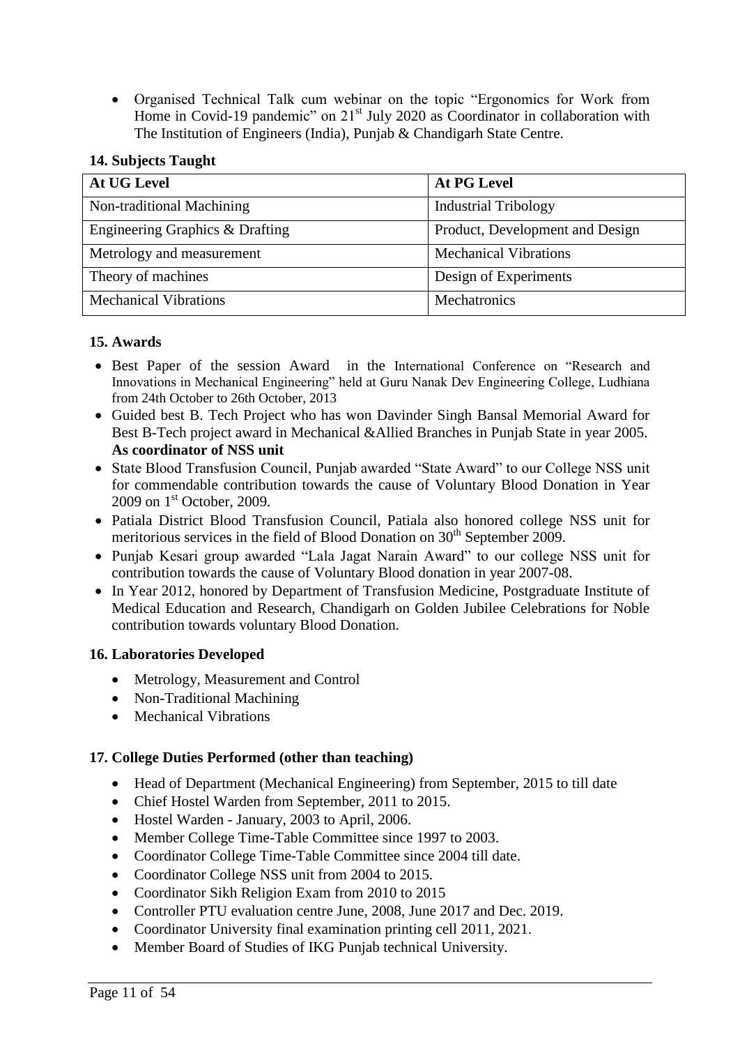- Organised Technical Talk cum webinar on the topic "Ergonomics for Work from Home in Covid-19 pandemic" on 21st July 2020 as Coordinator in collaboration with The Institution of Engineers (India), Punjab & Chandigarh State Centre.

### 14. Subjects Taught

| At UG Level | At PG Level |
|---|---|
| Non-traditional Machining | Industrial Tribology |
| Engineering Graphics & Drafting | Product, Development and Design |
| Metrology and measurement | Mechanical Vibrations |
| Theory of machines | Design of Experiments |
| Mechanical Vibrations | Mechatronics |

### 15. Awards

- Best Paper of the session Award in the International Conference on "Research and Innovations in Mechanical Engineering" held at Guru Nanak Dev Engineering College, Ludhiana from 24th October to 26th October, 2013
- Guided best B. Tech Project who has won Davinder Singh Bansal Memorial Award for Best B-Tech project award in Mechanical &Allied Branches in Punjab State in year 2005.

**As coordinator of NSS unit**

- State Blood Transfusion Council, Punjab awarded "State Award" to our College NSS unit for commendable contribution towards the cause of Voluntary Blood Donation in Year 2009 on 1st October, 2009.
- Patiala District Blood Transfusion Council, Patiala also honored college NSS unit for meritorious services in the field of Blood Donation on 30th September 2009.
- Punjab Kesari group awarded "Lala Jagat Narain Award" to our college NSS unit for contribution towards the cause of Voluntary Blood donation in year 2007-08.
- In Year 2012, honored by Department of Transfusion Medicine, Postgraduate Institute of Medical Education and Research, Chandigarh on Golden Jubilee Celebrations for Noble contribution towards voluntary Blood Donation.

### 16. Laboratories Developed

- Metrology, Measurement and Control
- Non-Traditional Machining
- Mechanical Vibrations

### 17. College Duties Performed (other than teaching)

- Head of Department (Mechanical Engineering) from September, 2015 to till date
- Chief Hostel Warden from September, 2011 to 2015.
- Hostel Warden - January, 2003 to April, 2006.
- Member College Time-Table Committee since 1997 to 2003.
- Coordinator College Time-Table Committee since 2004 till date.
- Coordinator College NSS unit from 2004 to 2015.
- Coordinator Sikh Religion Exam from 2010 to 2015
- Controller PTU evaluation centre June, 2008, June 2017 and Dec. 2019.
- Coordinator University final examination printing cell 2011, 2021.
- Member Board of Studies of IKG Punjab technical University.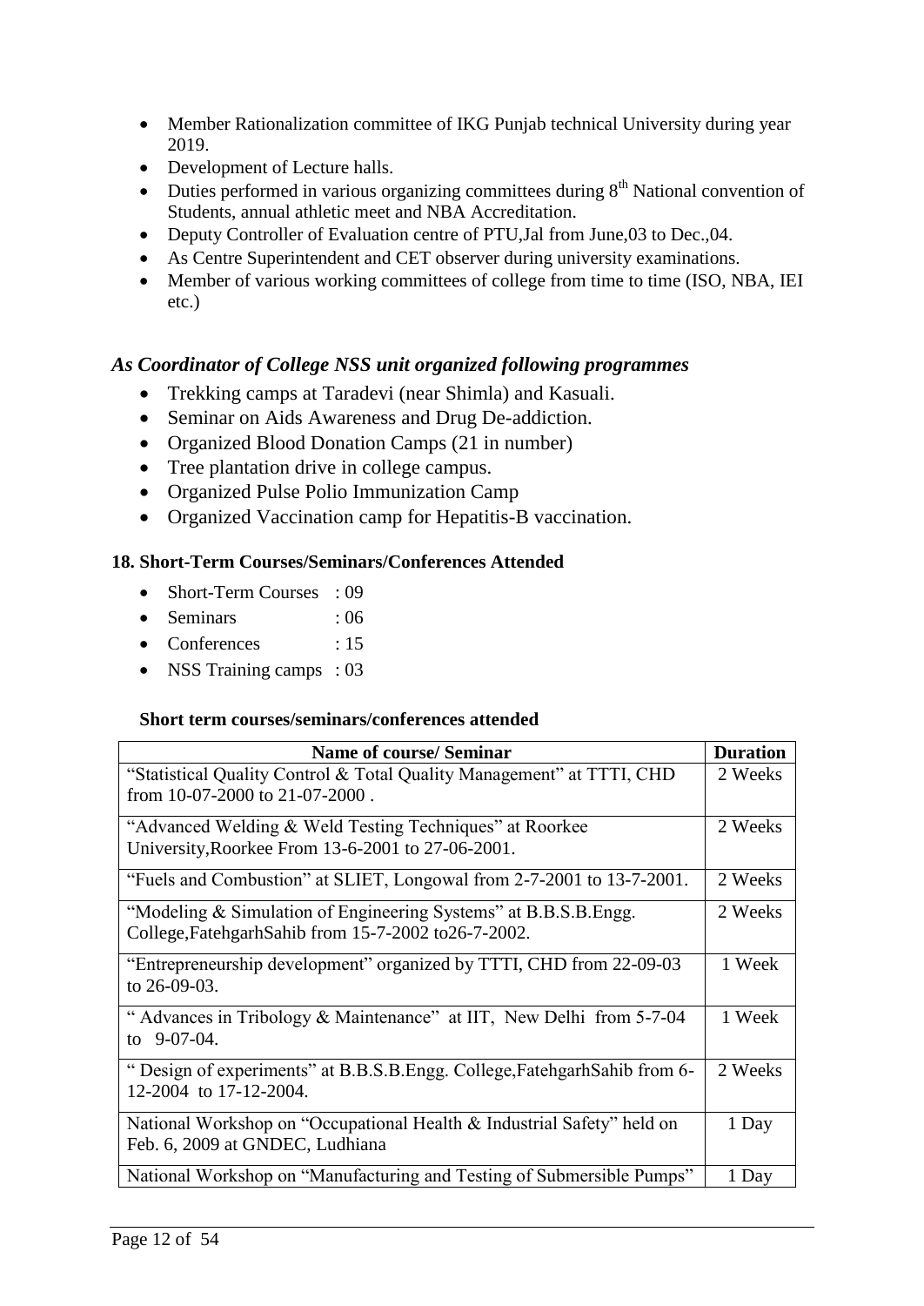- Member Rationalization committee of IKG Punjab technical University during year 2019.
- Development of Lecture halls.
- Duties performed in various organizing committees during 8th National convention of Students, annual athletic meet and NBA Accreditation.
- Deputy Controller of Evaluation centre of PTU,Jal from June,03 to Dec.,04.
- As Centre Superintendent and CET observer during university examinations.
- Member of various working committees of college from time to time (ISO, NBA, IEI etc.)

### *As Coordinator of College NSS unit organized following programmes*

- Trekking camps at Taradevi (near Shimla) and Kasuali.
- Seminar on Aids Awareness and Drug De-addiction.
- Organized Blood Donation Camps (21 in number)
- Tree plantation drive in college campus.
- Organized Pulse Polio Immunization Camp
- Organized Vaccination camp for Hepatitis-B vaccination.

### 18. Short-Term Courses/Seminars/Conferences Attended

- Short-Term Courses : 09
- Seminars : 06
- Conferences : 15
- NSS Training camps : 03

**Short term courses/seminars/conferences attended**

| Name of course/ Seminar | Duration |
|---|---|
| "Statistical Quality Control & Total Quality Management" at TTTI, CHD from 10-07-2000 to 21-07-2000 . | 2 Weeks |
| "Advanced Welding & Weld Testing Techniques" at Roorkee University,Roorkee From 13-6-2001 to 27-06-2001. | 2 Weeks |
| "Fuels and Combustion" at SLIET, Longowal from 2-7-2001 to 13-7-2001. | 2 Weeks |
| "Modeling & Simulation of Engineering Systems" at B.B.S.B.Engg. College,FatehgarhSahib from 15-7-2002 to26-7-2002. | 2 Weeks |
| "Entrepreneurship development" organized by TTTI, CHD from 22-09-03 to 26-09-03. | 1 Week |
| " Advances in Tribology & Maintenance" at IIT, New Delhi from 5-7-04 to 9-07-04. | 1 Week |
| " Design of experiments" at B.B.S.B.Engg. College,FatehgarhSahib from 6-12-2004 to 17-12-2004. | 2 Weeks |
| National Workshop on "Occupational Health & Industrial Safety" held on Feb. 6, 2009 at GNDEC, Ludhiana | 1 Day |
| National Workshop on "Manufacturing and Testing of Submersible Pumps" | 1 Day |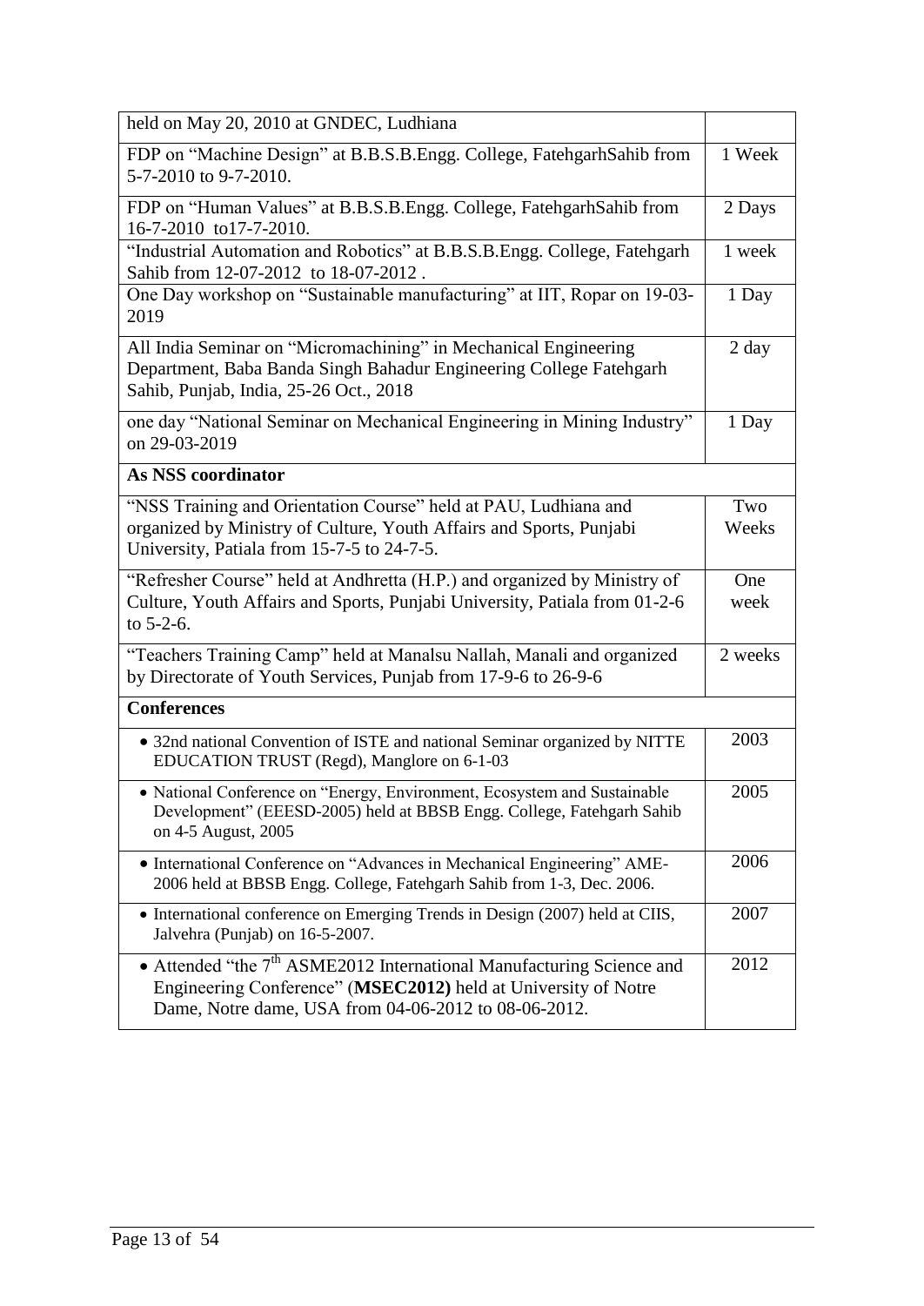| | |
|---|---|
| held on May 20, 2010 at GNDEC, Ludhiana | |
| FDP on "Machine Design" at B.B.S.B.Engg. College, FatehgarhSahib from 5-7-2010 to 9-7-2010. | 1 Week |
| FDP on "Human Values" at B.B.S.B.Engg. College, FatehgarhSahib from 16-7-2010 to17-7-2010. | 2 Days |
| "Industrial Automation and Robotics" at B.B.S.B.Engg. College, Fatehgarh Sahib from 12-07-2012 to 18-07-2012 . | 1 week |
| One Day workshop on "Sustainable manufacturing" at IIT, Ropar on 19-03-2019 | 1 Day |
| All India Seminar on "Micromachining" in Mechanical Engineering Department, Baba Banda Singh Bahadur Engineering College Fatehgarh Sahib, Punjab, India, 25-26 Oct., 2018 | 2 day |
| one day "National Seminar on Mechanical Engineering in Mining Industry" on 29-03-2019 | 1 Day |
| **As NSS coordinator** | |
| "NSS Training and Orientation Course" held at PAU, Ludhiana and organized by Ministry of Culture, Youth Affairs and Sports, Punjabi University, Patiala from 15-7-5 to 24-7-5. | Two Weeks |
| "Refresher Course" held at Andhretta (H.P.) and organized by Ministry of Culture, Youth Affairs and Sports, Punjabi University, Patiala from 01-2-6 to 5-2-6. | One week |
| "Teachers Training Camp" held at Manalsu Nallah, Manali and organized by Directorate of Youth Services, Punjab from 17-9-6 to 26-9-6 | 2 weeks |
| **Conferences** | |
| • 32nd national Convention of ISTE and national Seminar organized by NITTE EDUCATION TRUST (Regd), Manglore on 6-1-03 | 2003 |
| • National Conference on "Energy, Environment, Ecosystem and Sustainable Development" (EEESD-2005) held at BBSB Engg. College, Fatehgarh Sahib on 4-5 August, 2005 | 2005 |
| • International Conference on "Advances in Mechanical Engineering" AME-2006 held at BBSB Engg. College, Fatehgarh Sahib from 1-3, Dec. 2006. | 2006 |
| • International conference on Emerging Trends in Design (2007) held at CIIS, Jalvehra (Punjab) on 16-5-2007. | 2007 |
| • Attended "the 7$^{th}$ ASME2012 International Manufacturing Science and Engineering Conference" (**MSEC2012)** held at University of Notre Dame, Notre dame, USA from 04-06-2012 to 08-06-2012. | 2012 |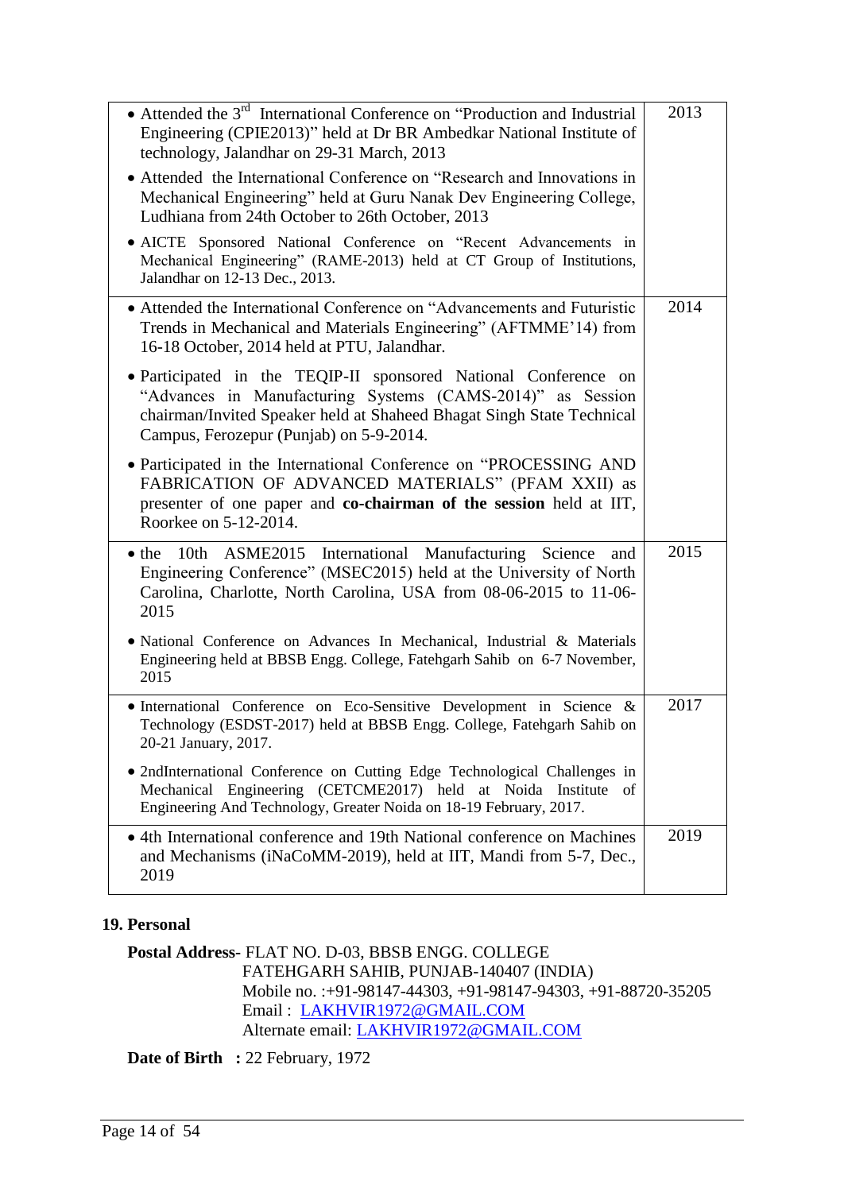| | |
|---|---|
| • Attended the 3rd International Conference on "Production and Industrial Engineering (CPIE2013)" held at Dr BR Ambedkar National Institute of technology, Jalandhar on 29-31 March, 2013<br>• Attended the International Conference on "Research and Innovations in Mechanical Engineering" held at Guru Nanak Dev Engineering College, Ludhiana from 24th October to 26th October, 2013<br>• AICTE Sponsored National Conference on "Recent Advancements in Mechanical Engineering" (RAME-2013) held at CT Group of Institutions, Jalandhar on 12-13 Dec., 2013. | 2013 |
| • Attended the International Conference on "Advancements and Futuristic Trends in Mechanical and Materials Engineering" (AFTMME'14) from 16-18 October, 2014 held at PTU, Jalandhar.<br>• Participated in the TEQIP-II sponsored National Conference on "Advances in Manufacturing Systems (CAMS-2014)" as Session chairman/Invited Speaker held at Shaheed Bhagat Singh State Technical Campus, Ferozepur (Punjab) on 5-9-2014.<br>• Participated in the International Conference on "PROCESSING AND FABRICATION OF ADVANCED MATERIALS" (PFAM XXII) as presenter of one paper and **co-chairman of the session** held at IIT, Roorkee on 5-12-2014. | 2014 |
| • the 10th ASME2015 International Manufacturing Science and Engineering Conference" (MSEC2015) held at the University of North Carolina, Charlotte, North Carolina, USA from 08-06-2015 to 11-06-2015<br>• National Conference on Advances In Mechanical, Industrial & Materials Engineering held at BBSB Engg. College, Fatehgarh Sahib on 6-7 November, 2015 | 2015 |
| • International Conference on Eco-Sensitive Development in Science & Technology (ESDST-2017) held at BBSB Engg. College, Fatehgarh Sahib on 20-21 January, 2017.<br>• 2ndInternational Conference on Cutting Edge Technological Challenges in Mechanical Engineering (CETCME2017) held at Noida Institute of Engineering And Technology, Greater Noida on 18-19 February, 2017. | 2017 |
| • 4th International conference and 19th National conference on Machines and Mechanisms (iNaCoMM-2019), held at IIT, Mandi from 5-7, Dec., 2019 | 2019 |

## 19. Personal

**Postal Address-** FLAT NO. D-03, BBSB ENGG. COLLEGE
FATEHGARH SAHIB, PUNJAB-140407 (INDIA)
Mobile no. :+91-98147-44303, +91-98147-94303, +91-88720-35205
Email : LAKHVIR1972@GMAIL.COM
Alternate email: LAKHVIR1972@GMAIL.COM

**Date of Birth :** 22 February, 1972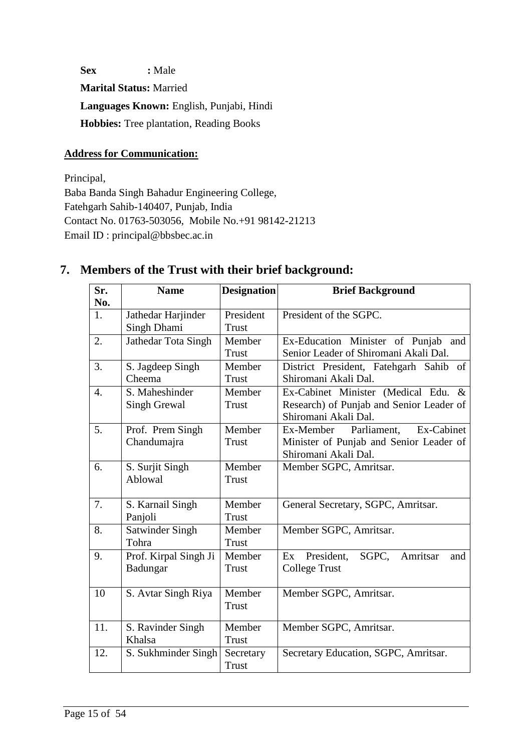**Sex** : Male

**Marital Status:** Married

**Languages Known:** English, Punjabi, Hindi

**Hobbies:** Tree plantation, Reading Books

**Address for Communication:**

Principal,
Baba Banda Singh Bahadur Engineering College,
Fatehgarh Sahib-140407, Punjab, India
Contact No. 01763-503056, Mobile No.+91 98142-21213
Email ID : principal@bbsbec.ac.in

## 7. Members of the Trust with their brief background:

| Sr. No. | Name | Designation | Brief Background |
|---|---|---|---|
| 1. | Jathedar Harjinder Singh Dhami | President Trust | President of the SGPC. |
| 2. | Jathedar Tota Singh | Member Trust | Ex-Education Minister of Punjab and Senior Leader of Shiromani Akali Dal. |
| 3. | S. Jagdeep Singh Cheema | Member Trust | District President, Fatehgarh Sahib of Shiromani Akali Dal. |
| 4. | S. Maheshinder Singh Grewal | Member Trust | Ex-Cabinet Minister (Medical Edu. & Research) of Punjab and Senior Leader of Shiromani Akali Dal. |
| 5. | Prof. Prem Singh Chandumajra | Member Trust | Ex-Member Parliament, Ex-Cabinet Minister of Punjab and Senior Leader of Shiromani Akali Dal. |
| 6. | S. Surjit Singh Ablowal | Member Trust | Member SGPC, Amritsar. |
| 7. | S. Karnail Singh Panjoli | Member Trust | General Secretary, SGPC, Amritsar. |
| 8. | Satwinder Singh Tohra | Member Trust | Member SGPC, Amritsar. |
| 9. | Prof. Kirpal Singh Ji Badungar | Member Trust | Ex President, SGPC, Amritsar and College Trust |
| 10 | S. Avtar Singh Riya | Member Trust | Member SGPC, Amritsar. |
| 11. | S. Ravinder Singh Khalsa | Member Trust | Member SGPC, Amritsar. |
| 12. | S. Sukhminder Singh | Secretary Trust | Secretary Education, SGPC, Amritsar. |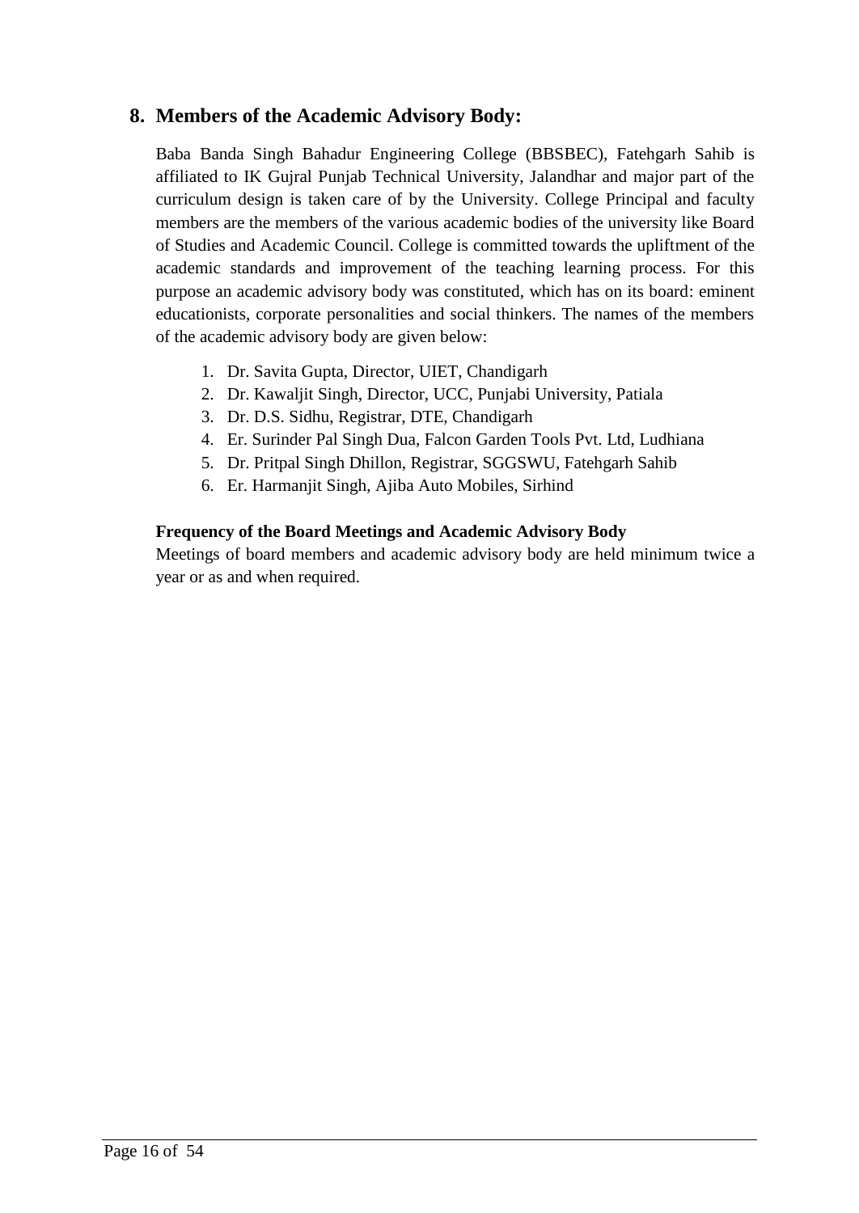## 8. Members of the Academic Advisory Body:

Baba Banda Singh Bahadur Engineering College (BBSBEC), Fatehgarh Sahib is affiliated to IK Gujral Punjab Technical University, Jalandhar and major part of the curriculum design is taken care of by the University. College Principal and faculty members are the members of the various academic bodies of the university like Board of Studies and Academic Council. College is committed towards the upliftment of the academic standards and improvement of the teaching learning process. For this purpose an academic advisory body was constituted, which has on its board: eminent educationists, corporate personalities and social thinkers. The names of the members of the academic advisory body are given below:

1. Dr. Savita Gupta, Director, UIET, Chandigarh
2. Dr. Kawaljit Singh, Director, UCC, Punjabi University, Patiala
3. Dr. D.S. Sidhu, Registrar, DTE, Chandigarh
4. Er. Surinder Pal Singh Dua, Falcon Garden Tools Pvt. Ltd, Ludhiana
5. Dr. Pritpal Singh Dhillon, Registrar, SGGSWU, Fatehgarh Sahib
6. Er. Harmanjit Singh, Ajiba Auto Mobiles, Sirhind

**Frequency of the Board Meetings and Academic Advisory Body**

Meetings of board members and academic advisory body are held minimum twice a year or as and when required.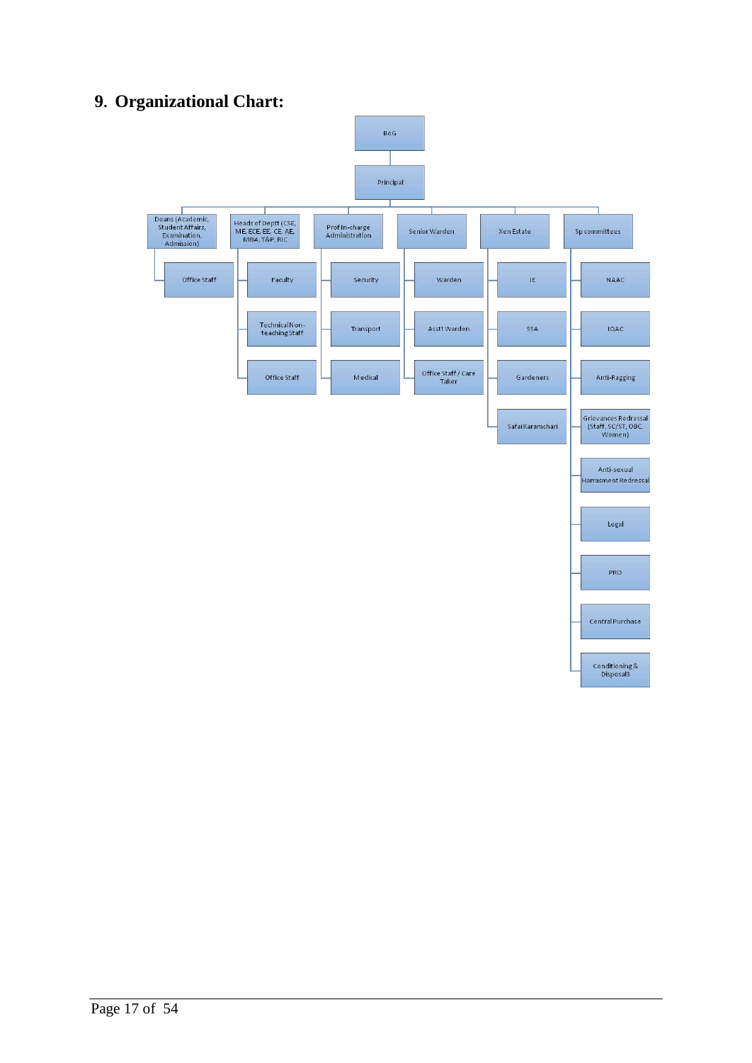## 9. Organizational Chart:

- BoG
  - Principal
    - Deans (Academic, Student Affairs, Examination, Admission)
      - Office Staff
    - Heads of Deptt (CSE, ME, ECE, EE, CE, AE, MBA, T&P, RIC
      - Faculty
      - Technical Non-teaching Staff
      - Office Staff
    - Prof In-charge Administration
      - Security
      - Transport
      - Medical
    - Senior Warden
      - Warden
      - Asstt Warden
      - Office Staff / Care Taker
    - Xen Estate
      - JE
      - SSA
      - Gardeners
      - Safai Karamchari
    - Sp committees
      - NAAC
      - IQAC
      - Anti-Ragging
      - Grievances Redressal (Staff, SC/ST, OBC, Women)
      - Anti-sexual Harrasment Redressal
      - Legal
      - PRO
      - Central Purchase
      - Conditioning & Disposal3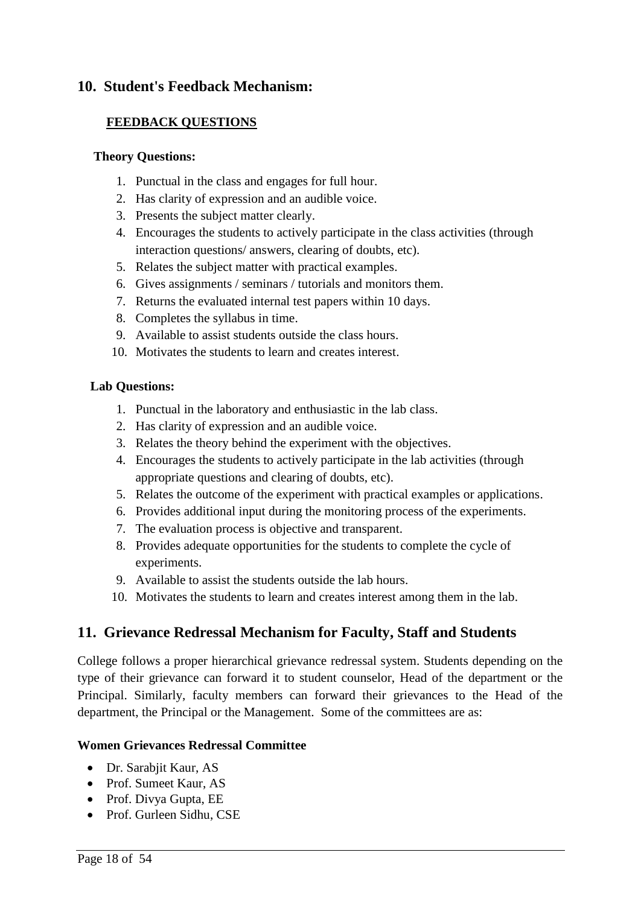## 10. Student's Feedback Mechanism:

### FEEDBACK QUESTIONS

**Theory Questions:**

1. Punctual in the class and engages for full hour.
2. Has clarity of expression and an audible voice.
3. Presents the subject matter clearly.
4. Encourages the students to actively participate in the class activities (through interaction questions/ answers, clearing of doubts, etc).
5. Relates the subject matter with practical examples.
6. Gives assignments / seminars / tutorials and monitors them.
7. Returns the evaluated internal test papers within 10 days.
8. Completes the syllabus in time.
9. Available to assist students outside the class hours.
10. Motivates the students to learn and creates interest.

**Lab Questions:**

1. Punctual in the laboratory and enthusiastic in the lab class.
2. Has clarity of expression and an audible voice.
3. Relates the theory behind the experiment with the objectives.
4. Encourages the students to actively participate in the lab activities (through appropriate questions and clearing of doubts, etc).
5. Relates the outcome of the experiment with practical examples or applications.
6. Provides additional input during the monitoring process of the experiments.
7. The evaluation process is objective and transparent.
8. Provides adequate opportunities for the students to complete the cycle of experiments.
9. Available to assist the students outside the lab hours.
10. Motivates the students to learn and creates interest among them in the lab.

## 11. Grievance Redressal Mechanism for Faculty, Staff and Students

College follows a proper hierarchical grievance redressal system. Students depending on the type of their grievance can forward it to student counselor, Head of the department or the Principal. Similarly, faculty members can forward their grievances to the Head of the department, the Principal or the Management. Some of the committees are as:

**Women Grievances Redressal Committee**

- Dr. Sarabjit Kaur, AS
- Prof. Sumeet Kaur, AS
- Prof. Divya Gupta, EE
- Prof. Gurleen Sidhu, CSE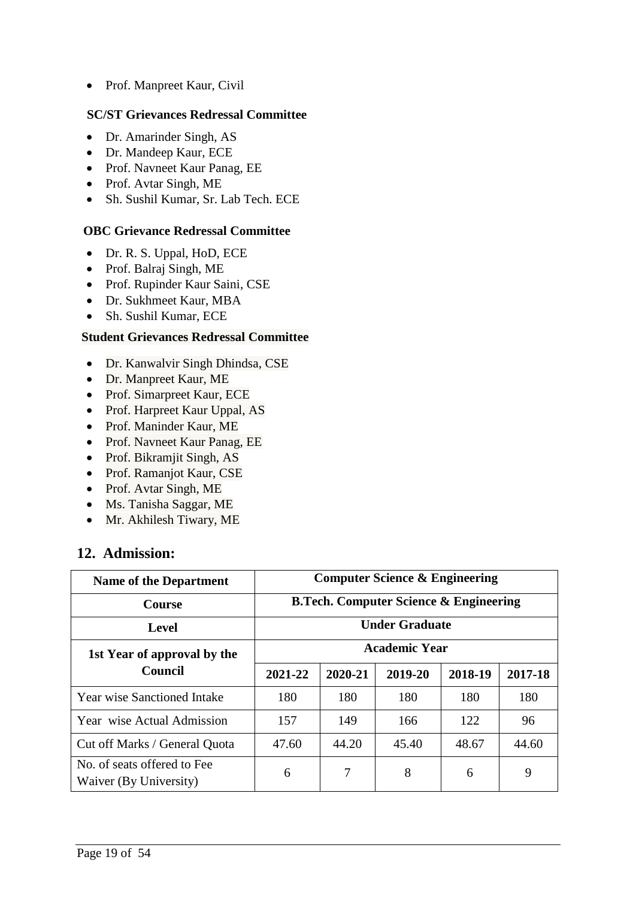- Prof. Manpreet Kaur, Civil

**SC/ST Grievances Redressal Committee**

- Dr. Amarinder Singh, AS
- Dr. Mandeep Kaur, ECE
- Prof. Navneet Kaur Panag, EE
- Prof. Avtar Singh, ME
- Sh. Sushil Kumar, Sr. Lab Tech. ECE

**OBC Grievance Redressal Committee**

- Dr. R. S. Uppal, HoD, ECE
- Prof. Balraj Singh, ME
- Prof. Rupinder Kaur Saini, CSE
- Dr. Sukhmeet Kaur, MBA
- Sh. Sushil Kumar, ECE

**Student Grievances Redressal Committee**

- Dr. Kanwalvir Singh Dhindsa, CSE
- Dr. Manpreet Kaur, ME
- Prof. Simarpreet Kaur, ECE
- Prof. Harpreet Kaur Uppal, AS
- Prof. Maninder Kaur, ME
- Prof. Navneet Kaur Panag, EE
- Prof. Bikramjit Singh, AS
- Prof. Ramanjot Kaur, CSE
- Prof. Avtar Singh, ME
- Ms. Tanisha Saggar, ME
- Mr. Akhilesh Tiwary, ME

## 12. Admission:

| **Name of the Department** | **Computer Science & Engineering** | | | | |
|---|---|---|---|---|---|
| **Course** | **B.Tech. Computer Science & Engineering** | | | | |
| **Level** | **Under Graduate** | | | | |
| **1st Year of approval by the Council** | **Academic Year** | | | | |
| | **2021-22** | **2020-21** | **2019-20** | **2018-19** | **2017-18** |
| Year wise Sanctioned Intake | 180 | 180 | 180 | 180 | 180 |
| Year wise Actual Admission | 157 | 149 | 166 | 122 | 96 |
| Cut off Marks / General Quota | 47.60 | 44.20 | 45.40 | 48.67 | 44.60 |
| No. of seats offered to Fee Waiver (By University) | 6 | 7 | 8 | 6 | 9 |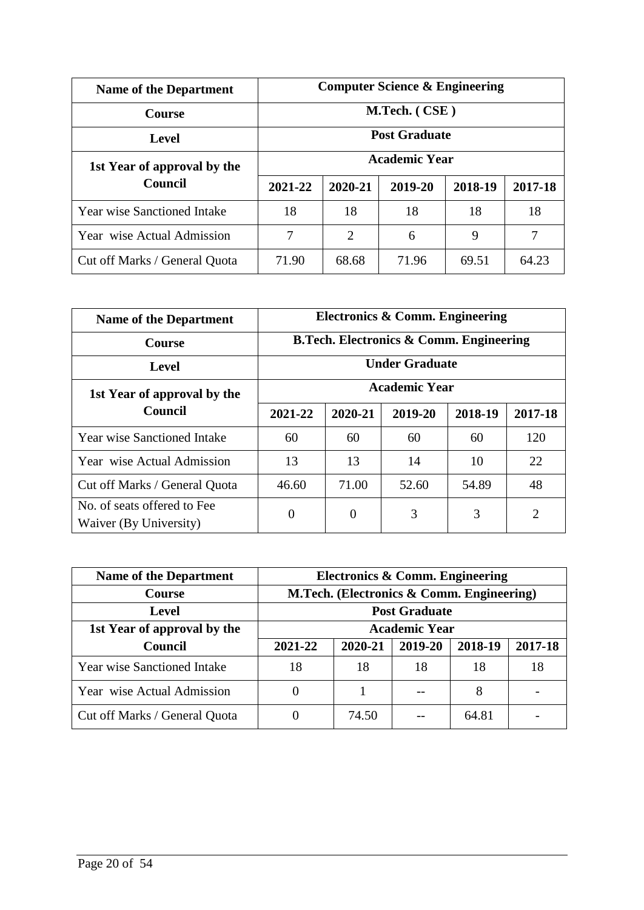| Name of the Department | Computer Science & Engineering | | | | |
|---|---|---|---|---|---|
| Course | M.Tech. ( CSE ) | | | | |
| Level | Post Graduate | | | | |
| 1st Year of approval by the Council | Academic Year | | | | |
| | 2021-22 | 2020-21 | 2019-20 | 2018-19 | 2017-18 |
| Year wise Sanctioned Intake | 18 | 18 | 18 | 18 | 18 |
| Year wise Actual Admission | 7 | 2 | 6 | 9 | 7 |
| Cut off Marks / General Quota | 71.90 | 68.68 | 71.96 | 69.51 | 64.23 |

| Name of the Department | Electronics & Comm. Engineering | | | | |
|---|---|---|---|---|---|
| Course | B.Tech. Electronics & Comm. Engineering | | | | |
| Level | Under Graduate | | | | |
| 1st Year of approval by the Council | Academic Year | | | | |
| | 2021-22 | 2020-21 | 2019-20 | 2018-19 | 2017-18 |
| Year wise Sanctioned Intake | 60 | 60 | 60 | 60 | 120 |
| Year wise Actual Admission | 13 | 13 | 14 | 10 | 22 |
| Cut off Marks / General Quota | 46.60 | 71.00 | 52.60 | 54.89 | 48 |
| No. of seats offered to Fee Waiver (By University) | 0 | 0 | 3 | 3 | 2 |

| Name of the Department | Electronics & Comm. Engineering | | | | |
|---|---|---|---|---|---|
| Course | M.Tech. (Electronics & Comm. Engineering) | | | | |
| Level | Post Graduate | | | | |
| 1st Year of approval by the Council | Academic Year | | | | |
| | 2021-22 | 2020-21 | 2019-20 | 2018-19 | 2017-18 |
| Year wise Sanctioned Intake | 18 | 18 | 18 | 18 | 18 |
| Year wise Actual Admission | 0 | 1 | -- | 8 | - |
| Cut off Marks / General Quota | 0 | 74.50 | -- | 64.81 | - |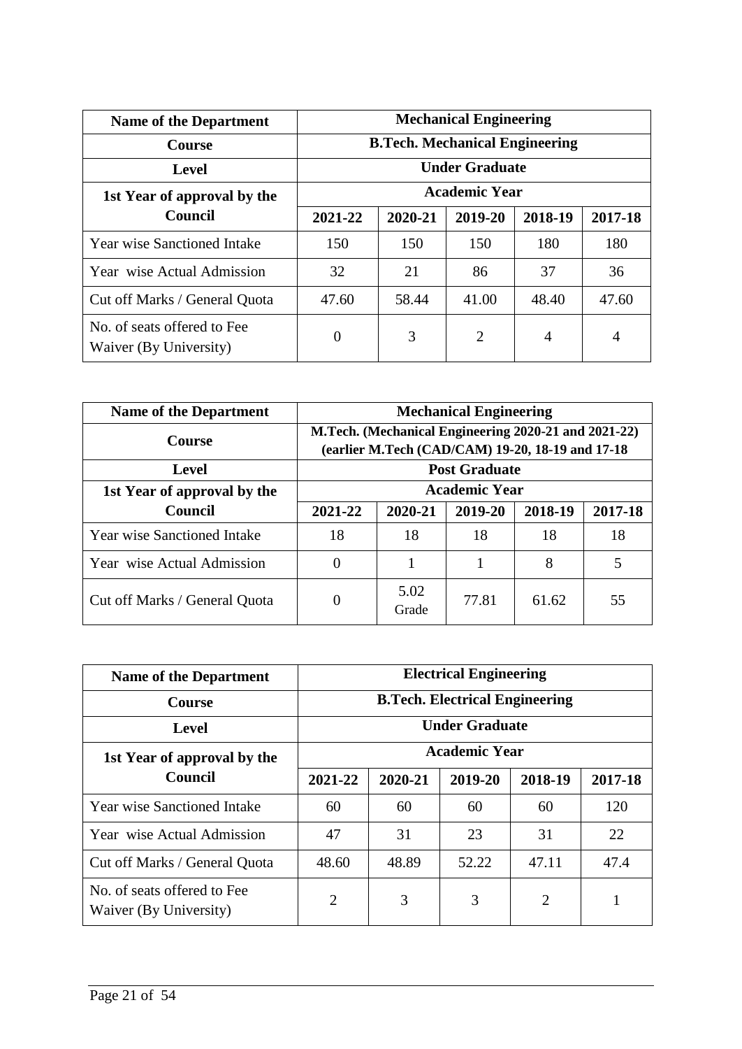| Name of the Department | Mechanical Engineering | | | | |
|---|---|---|---|---|---|
| Course | B.Tech. Mechanical Engineering | | | | |
| Level | Under Graduate | | | | |
| 1st Year of approval by the Council | Academic Year | | | | |
| | 2021-22 | 2020-21 | 2019-20 | 2018-19 | 2017-18 |
| Year wise Sanctioned Intake | 150 | 150 | 150 | 180 | 180 |
| Year wise Actual Admission | 32 | 21 | 86 | 37 | 36 |
| Cut off Marks / General Quota | 47.60 | 58.44 | 41.00 | 48.40 | 47.60 |
| No. of seats offered to Fee Waiver (By University) | 0 | 3 | 2 | 4 | 4 |

| Name of the Department | Mechanical Engineering | | | | |
|---|---|---|---|---|---|
| Course | M.Tech. (Mechanical Engineering 2020-21 and 2021-22) (earlier M.Tech (CAD/CAM) 19-20, 18-19 and 17-18 | | | | |
| Level | Post Graduate | | | | |
| 1st Year of approval by the Council | Academic Year | | | | |
| | 2021-22 | 2020-21 | 2019-20 | 2018-19 | 2017-18 |
| Year wise Sanctioned Intake | 18 | 18 | 18 | 18 | 18 |
| Year wise Actual Admission | 0 | 1 | 1 | 8 | 5 |
| Cut off Marks / General Quota | 0 | 5.02 Grade | 77.81 | 61.62 | 55 |

| Name of the Department | Electrical Engineering | | | | |
|---|---|---|---|---|---|
| Course | B.Tech. Electrical Engineering | | | | |
| Level | Under Graduate | | | | |
| 1st Year of approval by the Council | Academic Year | | | | |
| | 2021-22 | 2020-21 | 2019-20 | 2018-19 | 2017-18 |
| Year wise Sanctioned Intake | 60 | 60 | 60 | 60 | 120 |
| Year wise Actual Admission | 47 | 31 | 23 | 31 | 22 |
| Cut off Marks / General Quota | 48.60 | 48.89 | 52.22 | 47.11 | 47.4 |
| No. of seats offered to Fee Waiver (By University) | 2 | 3 | 3 | 2 | 1 |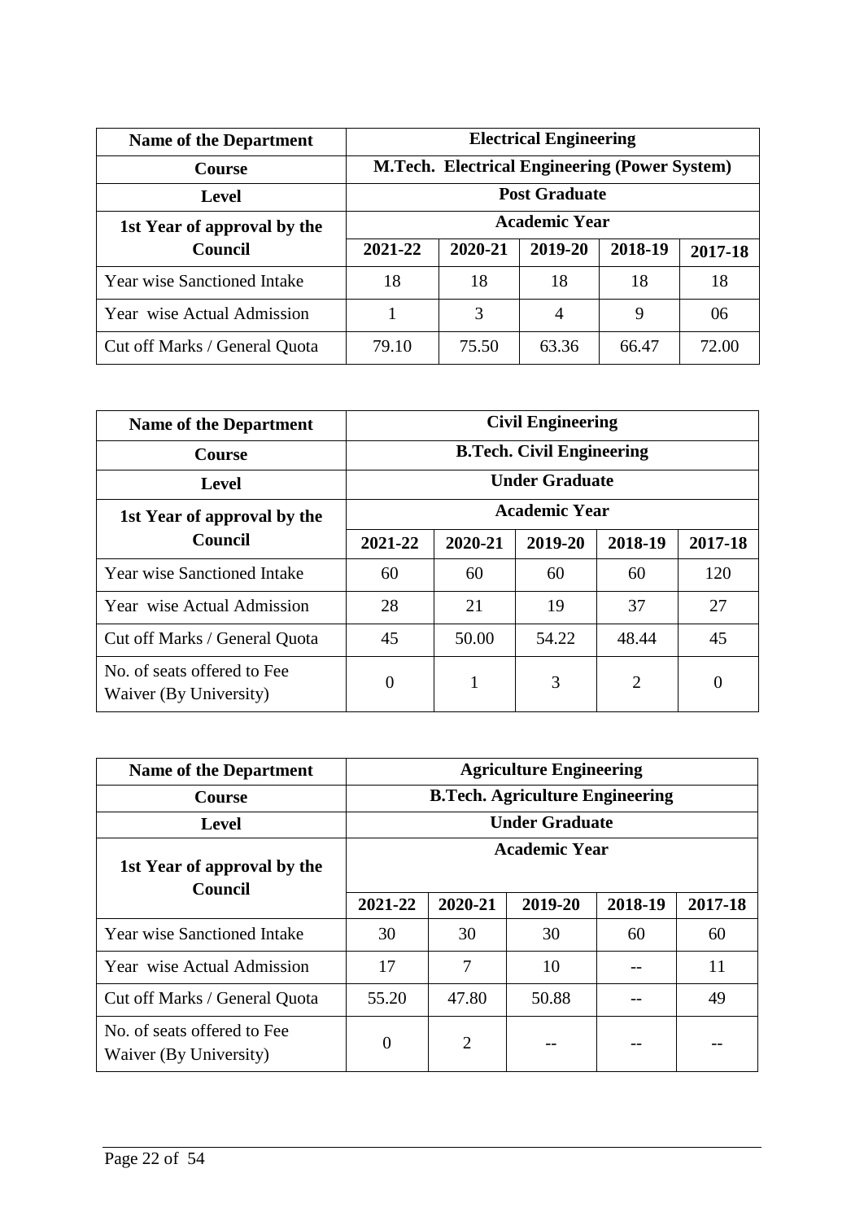| Name of the Department | Electrical Engineering | | | | |
|---|---|---|---|---|---|
| Course | M.Tech. Electrical Engineering (Power System) | | | | |
| Level | Post Graduate | | | | |
| 1st Year of approval by the Council | Academic Year | | | | |
| | 2021-22 | 2020-21 | 2019-20 | 2018-19 | 2017-18 |
| Year wise Sanctioned Intake | 18 | 18 | 18 | 18 | 18 |
| Year wise Actual Admission | 1 | 3 | 4 | 9 | 06 |
| Cut off Marks / General Quota | 79.10 | 75.50 | 63.36 | 66.47 | 72.00 |

| Name of the Department | Civil Engineering | | | | |
|---|---|---|---|---|---|
| Course | B.Tech. Civil Engineering | | | | |
| Level | Under Graduate | | | | |
| 1st Year of approval by the Council | Academic Year | | | | |
| | 2021-22 | 2020-21 | 2019-20 | 2018-19 | 2017-18 |
| Year wise Sanctioned Intake | 60 | 60 | 60 | 60 | 120 |
| Year wise Actual Admission | 28 | 21 | 19 | 37 | 27 |
| Cut off Marks / General Quota | 45 | 50.00 | 54.22 | 48.44 | 45 |
| No. of seats offered to Fee Waiver (By University) | 0 | 1 | 3 | 2 | 0 |

| Name of the Department | Agriculture Engineering | | | | |
|---|---|---|---|---|---|
| Course | B.Tech. Agriculture Engineering | | | | |
| Level | Under Graduate | | | | |
| 1st Year of approval by the Council | Academic Year | | | | |
| | 2021-22 | 2020-21 | 2019-20 | 2018-19 | 2017-18 |
| Year wise Sanctioned Intake | 30 | 30 | 30 | 60 | 60 |
| Year wise Actual Admission | 17 | 7 | 10 | -- | 11 |
| Cut off Marks / General Quota | 55.20 | 47.80 | 50.88 | -- | 49 |
| No. of seats offered to Fee Waiver (By University) | 0 | 2 | -- | -- | -- |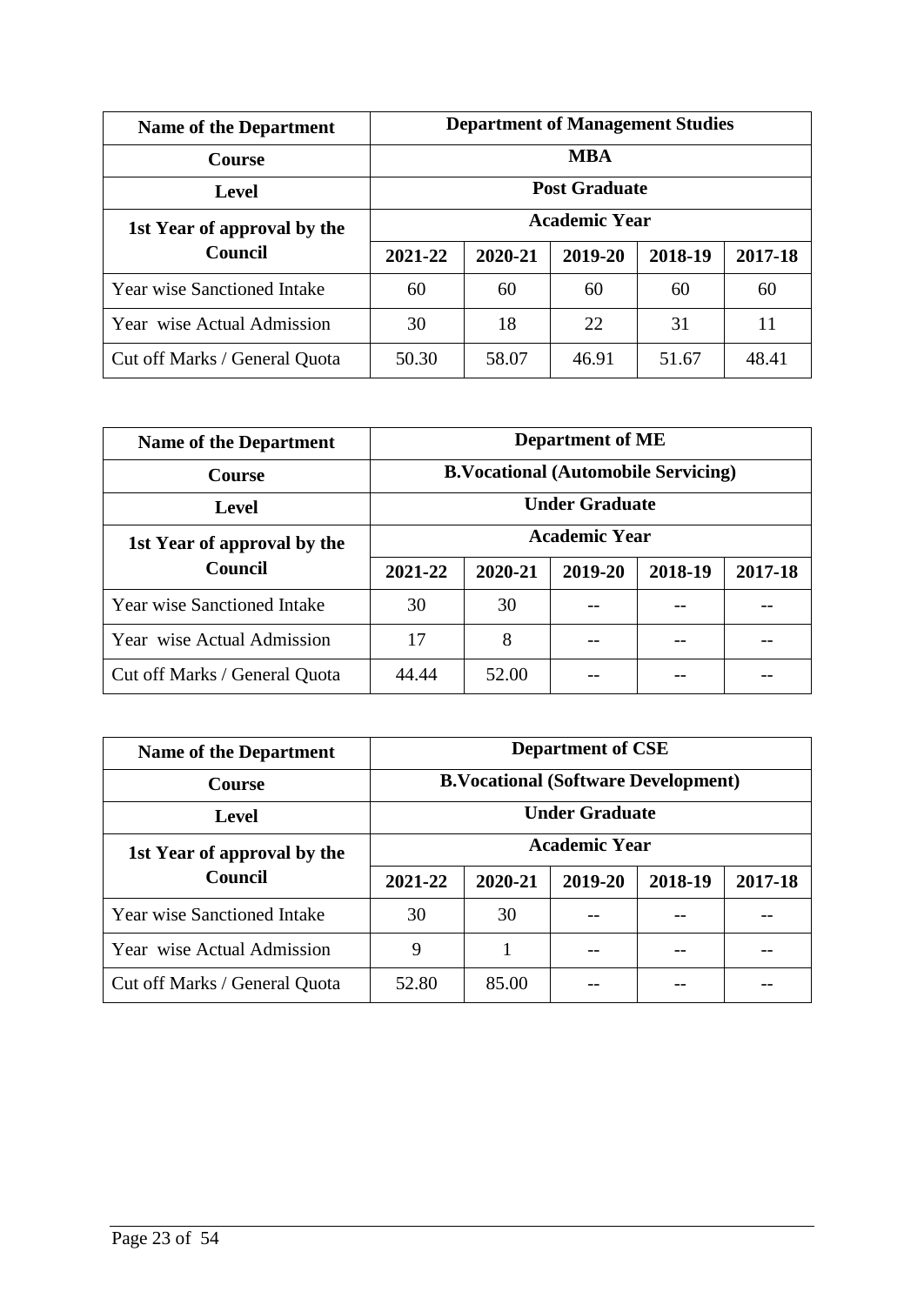| Name of the Department | Department of Management Studies | | | | |
|---|---|---|---|---|---|
| Course | MBA | | | | |
| Level | Post Graduate | | | | |
| 1st Year of approval by the Council | Academic Year | | | | |
| | 2021-22 | 2020-21 | 2019-20 | 2018-19 | 2017-18 |
| Year wise Sanctioned Intake | 60 | 60 | 60 | 60 | 60 |
| Year wise Actual Admission | 30 | 18 | 22 | 31 | 11 |
| Cut off Marks / General Quota | 50.30 | 58.07 | 46.91 | 51.67 | 48.41 |

| Name of the Department | Department of ME | | | | |
|---|---|---|---|---|---|
| Course | B.Vocational (Automobile Servicing) | | | | |
| Level | Under Graduate | | | | |
| 1st Year of approval by the Council | Academic Year | | | | |
| | 2021-22 | 2020-21 | 2019-20 | 2018-19 | 2017-18 |
| Year wise Sanctioned Intake | 30 | 30 | -- | -- | -- |
| Year wise Actual Admission | 17 | 8 | -- | -- | -- |
| Cut off Marks / General Quota | 44.44 | 52.00 | -- | -- | -- |

| Name of the Department | Department of CSE | | | | |
|---|---|---|---|---|---|
| Course | B.Vocational (Software Development) | | | | |
| Level | Under Graduate | | | | |
| 1st Year of approval by the Council | Academic Year | | | | |
| | 2021-22 | 2020-21 | 2019-20 | 2018-19 | 2017-18 |
| Year wise Sanctioned Intake | 30 | 30 | -- | -- | -- |
| Year wise Actual Admission | 9 | 1 | -- | -- | -- |
| Cut off Marks / General Quota | 52.80 | 85.00 | -- | -- | -- |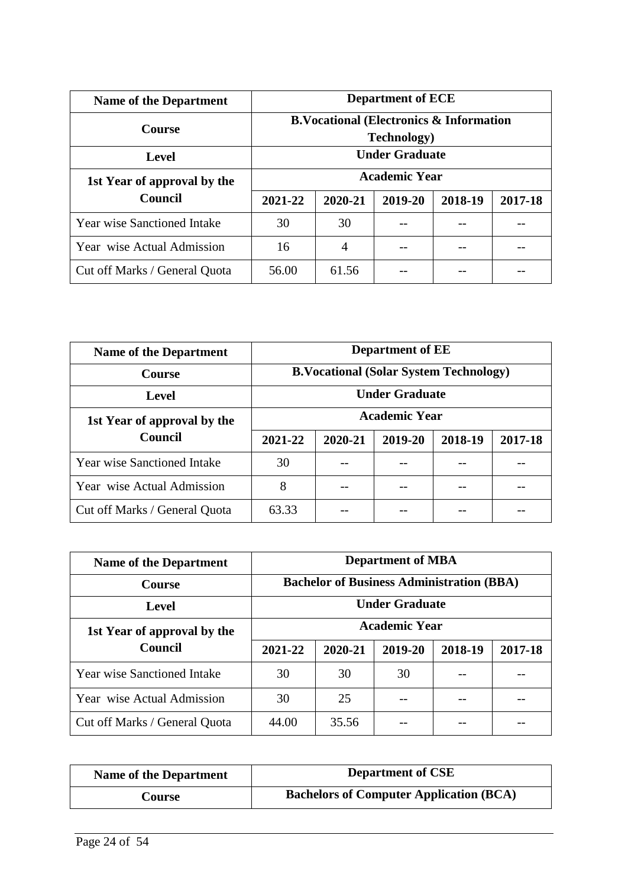| **Name of the Department** | **Department of ECE** | | | | |
|---|---|---|---|---|---|
| **Course** | **B.Vocational (Electronics & Information Technology)** | | | | |
| **Level** | **Under Graduate** | | | | |
| **1st Year of approval by the Council** | **Academic Year** | | | | |
| | **2021-22** | **2020-21** | **2019-20** | **2018-19** | **2017-18** |
| Year wise Sanctioned Intake | 30 | 30 | -- | -- | -- |
| Year wise Actual Admission | 16 | 4 | -- | -- | -- |
| Cut off Marks / General Quota | 56.00 | 61.56 | -- | -- | -- |

| **Name of the Department** | **Department of EE** | | | | |
|---|---|---|---|---|---|
| **Course** | **B.Vocational (Solar System Technology)** | | | | |
| **Level** | **Under Graduate** | | | | |
| **1st Year of approval by the Council** | **Academic Year** | | | | |
| | **2021-22** | **2020-21** | **2019-20** | **2018-19** | **2017-18** |
| Year wise Sanctioned Intake | 30 | -- | -- | -- | -- |
| Year wise Actual Admission | 8 | -- | -- | -- | -- |
| Cut off Marks / General Quota | 63.33 | -- | -- | -- | -- |

| **Name of the Department** | **Department of MBA** | | | | |
|---|---|---|---|---|---|
| **Course** | **Bachelor of Business Administration (BBA)** | | | | |
| **Level** | **Under Graduate** | | | | |
| **1st Year of approval by the Council** | **Academic Year** | | | | |
| | **2021-22** | **2020-21** | **2019-20** | **2018-19** | **2017-18** |
| Year wise Sanctioned Intake | 30 | 30 | 30 | -- | -- |
| Year wise Actual Admission | 30 | 25 | -- | -- | -- |
| Cut off Marks / General Quota | 44.00 | 35.56 | -- | -- | -- |

| **Name of the Department** | **Department of CSE** |
|---|---|
| **Course** | **Bachelors of Computer Application (BCA)** |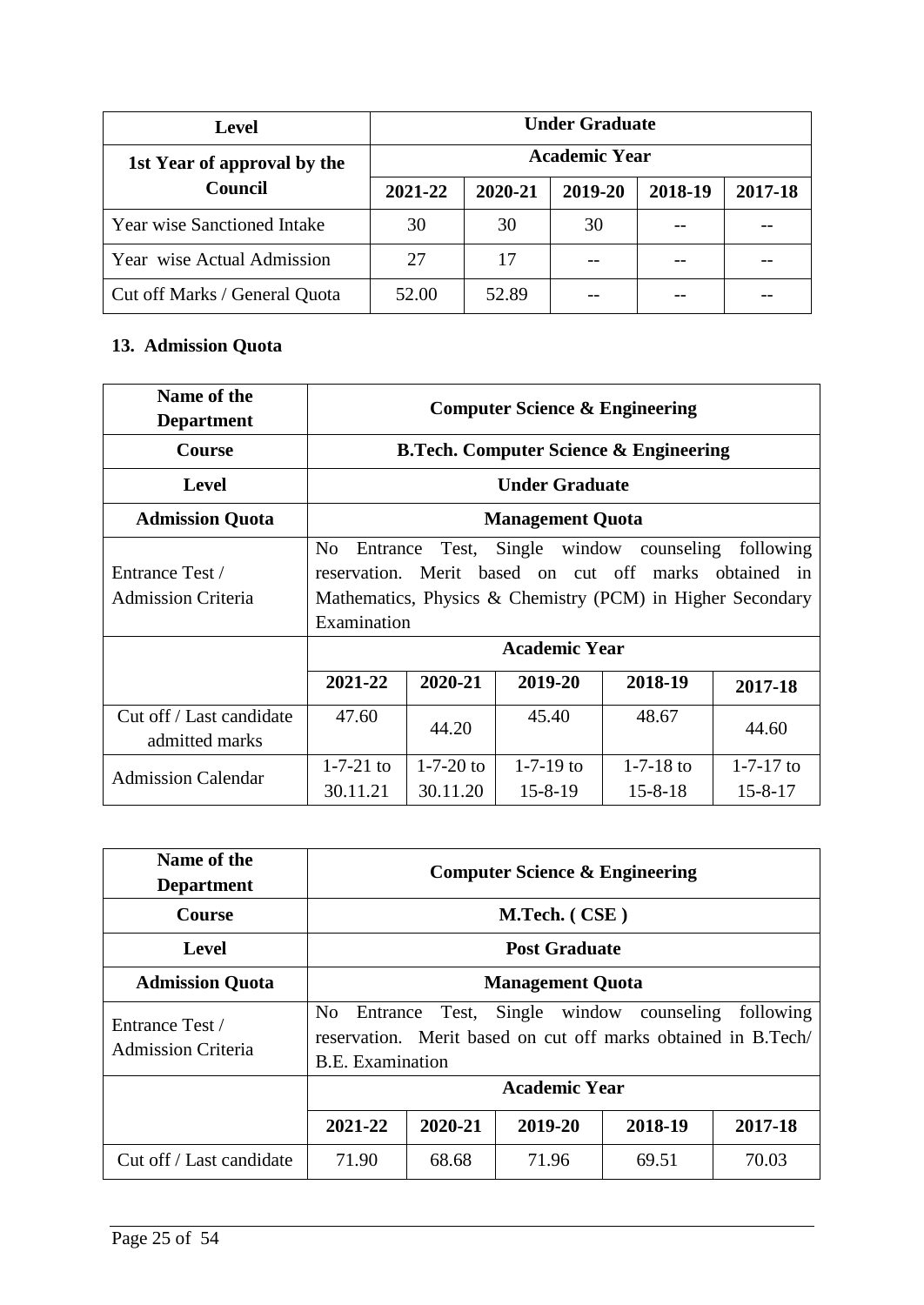| Level | Under Graduate | | | | |
|---|---|---|---|---|---|
| 1st Year of approval by the Council | Academic Year | | | | |
| | 2021-22 | 2020-21 | 2019-20 | 2018-19 | 2017-18 |
| Year wise Sanctioned Intake | 30 | 30 | 30 | -- | -- |
| Year wise Actual Admission | 27 | 17 | -- | -- | -- |
| Cut off Marks / General Quota | 52.00 | 52.89 | -- | -- | -- |

**13. Admission Quota**

| Name of the Department | Computer Science & Engineering | | | | |
|---|---|---|---|---|---|
| Course | B.Tech. Computer Science & Engineering | | | | |
| Level | Under Graduate | | | | |
| Admission Quota | Management Quota | | | | |
| Entrance Test / Admission Criteria | No Entrance Test, Single window counseling following reservation. Merit based on cut off marks obtained in Mathematics, Physics & Chemistry (PCM) in Higher Secondary Examination | | | | |
| | Academic Year | | | | |
| | 2021-22 | 2020-21 | 2019-20 | 2018-19 | 2017-18 |
| Cut off / Last candidate admitted marks | 47.60 | 44.20 | 45.40 | 48.67 | 44.60 |
| Admission Calendar | 1-7-21 to 30.11.21 | 1-7-20 to 30.11.20 | 1-7-19 to 15-8-19 | 1-7-18 to 15-8-18 | 1-7-17 to 15-8-17 |

| Name of the Department | Computer Science & Engineering | | | | |
|---|---|---|---|---|---|
| Course | M.Tech. ( CSE ) | | | | |
| Level | Post Graduate | | | | |
| Admission Quota | Management Quota | | | | |
| Entrance Test / Admission Criteria | No Entrance Test, Single window counseling following reservation. Merit based on cut off marks obtained in B.Tech/ B.E. Examination | | | | |
| | Academic Year | | | | |
| | 2021-22 | 2020-21 | 2019-20 | 2018-19 | 2017-18 |
| Cut off / Last candidate | 71.90 | 68.68 | 71.96 | 69.51 | 70.03 |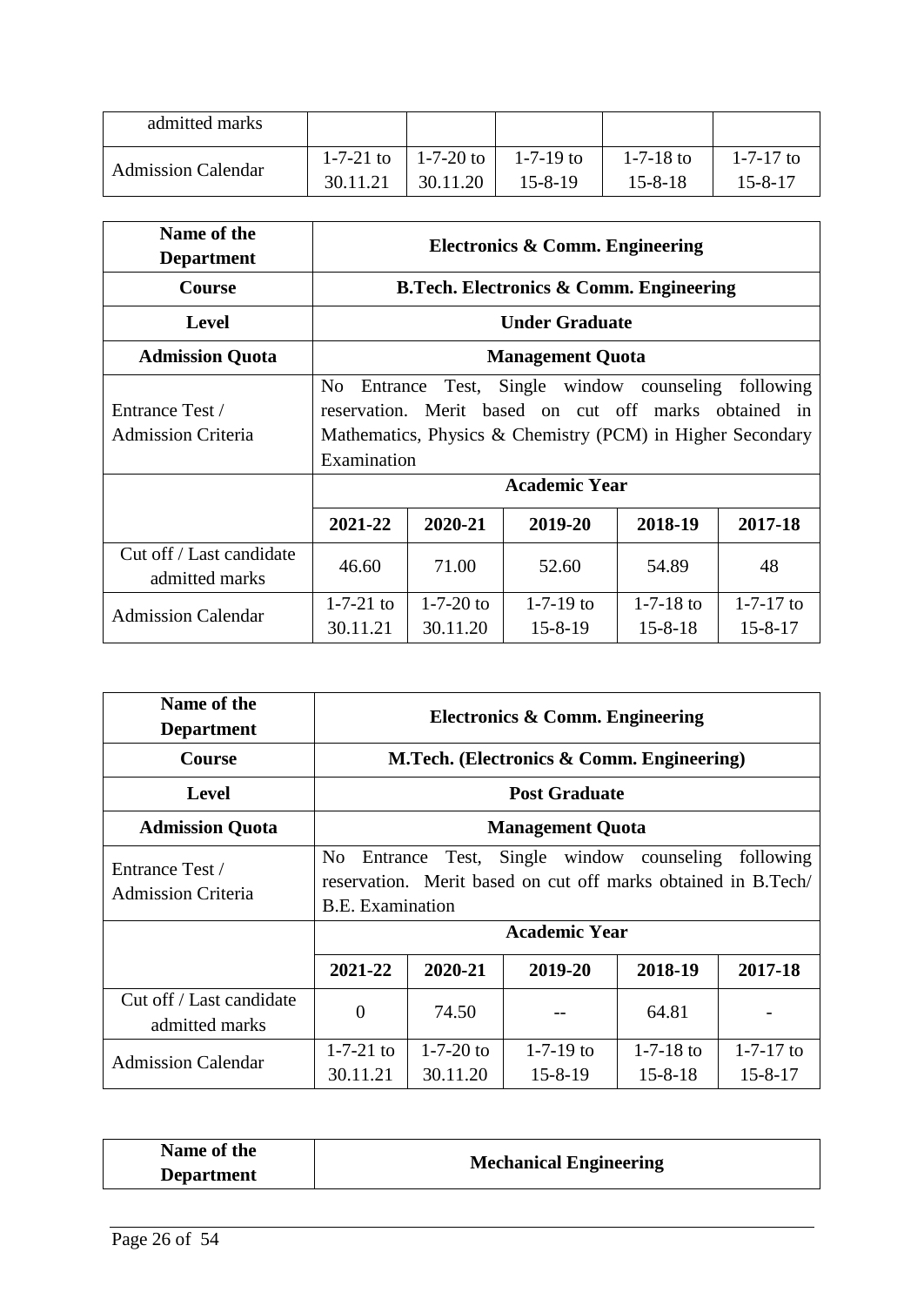| admitted marks | | | | | |
|---|---|---|---|---|---|
| Admission Calendar | 1-7-21 to 30.11.21 | 1-7-20 to 30.11.20 | 1-7-19 to 15-8-19 | 1-7-18 to 15-8-18 | 1-7-17 to 15-8-17 |

| **Name of the Department** | **Electronics & Comm. Engineering** | | | | |
|---|---|---|---|---|---|
| **Course** | **B.Tech. Electronics & Comm. Engineering** | | | | |
| **Level** | **Under Graduate** | | | | |
| **Admission Quota** | **Management Quota** | | | | |
| Entrance Test / Admission Criteria | No Entrance Test, Single window counseling following reservation. Merit based on cut off marks obtained in Mathematics, Physics & Chemistry (PCM) in Higher Secondary Examination | | | | |
| | **Academic Year** | | | | |
| | **2021-22** | **2020-21** | **2019-20** | **2018-19** | **2017-18** |
| Cut off / Last candidate admitted marks | 46.60 | 71.00 | 52.60 | 54.89 | 48 |
| Admission Calendar | 1-7-21 to 30.11.21 | 1-7-20 to 30.11.20 | 1-7-19 to 15-8-19 | 1-7-18 to 15-8-18 | 1-7-17 to 15-8-17 |

| **Name of the Department** | **Electronics & Comm. Engineering** | | | | |
|---|---|---|---|---|---|
| **Course** | **M.Tech. (Electronics & Comm. Engineering)** | | | | |
| **Level** | **Post Graduate** | | | | |
| **Admission Quota** | **Management Quota** | | | | |
| Entrance Test / Admission Criteria | No Entrance Test, Single window counseling following reservation. Merit based on cut off marks obtained in B.Tech/ B.E. Examination | | | | |
| | **Academic Year** | | | | |
| | **2021-22** | **2020-21** | **2019-20** | **2018-19** | **2017-18** |
| Cut off / Last candidate admitted marks | 0 | 74.50 | -- | 64.81 | - |
| Admission Calendar | 1-7-21 to 30.11.21 | 1-7-20 to 30.11.20 | 1-7-19 to 15-8-19 | 1-7-18 to 15-8-18 | 1-7-17 to 15-8-17 |

| **Name of the Department** | **Mechanical Engineering** |
|---|---|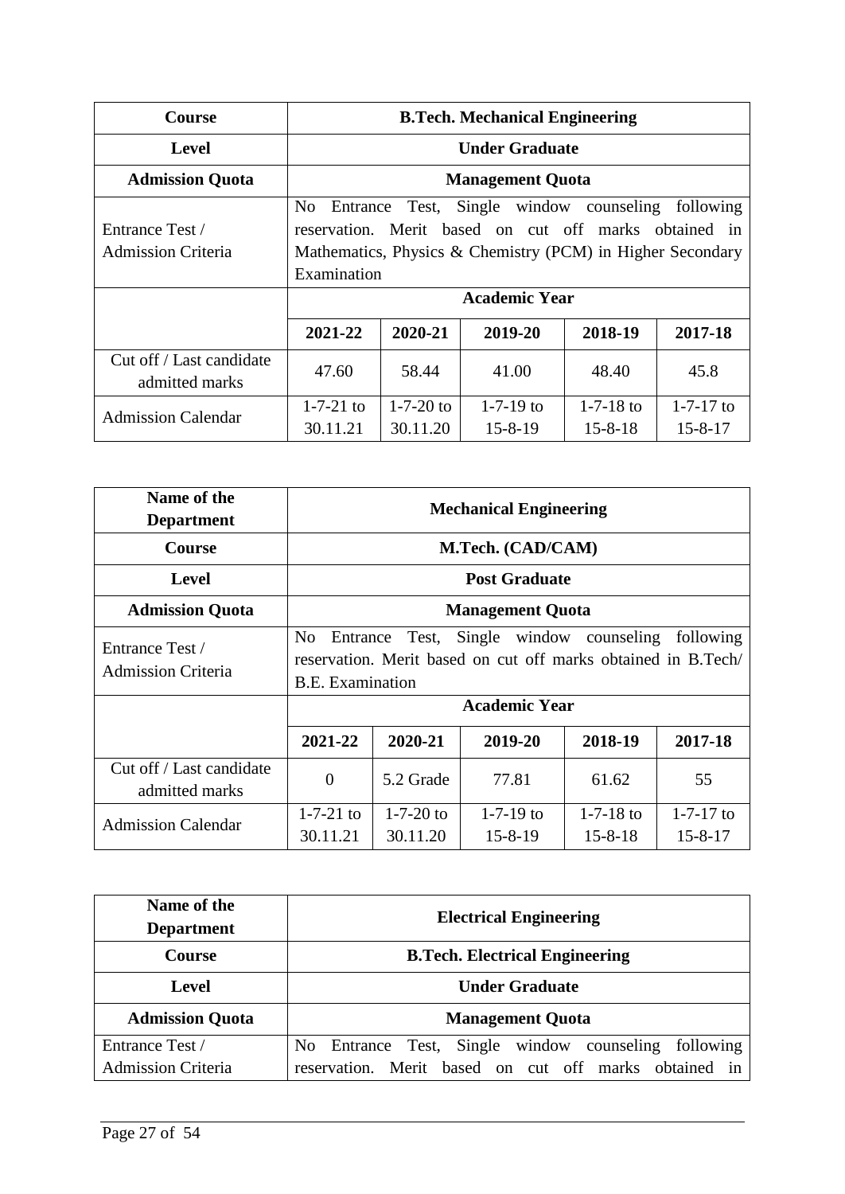| Course | B.Tech. Mechanical Engineering | | | | |
|---|---|---|---|---|---|
| Level | Under Graduate | | | | |
| Admission Quota | Management Quota | | | | |
| Entrance Test / Admission Criteria | No Entrance Test, Single window counseling following reservation. Merit based on cut off marks obtained in Mathematics, Physics & Chemistry (PCM) in Higher Secondary Examination | | | | |
| | Academic Year | | | | |
| | 2021-22 | 2020-21 | 2019-20 | 2018-19 | 2017-18 |
| Cut off / Last candidate admitted marks | 47.60 | 58.44 | 41.00 | 48.40 | 45.8 |
| Admission Calendar | 1-7-21 to 30.11.21 | 1-7-20 to 30.11.20 | 1-7-19 to 15-8-19 | 1-7-18 to 15-8-18 | 1-7-17 to 15-8-17 |

| Name of the Department | Mechanical Engineering | | | | |
|---|---|---|---|---|---|
| Course | M.Tech. (CAD/CAM) | | | | |
| Level | Post Graduate | | | | |
| Admission Quota | Management Quota | | | | |
| Entrance Test / Admission Criteria | No Entrance Test, Single window counseling following reservation. Merit based on cut off marks obtained in B.Tech/ B.E. Examination | | | | |
| | Academic Year | | | | |
| | 2021-22 | 2020-21 | 2019-20 | 2018-19 | 2017-18 |
| Cut off / Last candidate admitted marks | 0 | 5.2 Grade | 77.81 | 61.62 | 55 |
| Admission Calendar | 1-7-21 to 30.11.21 | 1-7-20 to 30.11.20 | 1-7-19 to 15-8-19 | 1-7-18 to 15-8-18 | 1-7-17 to 15-8-17 |

| Name of the Department | Electrical Engineering |
|---|---|
| Course | B.Tech. Electrical Engineering |
| Level | Under Graduate |
| Admission Quota | Management Quota |
| Entrance Test / Admission Criteria | No Entrance Test, Single window counseling following reservation. Merit based on cut off marks obtained in |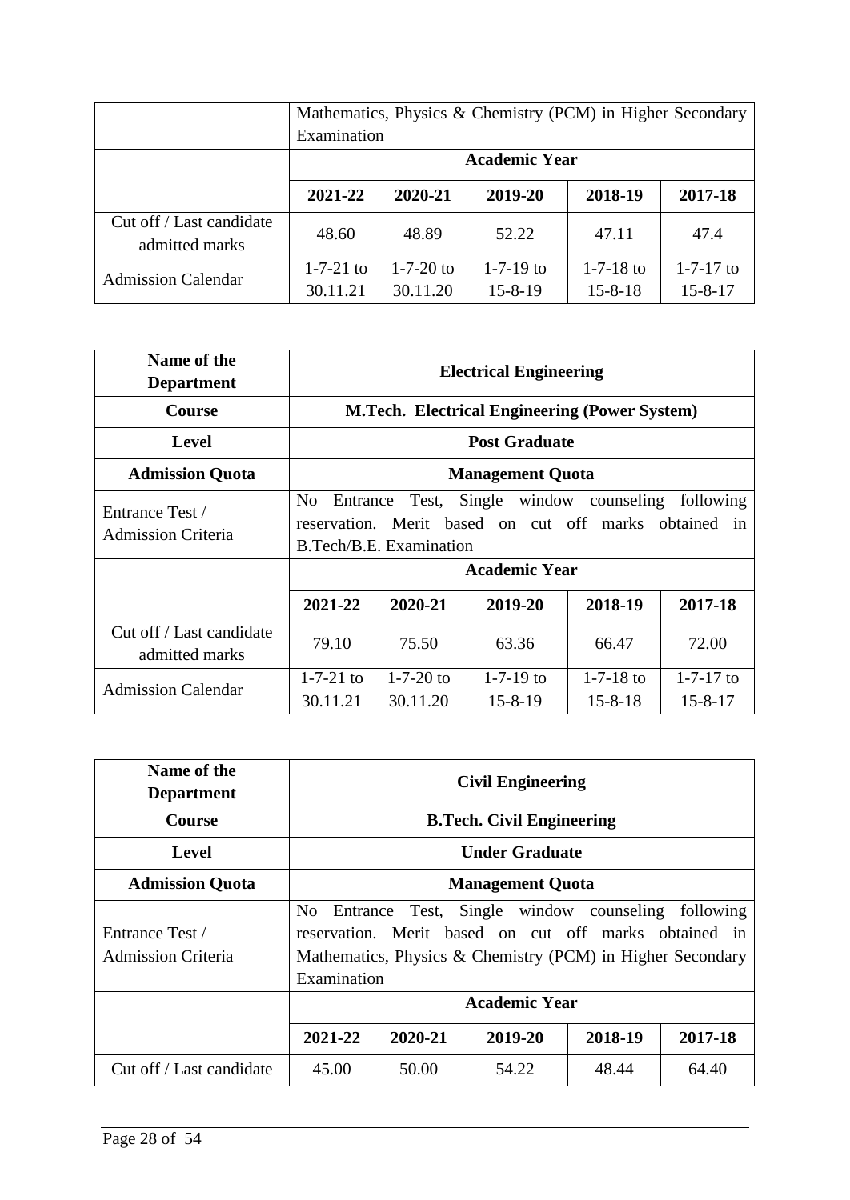| | Mathematics, Physics & Chemistry (PCM) in Higher Secondary Examination | | | | |
|---|---|---|---|---|---|
| | **Academic Year** | | | | |
| | **2021-22** | **2020-21** | **2019-20** | **2018-19** | **2017-18** |
| Cut off / Last candidate admitted marks | 48.60 | 48.89 | 52.22 | 47.11 | 47.4 |
| Admission Calendar | 1-7-21 to 30.11.21 | 1-7-20 to 30.11.20 | 1-7-19 to 15-8-19 | 1-7-18 to 15-8-18 | 1-7-17 to 15-8-17 |

| **Name of the Department** | **Electrical Engineering** | | | | |
|---|---|---|---|---|---|
| **Course** | **M.Tech. Electrical Engineering (Power System)** | | | | |
| **Level** | **Post Graduate** | | | | |
| **Admission Quota** | **Management Quota** | | | | |
| Entrance Test / Admission Criteria | No Entrance Test, Single window counseling following reservation. Merit based on cut off marks obtained in B.Tech/B.E. Examination | | | | |
| | **Academic Year** | | | | |
| | **2021-22** | **2020-21** | **2019-20** | **2018-19** | **2017-18** |
| Cut off / Last candidate admitted marks | 79.10 | 75.50 | 63.36 | 66.47 | 72.00 |
| Admission Calendar | 1-7-21 to 30.11.21 | 1-7-20 to 30.11.20 | 1-7-19 to 15-8-19 | 1-7-18 to 15-8-18 | 1-7-17 to 15-8-17 |

| **Name of the Department** | **Civil Engineering** | | | | |
|---|---|---|---|---|---|
| **Course** | **B.Tech. Civil Engineering** | | | | |
| **Level** | **Under Graduate** | | | | |
| **Admission Quota** | **Management Quota** | | | | |
| Entrance Test / Admission Criteria | No Entrance Test, Single window counseling following reservation. Merit based on cut off marks obtained in Mathematics, Physics & Chemistry (PCM) in Higher Secondary Examination | | | | |
| | **Academic Year** | | | | |
| | **2021-22** | **2020-21** | **2019-20** | **2018-19** | **2017-18** |
| Cut off / Last candidate | 45.00 | 50.00 | 54.22 | 48.44 | 64.40 |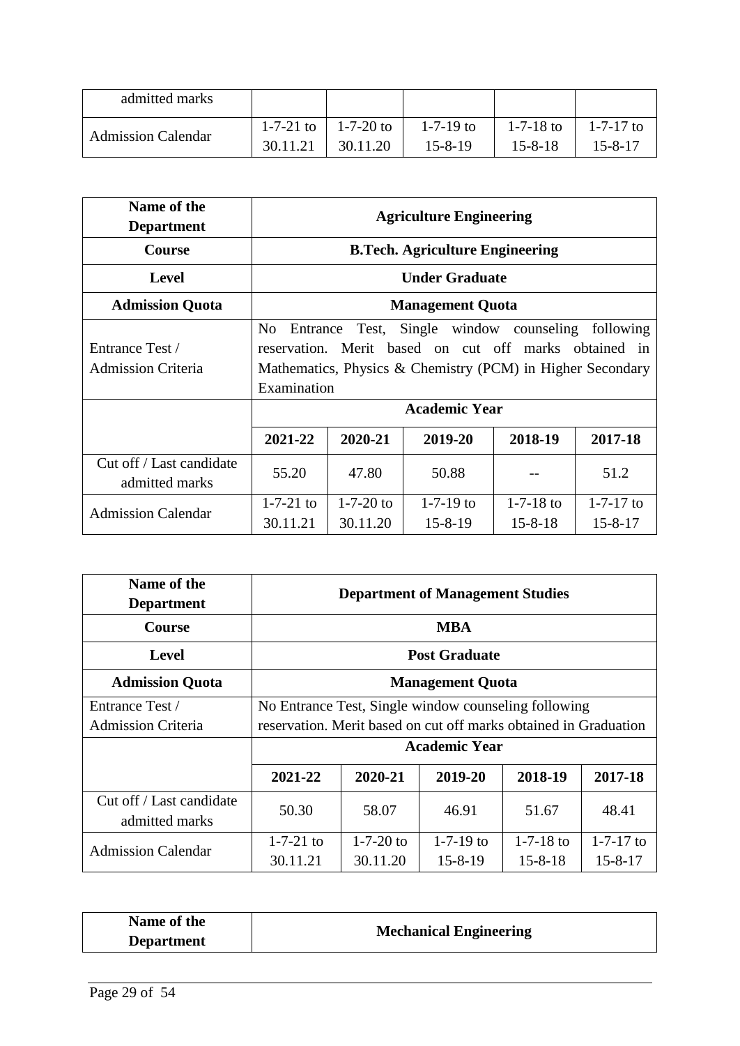| admitted marks | | | | | |
|---|---|---|---|---|---|
| Admission Calendar | 1-7-21 to 30.11.21 | 1-7-20 to 30.11.20 | 1-7-19 to 15-8-19 | 1-7-18 to 15-8-18 | 1-7-17 to 15-8-17 |

| **Name of the Department** | **Agriculture Engineering** | | | | |
|---|---|---|---|---|---|
| **Course** | **B.Tech. Agriculture Engineering** | | | | |
| **Level** | **Under Graduate** | | | | |
| **Admission Quota** | **Management Quota** | | | | |
| Entrance Test / Admission Criteria | No Entrance Test, Single window counseling following reservation. Merit based on cut off marks obtained in Mathematics, Physics & Chemistry (PCM) in Higher Secondary Examination | | | | |
| | **Academic Year** | | | | |
| | **2021-22** | **2020-21** | **2019-20** | **2018-19** | **2017-18** |
| Cut off / Last candidate admitted marks | 55.20 | 47.80 | 50.88 | -- | 51.2 |
| Admission Calendar | 1-7-21 to 30.11.21 | 1-7-20 to 30.11.20 | 1-7-19 to 15-8-19 | 1-7-18 to 15-8-18 | 1-7-17 to 15-8-17 |

| **Name of the Department** | **Department of Management Studies** | | | | |
|---|---|---|---|---|---|
| **Course** | **MBA** | | | | |
| **Level** | **Post Graduate** | | | | |
| **Admission Quota** | **Management Quota** | | | | |
| Entrance Test / Admission Criteria | No Entrance Test, Single window counseling following reservation. Merit based on cut off marks obtained in Graduation | | | | |
| | **Academic Year** | | | | |
| | **2021-22** | **2020-21** | **2019-20** | **2018-19** | **2017-18** |
| Cut off / Last candidate admitted marks | 50.30 | 58.07 | 46.91 | 51.67 | 48.41 |
| Admission Calendar | 1-7-21 to 30.11.21 | 1-7-20 to 30.11.20 | 1-7-19 to 15-8-19 | 1-7-18 to 15-8-18 | 1-7-17 to 15-8-17 |

| **Name of the Department** | **Mechanical Engineering** |
|---|---|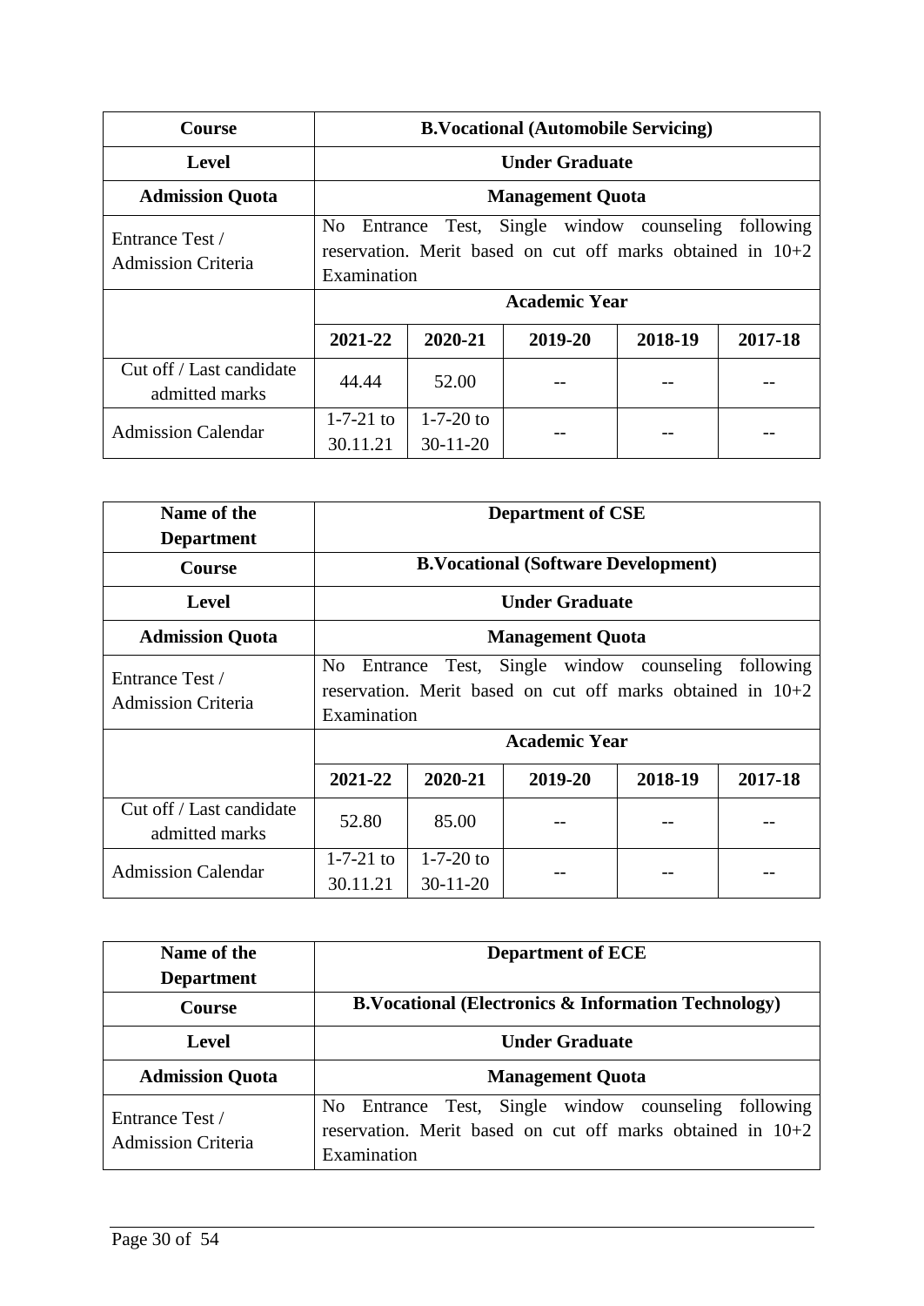| Course | B.Vocational (Automobile Servicing) | | | | |
|---|---|---|---|---|---|
| Level | Under Graduate | | | | |
| Admission Quota | Management Quota | | | | |
| Entrance Test / Admission Criteria | No Entrance Test, Single window counseling following reservation. Merit based on cut off marks obtained in 10+2 Examination | | | | |
| | Academic Year | | | | |
| | 2021-22 | 2020-21 | 2019-20 | 2018-19 | 2017-18 |
| Cut off / Last candidate admitted marks | 44.44 | 52.00 | -- | -- | -- |
| Admission Calendar | 1-7-21 to 30.11.21 | 1-7-20 to 30-11-20 | -- | -- | -- |

| Name of the Department | Department of CSE | | | | |
|---|---|---|---|---|---|
| Course | B.Vocational (Software Development) | | | | |
| Level | Under Graduate | | | | |
| Admission Quota | Management Quota | | | | |
| Entrance Test / Admission Criteria | No Entrance Test, Single window counseling following reservation. Merit based on cut off marks obtained in 10+2 Examination | | | | |
| | Academic Year | | | | |
| | 2021-22 | 2020-21 | 2019-20 | 2018-19 | 2017-18 |
| Cut off / Last candidate admitted marks | 52.80 | 85.00 | -- | -- | -- |
| Admission Calendar | 1-7-21 to 30.11.21 | 1-7-20 to 30-11-20 | -- | -- | -- |

| Name of the Department | Department of ECE |
|---|---|
| Course | B.Vocational (Electronics & Information Technology) |
| Level | Under Graduate |
| Admission Quota | Management Quota |
| Entrance Test / Admission Criteria | No Entrance Test, Single window counseling following reservation. Merit based on cut off marks obtained in 10+2 Examination |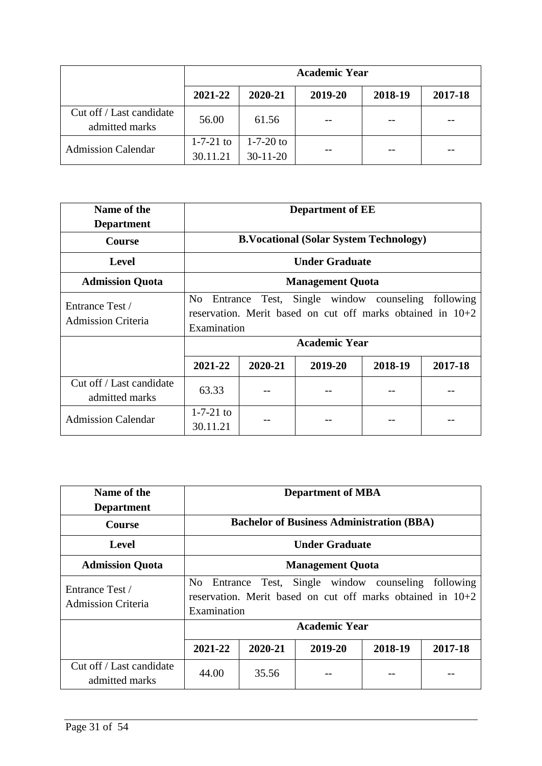| | Academic Year | | | | |
|---|---|---|---|---|---|
| | 2021-22 | 2020-21 | 2019-20 | 2018-19 | 2017-18 |
| Cut off / Last candidate admitted marks | 56.00 | 61.56 | -- | -- | -- |
| Admission Calendar | 1-7-21 to 30.11.21 | 1-7-20 to 30-11-20 | -- | -- | -- |

| **Name of the Department** | **Department of EE** | | | | |
|---|---|---|---|---|---|
| **Course** | **B.Vocational (Solar System Technology)** | | | | |
| **Level** | **Under Graduate** | | | | |
| **Admission Quota** | **Management Quota** | | | | |
| Entrance Test / Admission Criteria | No Entrance Test, Single window counseling following reservation. Merit based on cut off marks obtained in 10+2 Examination | | | | |
| | **Academic Year** | | | | |
| | **2021-22** | **2020-21** | **2019-20** | **2018-19** | **2017-18** |
| Cut off / Last candidate admitted marks | 63.33 | -- | -- | -- | -- |
| Admission Calendar | 1-7-21 to 30.11.21 | -- | -- | -- | -- |

| **Name of the Department** | **Department of MBA** | | | | |
|---|---|---|---|---|---|
| **Course** | **Bachelor of Business Administration (BBA)** | | | | |
| **Level** | **Under Graduate** | | | | |
| **Admission Quota** | **Management Quota** | | | | |
| Entrance Test / Admission Criteria | No Entrance Test, Single window counseling following reservation. Merit based on cut off marks obtained in 10+2 Examination | | | | |
| | **Academic Year** | | | | |
| | **2021-22** | **2020-21** | **2019-20** | **2018-19** | **2017-18** |
| Cut off / Last candidate admitted marks | 44.00 | 35.56 | -- | -- | -- |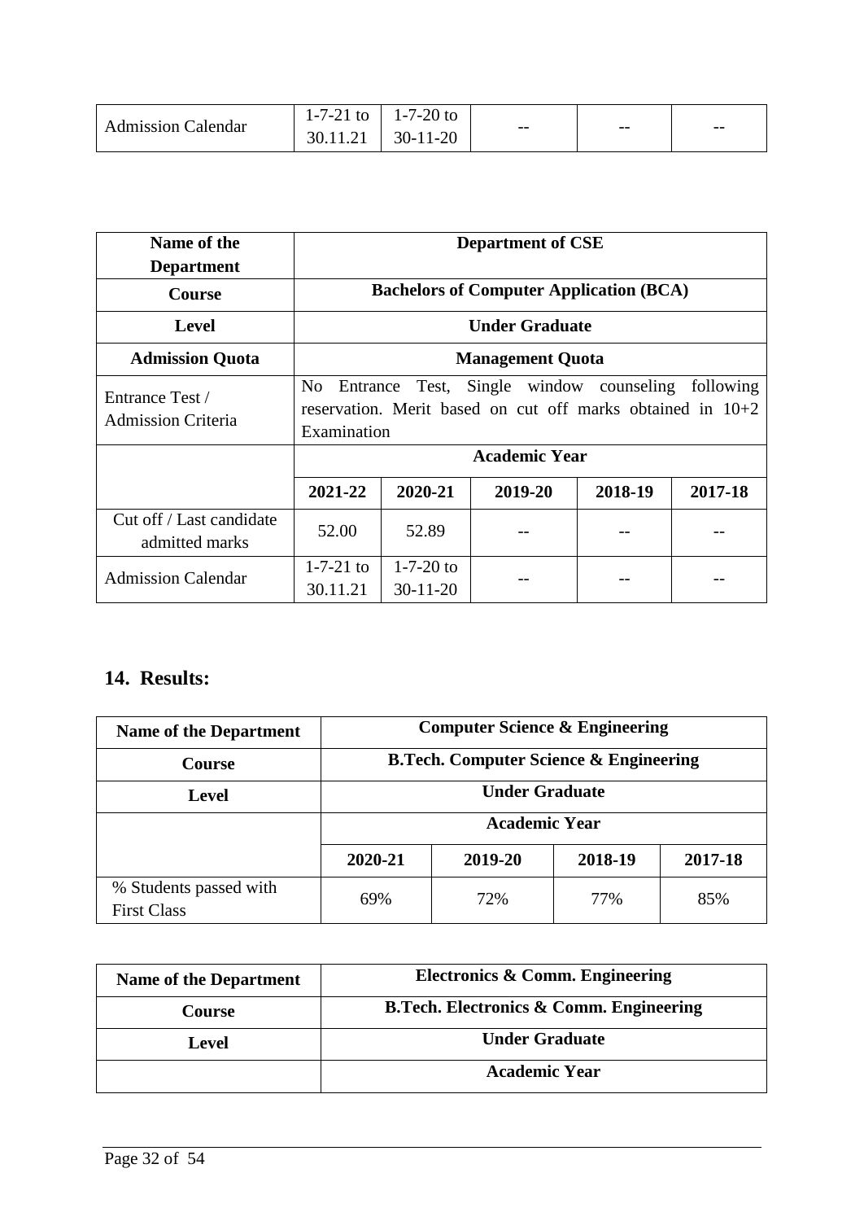| Admission Calendar | 1-7-21 to 30.11.21 | 1-7-20 to 30-11-20 | -- | -- | -- |
|---|---|---|---|---|---|

| Name of the Department | Department of CSE | | | | |
|---|---|---|---|---|---|
| **Course** | **Bachelors of Computer Application (BCA)** | | | | |
| **Level** | **Under Graduate** | | | | |
| **Admission Quota** | **Management Quota** | | | | |
| Entrance Test / Admission Criteria | No Entrance Test, Single window counseling following reservation. Merit based on cut off marks obtained in 10+2 Examination | | | | |
| | **Academic Year** | | | | |
| | **2021-22** | **2020-21** | **2019-20** | **2018-19** | **2017-18** |
| Cut off / Last candidate admitted marks | 52.00 | 52.89 | -- | -- | -- |
| Admission Calendar | 1-7-21 to 30.11.21 | 1-7-20 to 30-11-20 | -- | -- | -- |

## 14. Results:

| Name of the Department | Computer Science & Engineering | | | |
|---|---|---|---|---|
| **Course** | **B.Tech. Computer Science & Engineering** | | | |
| **Level** | **Under Graduate** | | | |
| | **Academic Year** | | | |
| | **2020-21** | **2019-20** | **2018-19** | **2017-18** |
| % Students passed with First Class | 69% | 72% | 77% | 85% |

| Name of the Department | Electronics & Comm. Engineering |
|---|---|
| **Course** | **B.Tech. Electronics & Comm. Engineering** |
| **Level** | **Under Graduate** |
| | **Academic Year** |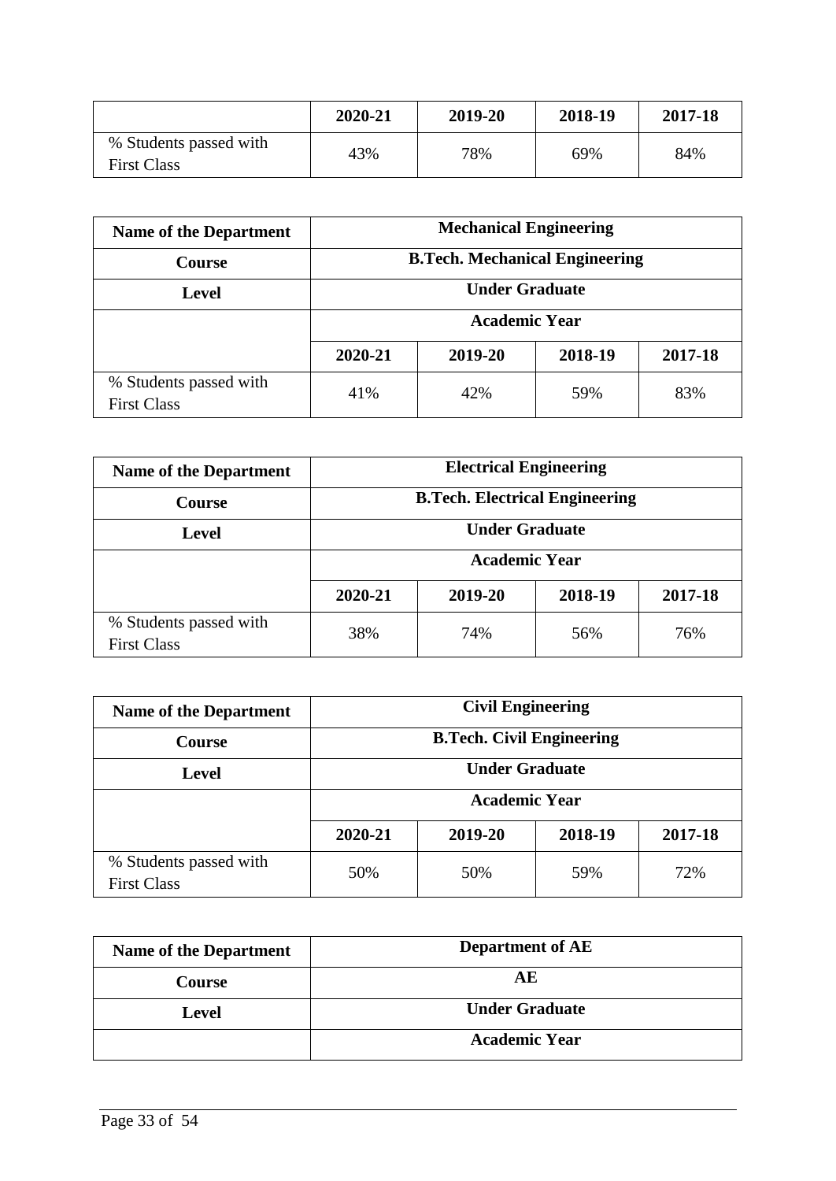| | 2020-21 | 2019-20 | 2018-19 | 2017-18 |
|---|---|---|---|---|
| % Students passed with First Class | 43% | 78% | 69% | 84% |

| Name of the Department | Mechanical Engineering | | | |
|---|---|---|---|---|
| Course | B.Tech. Mechanical Engineering | | | |
| Level | Under Graduate | | | |
| | Academic Year | | | |
| | 2020-21 | 2019-20 | 2018-19 | 2017-18 |
| % Students passed with First Class | 41% | 42% | 59% | 83% |

| Name of the Department | Electrical Engineering | | | |
|---|---|---|---|---|
| Course | B.Tech. Electrical Engineering | | | |
| Level | Under Graduate | | | |
| | Academic Year | | | |
| | 2020-21 | 2019-20 | 2018-19 | 2017-18 |
| % Students passed with First Class | 38% | 74% | 56% | 76% |

| Name of the Department | Civil Engineering | | | |
|---|---|---|---|---|
| Course | B.Tech. Civil Engineering | | | |
| Level | Under Graduate | | | |
| | Academic Year | | | |
| | 2020-21 | 2019-20 | 2018-19 | 2017-18 |
| % Students passed with First Class | 50% | 50% | 59% | 72% |

| Name of the Department | Department of AE |
|---|---|
| Course | AE |
| Level | Under Graduate |
| | Academic Year |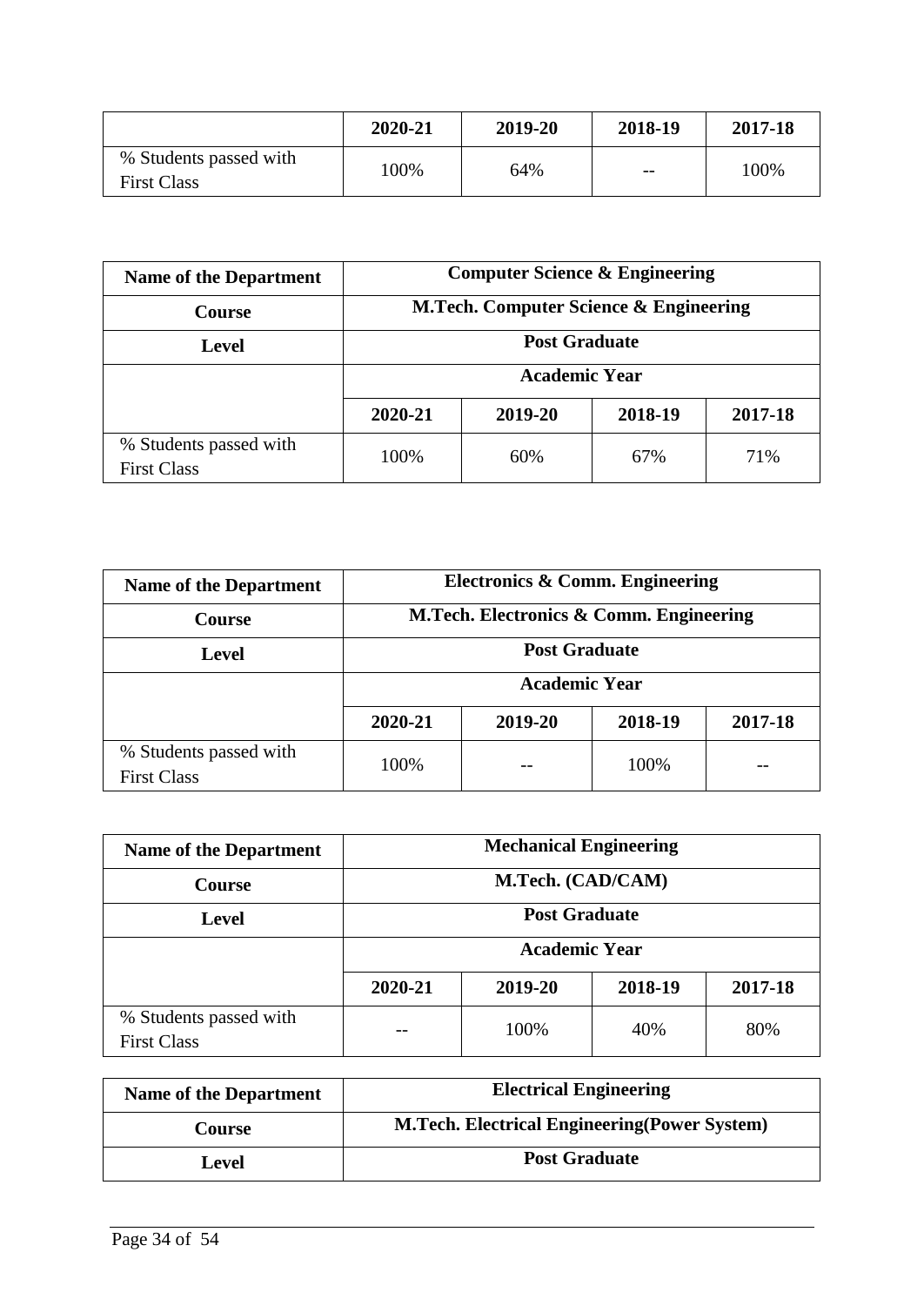| | 2020-21 | 2019-20 | 2018-19 | 2017-18 |
|---|---|---|---|---|
| % Students passed with First Class | 100% | 64% | -- | 100% |

| **Name of the Department** | **Computer Science & Engineering** | | | |
|---|---|---|---|---|
| **Course** | **M.Tech. Computer Science & Engineering** | | | |
| **Level** | **Post Graduate** | | | |
| | **Academic Year** | | | |
| | **2020-21** | **2019-20** | **2018-19** | **2017-18** |
| % Students passed with First Class | 100% | 60% | 67% | 71% |

| **Name of the Department** | **Electronics & Comm. Engineering** | | | |
|---|---|---|---|---|
| **Course** | **M.Tech. Electronics & Comm. Engineering** | | | |
| **Level** | **Post Graduate** | | | |
| | **Academic Year** | | | |
| | **2020-21** | **2019-20** | **2018-19** | **2017-18** |
| % Students passed with First Class | 100% | -- | 100% | -- |

| **Name of the Department** | **Mechanical Engineering** | | | |
|---|---|---|---|---|
| **Course** | **M.Tech. (CAD/CAM)** | | | |
| **Level** | **Post Graduate** | | | |
| | **Academic Year** | | | |
| | **2020-21** | **2019-20** | **2018-19** | **2017-18** |
| % Students passed with First Class | -- | 100% | 40% | 80% |

| **Name of the Department** | **Electrical Engineering** |
|---|---|
| **Course** | **M.Tech. Electrical Engineering(Power System)** |
| **Level** | **Post Graduate** |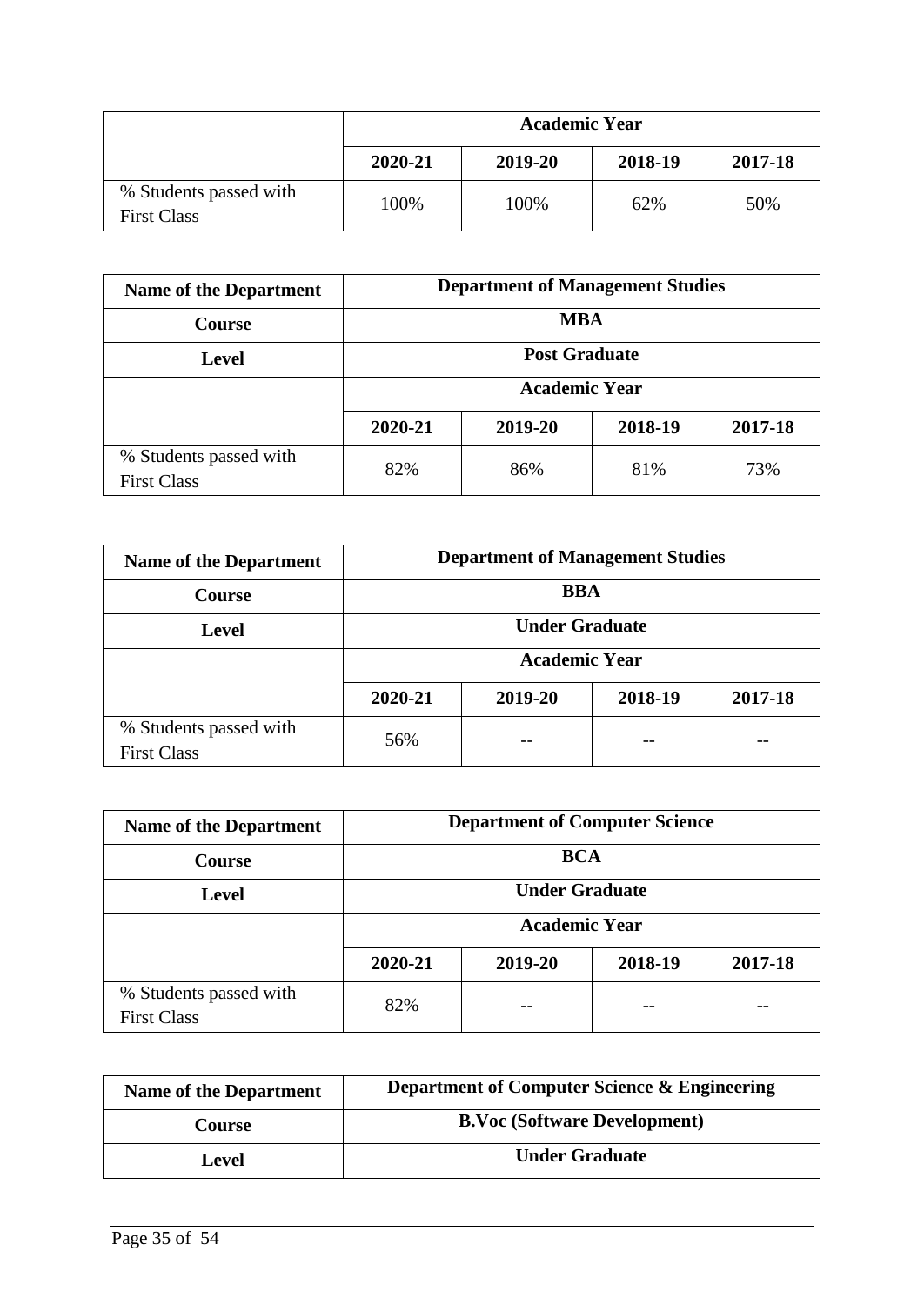| | Academic Year | | | |
|---|---|---|---|---|
| | **2020-21** | **2019-20** | **2018-19** | **2017-18** |
| % Students passed with First Class | 100% | 100% | 62% | 50% |

| **Name of the Department** | **Department of Management Studies** | | | |
|---|---|---|---|---|
| **Course** | **MBA** | | | |
| **Level** | **Post Graduate** | | | |
| | **Academic Year** | | | |
| | **2020-21** | **2019-20** | **2018-19** | **2017-18** |
| % Students passed with First Class | 82% | 86% | 81% | 73% |

| **Name of the Department** | **Department of Management Studies** | | | |
|---|---|---|---|---|
| **Course** | **BBA** | | | |
| **Level** | **Under Graduate** | | | |
| | **Academic Year** | | | |
| | **2020-21** | **2019-20** | **2018-19** | **2017-18** |
| % Students passed with First Class | 56% | -- | -- | -- |

| **Name of the Department** | **Department of Computer Science** | | | |
|---|---|---|---|---|
| **Course** | **BCA** | | | |
| **Level** | **Under Graduate** | | | |
| | **Academic Year** | | | |
| | **2020-21** | **2019-20** | **2018-19** | **2017-18** |
| % Students passed with First Class | 82% | -- | -- | -- |

| **Name of the Department** | **Department of Computer Science & Engineering** |
|---|---|
| **Course** | **B.Voc (Software Development)** |
| **Level** | **Under Graduate** |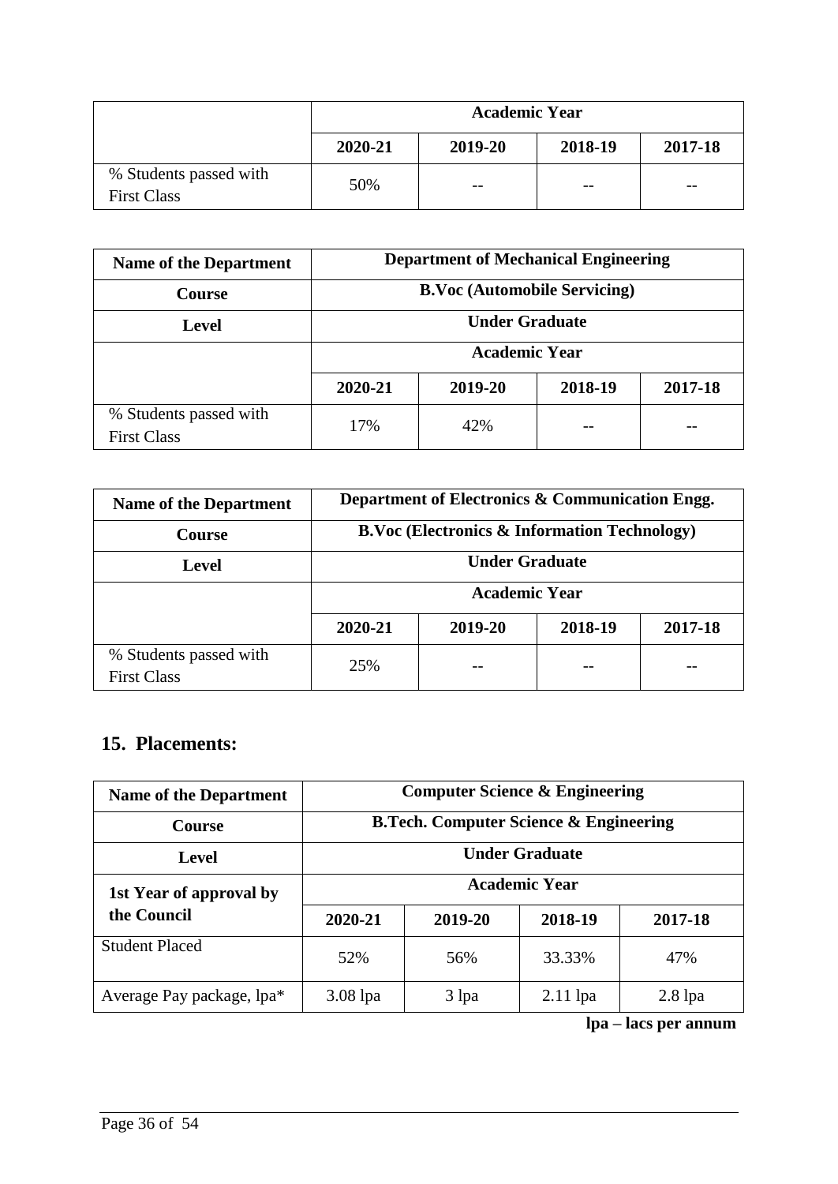| | Academic Year | | | |
|---|---|---|---|---|
| | **2020-21** | **2019-20** | **2018-19** | **2017-18** |
| % Students passed with First Class | 50% | -- | -- | -- |

| **Name of the Department** | **Department of Mechanical Engineering** | | | |
|---|---|---|---|---|
| **Course** | **B.Voc (Automobile Servicing)** | | | |
| **Level** | **Under Graduate** | | | |
| | **Academic Year** | | | |
| | **2020-21** | **2019-20** | **2018-19** | **2017-18** |
| % Students passed with First Class | 17% | 42% | -- | -- |

| **Name of the Department** | **Department of Electronics & Communication Engg.** | | | |
|---|---|---|---|---|
| **Course** | **B.Voc (Electronics & Information Technology)** | | | |
| **Level** | **Under Graduate** | | | |
| | **Academic Year** | | | |
| | **2020-21** | **2019-20** | **2018-19** | **2017-18** |
| % Students passed with First Class | 25% | -- | -- | -- |

## 15. Placements:

| **Name of the Department** | **Computer Science & Engineering** | | | |
|---|---|---|---|---|
| **Course** | **B.Tech. Computer Science & Engineering** | | | |
| **Level** | **Under Graduate** | | | |
| **1st Year of approval by the Council** | **Academic Year** | | | |
| | **2020-21** | **2019-20** | **2018-19** | **2017-18** |
| Student Placed | 52% | 56% | 33.33% | 47% |
| Average Pay package, lpa* | 3.08 lpa | 3 lpa | 2.11 lpa | 2.8 lpa |

**lpa – lacs per annum**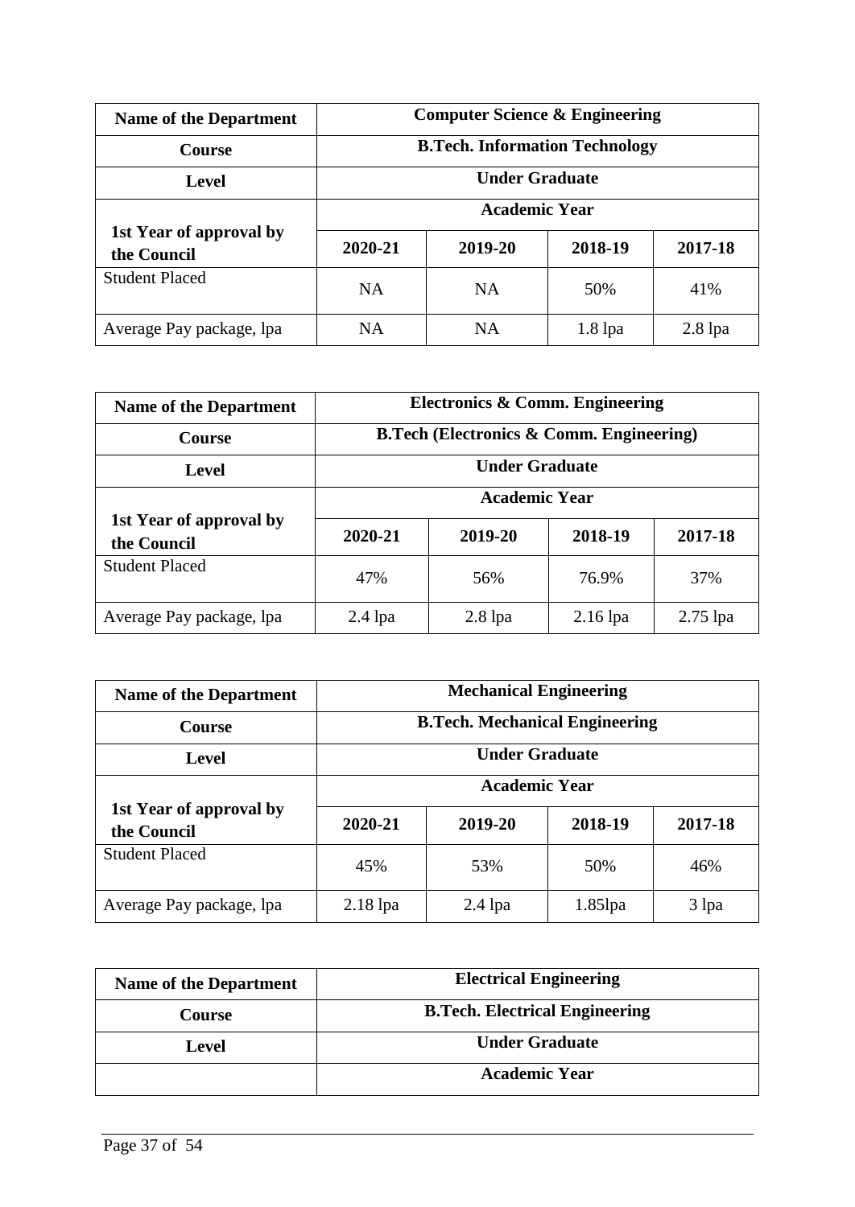| Name of the Department | Computer Science & Engineering | | | |
|---|---|---|---|---|
| Course | B.Tech. Information Technology | | | |
| Level | Under Graduate | | | |
| 1st Year of approval by the Council | Academic Year | | | |
| | 2020-21 | 2019-20 | 2018-19 | 2017-18 |
| Student Placed | NA | NA | 50% | 41% |
| Average Pay package, lpa | NA | NA | 1.8 lpa | 2.8 lpa |

| Name of the Department | Electronics & Comm. Engineering | | | |
|---|---|---|---|---|
| Course | B.Tech (Electronics & Comm. Engineering) | | | |
| Level | Under Graduate | | | |
| 1st Year of approval by the Council | Academic Year | | | |
| | 2020-21 | 2019-20 | 2018-19 | 2017-18 |
| Student Placed | 47% | 56% | 76.9% | 37% |
| Average Pay package, lpa | 2.4 lpa | 2.8 lpa | 2.16 lpa | 2.75 lpa |

| Name of the Department | Mechanical Engineering | | | |
|---|---|---|---|---|
| Course | B.Tech. Mechanical Engineering | | | |
| Level | Under Graduate | | | |
| 1st Year of approval by the Council | Academic Year | | | |
| | 2020-21 | 2019-20 | 2018-19 | 2017-18 |
| Student Placed | 45% | 53% | 50% | 46% |
| Average Pay package, lpa | 2.18 lpa | 2.4 lpa | 1.85lpa | 3 lpa |

| Name of the Department | Electrical Engineering |
|---|---|
| Course | B.Tech. Electrical Engineering |
| Level | Under Graduate |
| | Academic Year |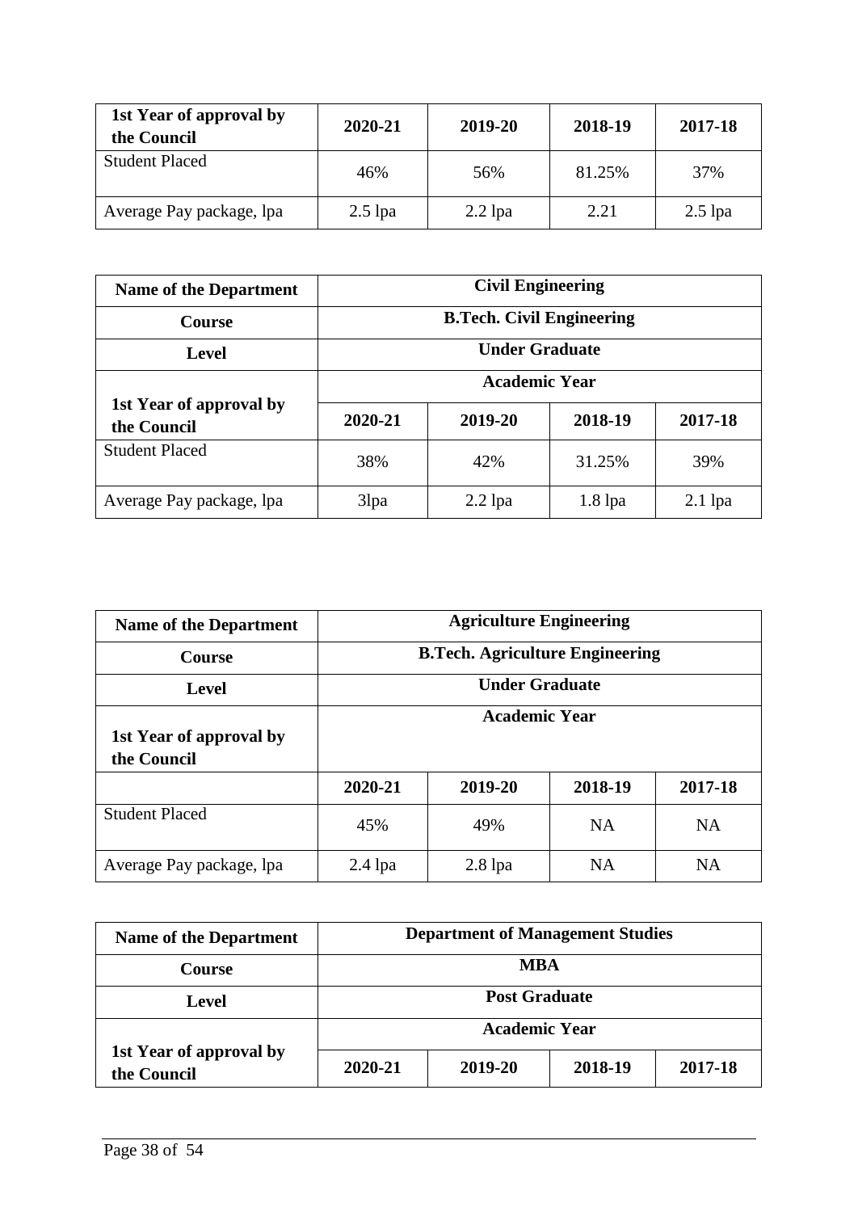| 1st Year of approval by the Council | 2020-21 | 2019-20 | 2018-19 | 2017-18 |
|---|---|---|---|---|
| Student Placed | 46% | 56% | 81.25% | 37% |
| Average Pay package, lpa | 2.5 lpa | 2.2 lpa | 2.21 | 2.5 lpa |

| Name of the Department | Civil Engineering | | | |
|---|---|---|---|---|
| Course | B.Tech. Civil Engineering | | | |
| Level | Under Graduate | | | |
| 1st Year of approval by the Council | Academic Year | | | |
| | 2020-21 | 2019-20 | 2018-19 | 2017-18 |
| Student Placed | 38% | 42% | 31.25% | 39% |
| Average Pay package, lpa | 3lpa | 2.2 lpa | 1.8 lpa | 2.1 lpa |

| Name of the Department | Agriculture Engineering | | | |
|---|---|---|---|---|
| Course | B.Tech. Agriculture Engineering | | | |
| Level | Under Graduate | | | |
| 1st Year of approval by the Council | Academic Year | | | |
| | 2020-21 | 2019-20 | 2018-19 | 2017-18 |
| Student Placed | 45% | 49% | NA | NA |
| Average Pay package, lpa | 2.4 lpa | 2.8 lpa | NA | NA |

| Name of the Department | Department of Management Studies | | | |
|---|---|---|---|---|
| Course | MBA | | | |
| Level | Post Graduate | | | |
| 1st Year of approval by the Council | Academic Year | | | |
| | 2020-21 | 2019-20 | 2018-19 | 2017-18 |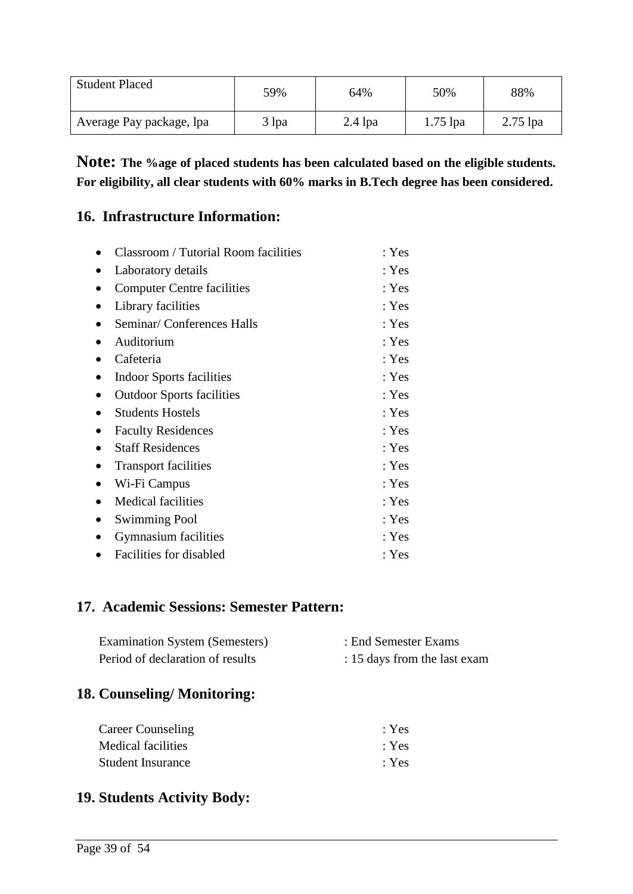| Student Placed | 59% | 64% | 50% | 88% |
|---|---|---|---|---|
| Average Pay package, lpa | 3 lpa | 2.4 lpa | 1.75 lpa | 2.75 lpa |

**Note: The %age of placed students has been calculated based on the eligible students. For eligibility, all clear students with 60% marks in B.Tech degree has been considered.**

## 16. Infrastructure Information:

- Classroom / Tutorial Room facilities : Yes
- Laboratory details : Yes
- Computer Centre facilities : Yes
- Library facilities : Yes
- Seminar/ Conferences Halls : Yes
- Auditorium : Yes
- Cafeteria : Yes
- Indoor Sports facilities : Yes
- Outdoor Sports facilities : Yes
- Students Hostels : Yes
- Faculty Residences : Yes
- Staff Residences : Yes
- Transport facilities : Yes
- Wi-Fi Campus : Yes
- Medical facilities : Yes
- Swimming Pool : Yes
- Gymnasium facilities : Yes
- Facilities for disabled : Yes

## 17. Academic Sessions: Semester Pattern:

Examination System (Semesters) : End Semester Exams
Period of declaration of results : 15 days from the last exam

## 18. Counseling/ Monitoring:

Career Counseling : Yes
Medical facilities : Yes
Student Insurance : Yes

## 19. Students Activity Body: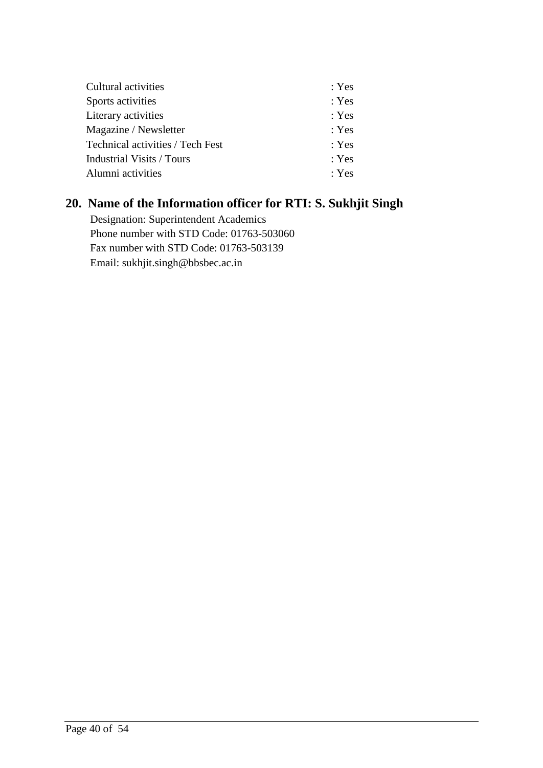| | |
|---|---|
| Cultural activities | : Yes |
| Sports activities | : Yes |
| Literary activities | : Yes |
| Magazine / Newsletter | : Yes |
| Technical activities / Tech Fest | : Yes |
| Industrial Visits / Tours | : Yes |
| Alumni activities | : Yes |

## 20. Name of the Information officer for RTI: S. Sukhjit Singh

Designation: Superintendent Academics
Phone number with STD Code: 01763-503060
Fax number with STD Code: 01763-503139
Email: sukhjit.singh@bbsbec.ac.in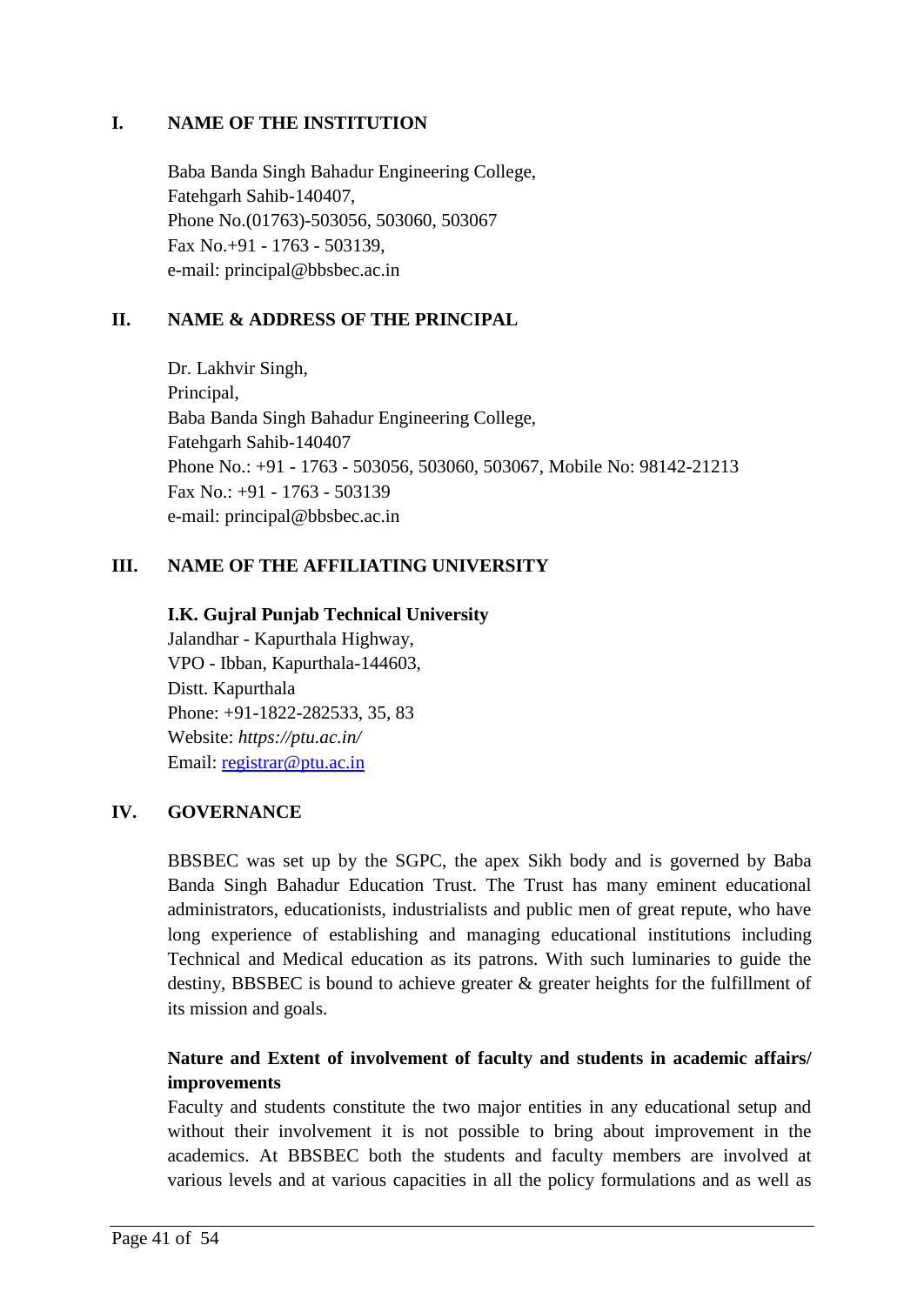## I. NAME OF THE INSTITUTION

Baba Banda Singh Bahadur Engineering College,
Fatehgarh Sahib-140407,
Phone No.(01763)-503056, 503060, 503067
Fax No.+91 - 1763 - 503139,
e-mail: principal@bbsbec.ac.in

## II. NAME & ADDRESS OF THE PRINCIPAL

Dr. Lakhvir Singh,
Principal,
Baba Banda Singh Bahadur Engineering College,
Fatehgarh Sahib-140407
Phone No.: +91 - 1763 - 503056, 503060, 503067, Mobile No: 98142-21213
Fax No.: +91 - 1763 - 503139
e-mail: principal@bbsbec.ac.in

## III. NAME OF THE AFFILIATING UNIVERSITY

**I.K. Gujral Punjab Technical University**
Jalandhar - Kapurthala Highway,
VPO - Ibban, Kapurthala-144603,
Distt. Kapurthala
Phone: +91-1822-282533, 35, 83
Website: *https://ptu.ac.in/*
Email: registrar@ptu.ac.in

## IV. GOVERNANCE

BBSBEC was set up by the SGPC, the apex Sikh body and is governed by Baba Banda Singh Bahadur Education Trust. The Trust has many eminent educational administrators, educationists, industrialists and public men of great repute, who have long experience of establishing and managing educational institutions including Technical and Medical education as its patrons. With such luminaries to guide the destiny, BBSBEC is bound to achieve greater & greater heights for the fulfillment of its mission and goals.

**Nature and Extent of involvement of faculty and students in academic affairs/ improvements**

Faculty and students constitute the two major entities in any educational setup and without their involvement it is not possible to bring about improvement in the academics. At BBSBEC both the students and faculty members are involved at various levels and at various capacities in all the policy formulations and as well as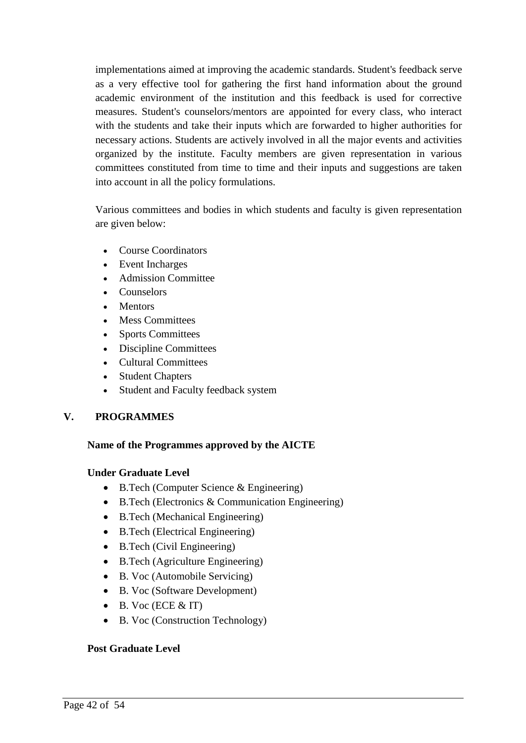implementations aimed at improving the academic standards. Student's feedback serve as a very effective tool for gathering the first hand information about the ground academic environment of the institution and this feedback is used for corrective measures. Student's counselors/mentors are appointed for every class, who interact with the students and take their inputs which are forwarded to higher authorities for necessary actions. Students are actively involved in all the major events and activities organized by the institute. Faculty members are given representation in various committees constituted from time to time and their inputs and suggestions are taken into account in all the policy formulations.

Various committees and bodies in which students and faculty is given representation are given below:

- Course Coordinators
- Event Incharges
- Admission Committee
- Counselors
- Mentors
- Mess Committees
- Sports Committees
- Discipline Committees
- Cultural Committees
- Student Chapters
- Student and Faculty feedback system

## V. PROGRAMMES

**Name of the Programmes approved by the AICTE**

**Under Graduate Level**

- B.Tech (Computer Science & Engineering)
- B.Tech (Electronics & Communication Engineering)
- B.Tech (Mechanical Engineering)
- B.Tech (Electrical Engineering)
- B.Tech (Civil Engineering)
- B.Tech (Agriculture Engineering)
- B. Voc (Automobile Servicing)
- B. Voc (Software Development)
- B. Voc (ECE & IT)
- B. Voc (Construction Technology)

**Post Graduate Level**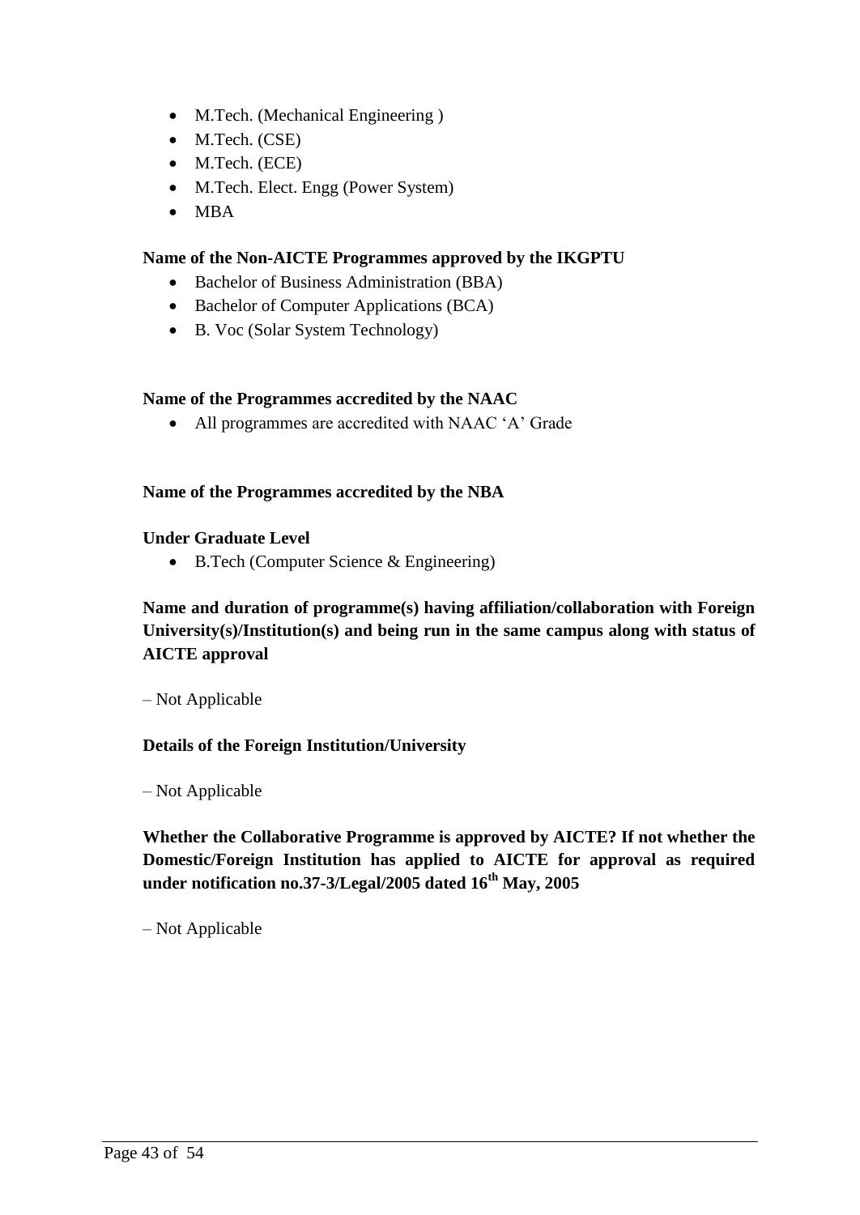- M.Tech. (Mechanical Engineering )
- M.Tech. (CSE)
- M.Tech. (ECE)
- M.Tech. Elect. Engg (Power System)
- MBA

**Name of the Non-AICTE Programmes approved by the IKGPTU**

- Bachelor of Business Administration (BBA)
- Bachelor of Computer Applications (BCA)
- B. Voc (Solar System Technology)

**Name of the Programmes accredited by the NAAC**

- All programmes are accredited with NAAC 'A' Grade

**Name of the Programmes accredited by the NBA**

**Under Graduate Level**

- B.Tech (Computer Science & Engineering)

**Name and duration of programme(s) having affiliation/collaboration with Foreign University(s)/Institution(s) and being run in the same campus along with status of AICTE approval**

– Not Applicable

**Details of the Foreign Institution/University**

– Not Applicable

**Whether the Collaborative Programme is approved by AICTE? If not whether the Domestic/Foreign Institution has applied to AICTE for approval as required under notification no.37-3/Legal/2005 dated 16th May, 2005**

– Not Applicable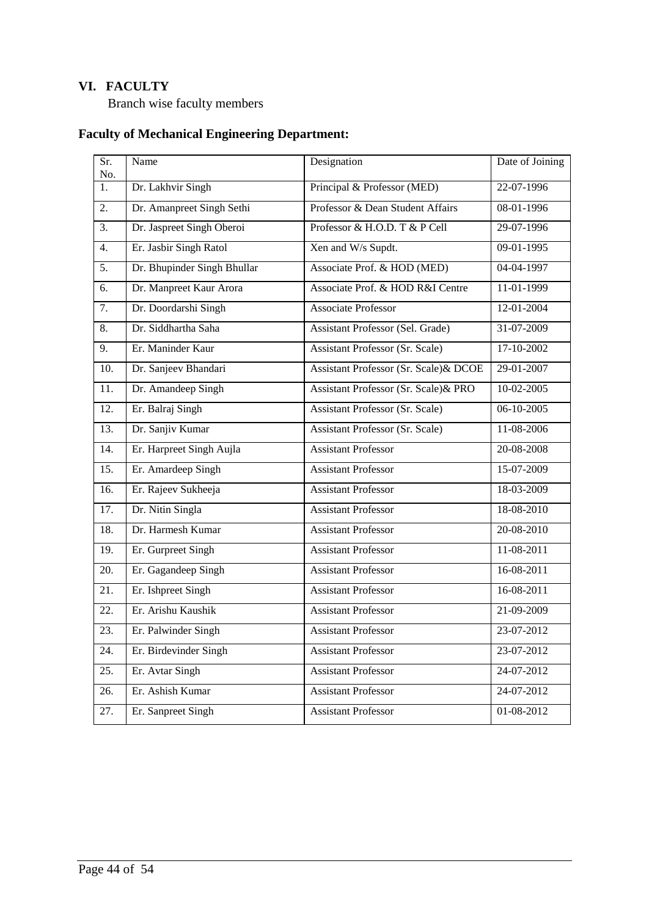## VI. FACULTY

Branch wise faculty members

### Faculty of Mechanical Engineering Department:

| Sr. No. | Name | Designation | Date of Joining |
|---|---|---|---|
| 1. | Dr. Lakhvir Singh | Principal & Professor (MED) | 22-07-1996 |
| 2. | Dr. Amanpreet Singh Sethi | Professor & Dean Student Affairs | 08-01-1996 |
| 3. | Dr. Jaspreet Singh Oberoi | Professor & H.O.D. T & P Cell | 29-07-1996 |
| 4. | Er. Jasbir Singh Ratol | Xen and W/s Supdt. | 09-01-1995 |
| 5. | Dr. Bhupinder Singh Bhullar | Associate Prof. & HOD (MED) | 04-04-1997 |
| 6. | Dr. Manpreet Kaur Arora | Associate Prof. & HOD R&I Centre | 11-01-1999 |
| 7. | Dr. Doordarshi Singh | Associate Professor | 12-01-2004 |
| 8. | Dr. Siddhartha Saha | Assistant Professor (Sel. Grade) | 31-07-2009 |
| 9. | Er. Maninder Kaur | Assistant Professor (Sr. Scale) | 17-10-2002 |
| 10. | Dr. Sanjeev Bhandari | Assistant Professor (Sr. Scale)& DCOE | 29-01-2007 |
| 11. | Dr. Amandeep Singh | Assistant Professor (Sr. Scale)& PRO | 10-02-2005 |
| 12. | Er. Balraj Singh | Assistant Professor (Sr. Scale) | 06-10-2005 |
| 13. | Dr. Sanjiv Kumar | Assistant Professor (Sr. Scale) | 11-08-2006 |
| 14. | Er. Harpreet Singh Aujla | Assistant Professor | 20-08-2008 |
| 15. | Er. Amardeep Singh | Assistant Professor | 15-07-2009 |
| 16. | Er. Rajeev Sukheeja | Assistant Professor | 18-03-2009 |
| 17. | Dr. Nitin Singla | Assistant Professor | 18-08-2010 |
| 18. | Dr. Harmesh Kumar | Assistant Professor | 20-08-2010 |
| 19. | Er. Gurpreet Singh | Assistant Professor | 11-08-2011 |
| 20. | Er. Gagandeep Singh | Assistant Professor | 16-08-2011 |
| 21. | Er. Ishpreet Singh | Assistant Professor | 16-08-2011 |
| 22. | Er. Arishu Kaushik | Assistant Professor | 21-09-2009 |
| 23. | Er. Palwinder Singh | Assistant Professor | 23-07-2012 |
| 24. | Er. Birdevinder Singh | Assistant Professor | 23-07-2012 |
| 25. | Er. Avtar Singh | Assistant Professor | 24-07-2012 |
| 26. | Er. Ashish Kumar | Assistant Professor | 24-07-2012 |
| 27. | Er. Sanpreet Singh | Assistant Professor | 01-08-2012 |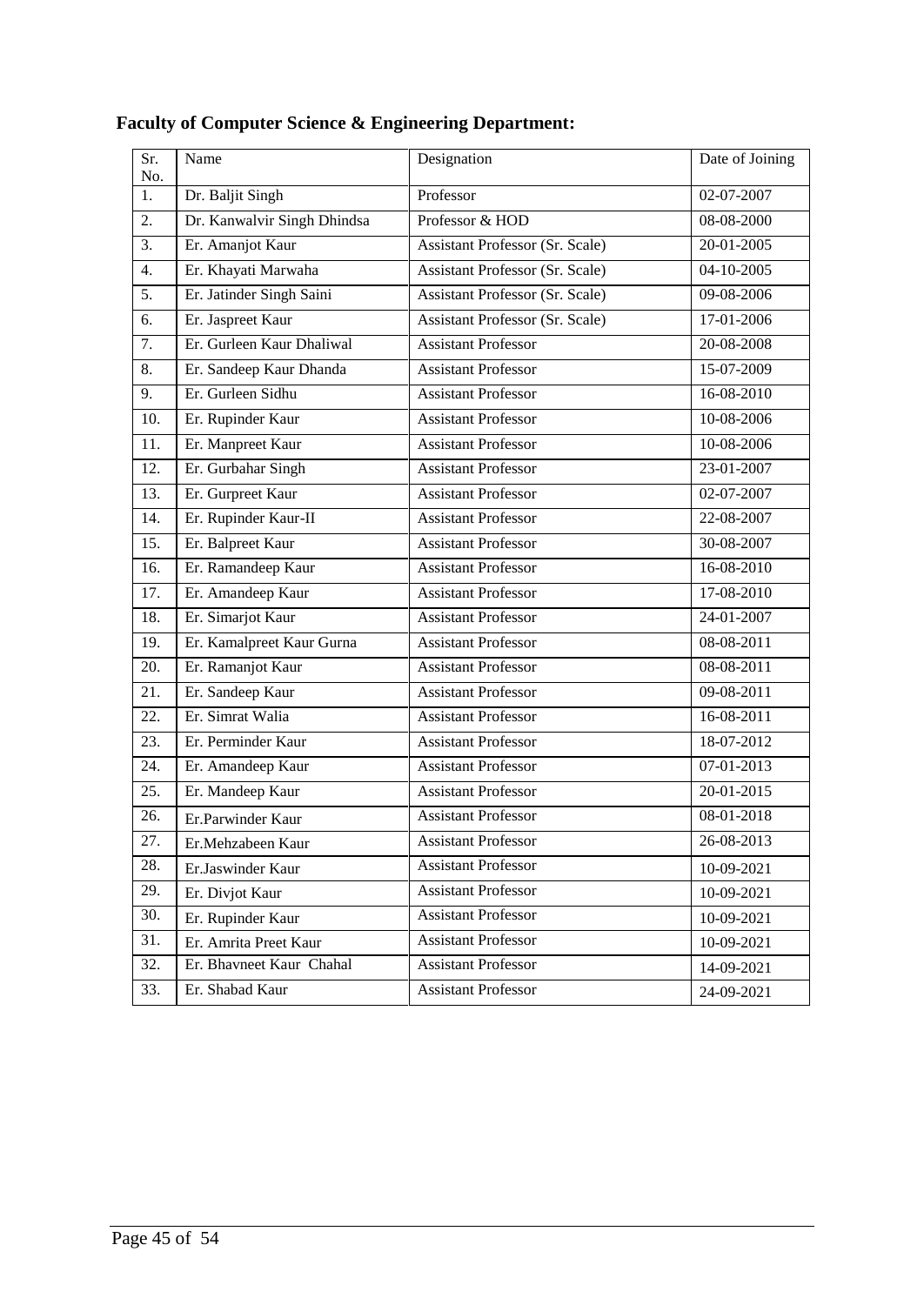**Faculty of Computer Science & Engineering Department:**

| Sr. No. | Name | Designation | Date of Joining |
|---|---|---|---|
| 1. | Dr. Baljit Singh | Professor | 02-07-2007 |
| 2. | Dr. Kanwalvir Singh Dhindsa | Professor & HOD | 08-08-2000 |
| 3. | Er. Amanjot Kaur | Assistant Professor (Sr. Scale) | 20-01-2005 |
| 4. | Er. Khayati Marwaha | Assistant Professor (Sr. Scale) | 04-10-2005 |
| 5. | Er. Jatinder Singh Saini | Assistant Professor (Sr. Scale) | 09-08-2006 |
| 6. | Er. Jaspreet Kaur | Assistant Professor (Sr. Scale) | 17-01-2006 |
| 7. | Er. Gurleen Kaur Dhaliwal | Assistant Professor | 20-08-2008 |
| 8. | Er. Sandeep Kaur Dhanda | Assistant Professor | 15-07-2009 |
| 9. | Er. Gurleen Sidhu | Assistant Professor | 16-08-2010 |
| 10. | Er. Rupinder Kaur | Assistant Professor | 10-08-2006 |
| 11. | Er. Manpreet Kaur | Assistant Professor | 10-08-2006 |
| 12. | Er. Gurbahar Singh | Assistant Professor | 23-01-2007 |
| 13. | Er. Gurpreet Kaur | Assistant Professor | 02-07-2007 |
| 14. | Er. Rupinder Kaur-II | Assistant Professor | 22-08-2007 |
| 15. | Er. Balpreet Kaur | Assistant Professor | 30-08-2007 |
| 16. | Er. Ramandeep Kaur | Assistant Professor | 16-08-2010 |
| 17. | Er. Amandeep Kaur | Assistant Professor | 17-08-2010 |
| 18. | Er. Simarjot Kaur | Assistant Professor | 24-01-2007 |
| 19. | Er. Kamalpreet Kaur Gurna | Assistant Professor | 08-08-2011 |
| 20. | Er. Ramanjot Kaur | Assistant Professor | 08-08-2011 |
| 21. | Er. Sandeep Kaur | Assistant Professor | 09-08-2011 |
| 22. | Er. Simrat Walia | Assistant Professor | 16-08-2011 |
| 23. | Er. Perminder Kaur | Assistant Professor | 18-07-2012 |
| 24. | Er. Amandeep Kaur | Assistant Professor | 07-01-2013 |
| 25. | Er. Mandeep Kaur | Assistant Professor | 20-01-2015 |
| 26. | Er.Parwinder Kaur | Assistant Professor | 08-01-2018 |
| 27. | Er.Mehzabeen Kaur | Assistant Professor | 26-08-2013 |
| 28. | Er.Jaswinder Kaur | Assistant Professor | 10-09-2021 |
| 29. | Er. Divjot Kaur | Assistant Professor | 10-09-2021 |
| 30. | Er. Rupinder Kaur | Assistant Professor | 10-09-2021 |
| 31. | Er. Amrita Preet Kaur | Assistant Professor | 10-09-2021 |
| 32. | Er. Bhavneet Kaur Chahal | Assistant Professor | 14-09-2021 |
| 33. | Er. Shabad Kaur | Assistant Professor | 24-09-2021 |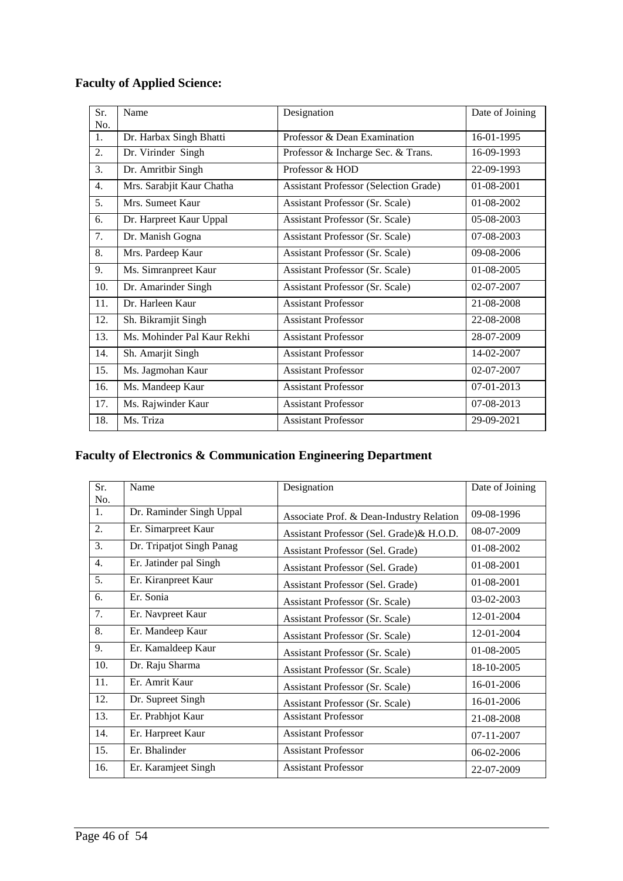## Faculty of Applied Science:

| Sr. No. | Name | Designation | Date of Joining |
|---|---|---|---|
| 1. | Dr. Harbax Singh Bhatti | Professor & Dean Examination | 16-01-1995 |
| 2. | Dr. Virinder Singh | Professor & Incharge Sec. & Trans. | 16-09-1993 |
| 3. | Dr. Amritbir Singh | Professor & HOD | 22-09-1993 |
| 4. | Mrs. Sarabjit Kaur Chatha | Assistant Professor (Selection Grade) | 01-08-2001 |
| 5. | Mrs. Sumeet Kaur | Assistant Professor (Sr. Scale) | 01-08-2002 |
| 6. | Dr. Harpreet Kaur Uppal | Assistant Professor (Sr. Scale) | 05-08-2003 |
| 7. | Dr. Manish Gogna | Assistant Professor (Sr. Scale) | 07-08-2003 |
| 8. | Mrs. Pardeep Kaur | Assistant Professor (Sr. Scale) | 09-08-2006 |
| 9. | Ms. Simranpreet Kaur | Assistant Professor (Sr. Scale) | 01-08-2005 |
| 10. | Dr. Amarinder Singh | Assistant Professor (Sr. Scale) | 02-07-2007 |
| 11. | Dr. Harleen Kaur | Assistant Professor | 21-08-2008 |
| 12. | Sh. Bikramjit Singh | Assistant Professor | 22-08-2008 |
| 13. | Ms. Mohinder Pal Kaur Rekhi | Assistant Professor | 28-07-2009 |
| 14. | Sh. Amarjit Singh | Assistant Professor | 14-02-2007 |
| 15. | Ms. Jagmohan Kaur | Assistant Professor | 02-07-2007 |
| 16. | Ms. Mandeep Kaur | Assistant Professor | 07-01-2013 |
| 17. | Ms. Rajwinder Kaur | Assistant Professor | 07-08-2013 |
| 18. | Ms. Triza | Assistant Professor | 29-09-2021 |

## Faculty of Electronics & Communication Engineering Department

| Sr. No. | Name | Designation | Date of Joining |
|---|---|---|---|
| 1. | Dr. Raminder Singh Uppal | Associate Prof. & Dean-Industry Relation | 09-08-1996 |
| 2. | Er. Simarpreet Kaur | Assistant Professor (Sel. Grade)& H.O.D. | 08-07-2009 |
| 3. | Dr. Tripatjot Singh Panag | Assistant Professor (Sel. Grade) | 01-08-2002 |
| 4. | Er. Jatinder pal Singh | Assistant Professor (Sel. Grade) | 01-08-2001 |
| 5. | Er. Kiranpreet Kaur | Assistant Professor (Sel. Grade) | 01-08-2001 |
| 6. | Er. Sonia | Assistant Professor (Sr. Scale) | 03-02-2003 |
| 7. | Er. Navpreet Kaur | Assistant Professor (Sr. Scale) | 12-01-2004 |
| 8. | Er. Mandeep Kaur | Assistant Professor (Sr. Scale) | 12-01-2004 |
| 9. | Er. Kamaldeep Kaur | Assistant Professor (Sr. Scale) | 01-08-2005 |
| 10. | Dr. Raju Sharma | Assistant Professor (Sr. Scale) | 18-10-2005 |
| 11. | Er. Amrit Kaur | Assistant Professor (Sr. Scale) | 16-01-2006 |
| 12. | Dr. Supreet Singh | Assistant Professor (Sr. Scale) | 16-01-2006 |
| 13. | Er. Prabhjot Kaur | Assistant Professor | 21-08-2008 |
| 14. | Er. Harpreet Kaur | Assistant Professor | 07-11-2007 |
| 15. | Er. Bhalinder | Assistant Professor | 06-02-2006 |
| 16. | Er. Karamjeet Singh | Assistant Professor | 22-07-2009 |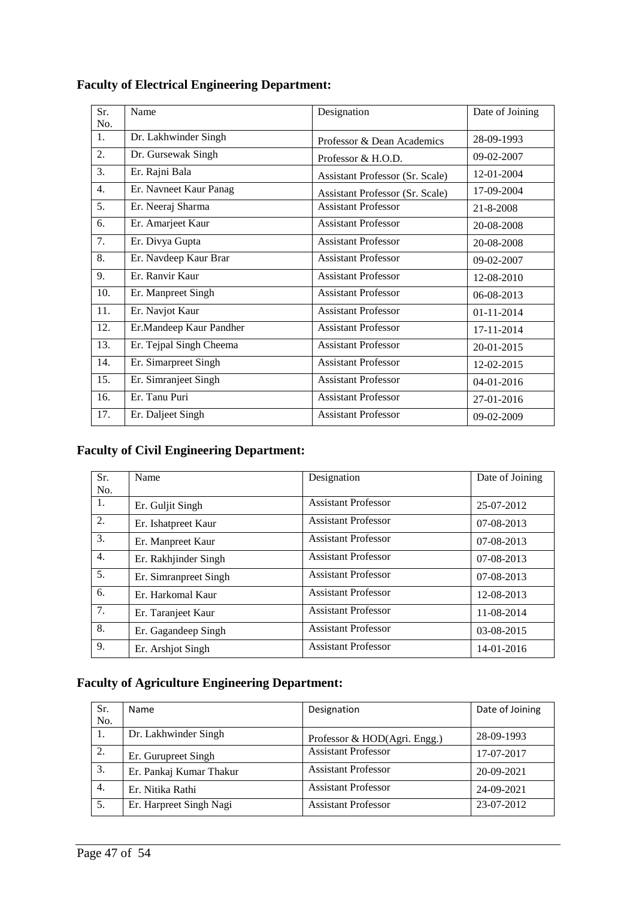## Faculty of Electrical Engineering Department:

| Sr. No. | Name | Designation | Date of Joining |
|---|---|---|---|
| 1. | Dr. Lakhwinder Singh | Professor & Dean Academics | 28-09-1993 |
| 2. | Dr. Gursewak Singh | Professor & H.O.D. | 09-02-2007 |
| 3. | Er. Rajni Bala | Assistant Professor (Sr. Scale) | 12-01-2004 |
| 4. | Er. Navneet Kaur Panag | Assistant Professor (Sr. Scale) | 17-09-2004 |
| 5. | Er. Neeraj Sharma | Assistant Professor | 21-8-2008 |
| 6. | Er. Amarjeet Kaur | Assistant Professor | 20-08-2008 |
| 7. | Er. Divya Gupta | Assistant Professor | 20-08-2008 |
| 8. | Er. Navdeep Kaur Brar | Assistant Professor | 09-02-2007 |
| 9. | Er. Ranvir Kaur | Assistant Professor | 12-08-2010 |
| 10. | Er. Manpreet Singh | Assistant Professor | 06-08-2013 |
| 11. | Er. Navjot Kaur | Assistant Professor | 01-11-2014 |
| 12. | Er.Mandeep Kaur Pandher | Assistant Professor | 17-11-2014 |
| 13. | Er. Tejpal Singh Cheema | Assistant Professor | 20-01-2015 |
| 14. | Er. Simarpreet Singh | Assistant Professor | 12-02-2015 |
| 15. | Er. Simranjeet Singh | Assistant Professor | 04-01-2016 |
| 16. | Er. Tanu Puri | Assistant Professor | 27-01-2016 |
| 17. | Er. Daljeet Singh | Assistant Professor | 09-02-2009 |

## Faculty of Civil Engineering Department:

| Sr. No. | Name | Designation | Date of Joining |
|---|---|---|---|
| 1. | Er. Guljit Singh | Assistant Professor | 25-07-2012 |
| 2. | Er. Ishatpreet Kaur | Assistant Professor | 07-08-2013 |
| 3. | Er. Manpreet Kaur | Assistant Professor | 07-08-2013 |
| 4. | Er. Rakhjinder Singh | Assistant Professor | 07-08-2013 |
| 5. | Er. Simranpreet Singh | Assistant Professor | 07-08-2013 |
| 6. | Er. Harkomal Kaur | Assistant Professor | 12-08-2013 |
| 7. | Er. Taranjeet Kaur | Assistant Professor | 11-08-2014 |
| 8. | Er. Gagandeep Singh | Assistant Professor | 03-08-2015 |
| 9. | Er. Arshjot Singh | Assistant Professor | 14-01-2016 |

## Faculty of Agriculture Engineering Department:

| Sr. No. | Name | Designation | Date of Joining |
|---|---|---|---|
| 1. | Dr. Lakhwinder Singh | Professor & HOD(Agri. Engg.) | 28-09-1993 |
| 2. | Er. Gurupreet Singh | Assistant Professor | 17-07-2017 |
| 3. | Er. Pankaj Kumar Thakur | Assistant Professor | 20-09-2021 |
| 4. | Er. Nitika Rathi | Assistant Professor | 24-09-2021 |
| 5. | Er. Harpreet Singh Nagi | Assistant Professor | 23-07-2012 |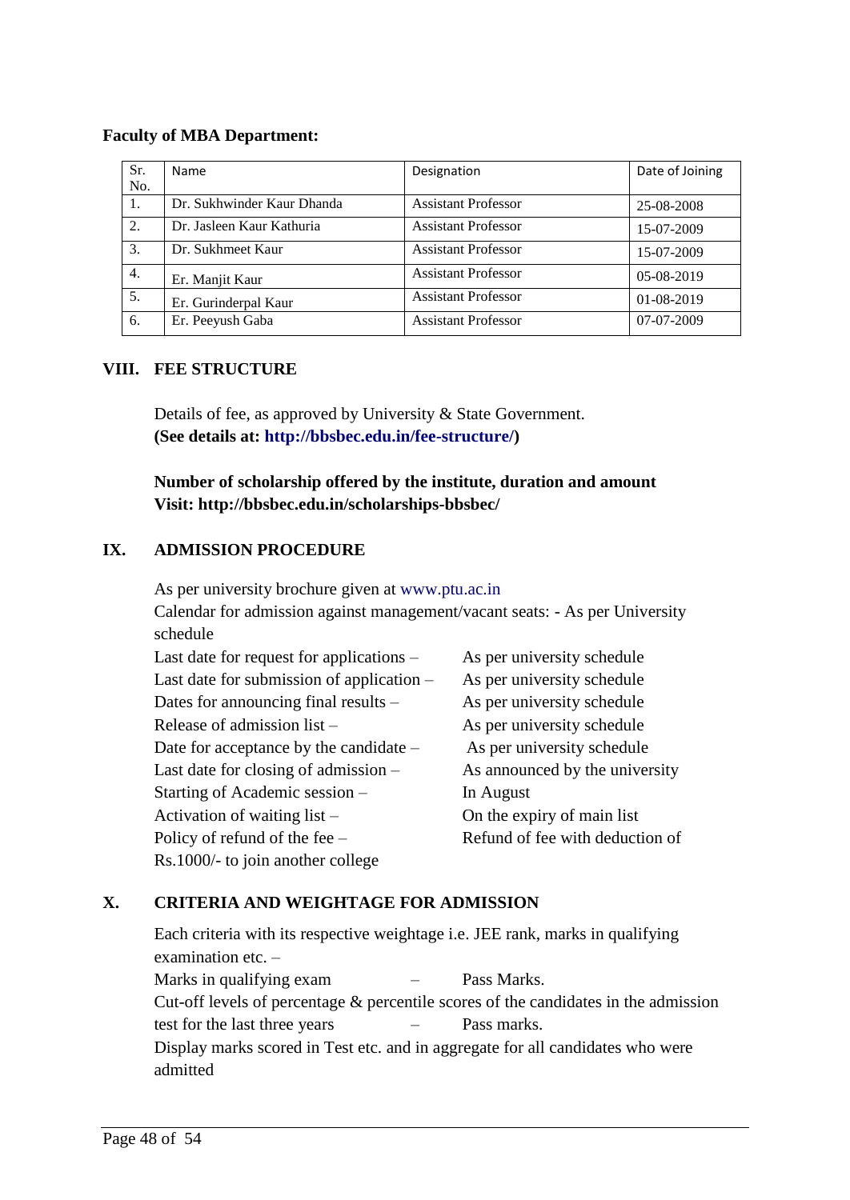**Faculty of MBA Department:**

| Sr. No. | Name | Designation | Date of Joining |
|---|---|---|---|
| 1. | Dr. Sukhwinder Kaur Dhanda | Assistant Professor | 25-08-2008 |
| 2. | Dr. Jasleen Kaur Kathuria | Assistant Professor | 15-07-2009 |
| 3. | Dr. Sukhmeet Kaur | Assistant Professor | 15-07-2009 |
| 4. | Er. Manjit Kaur | Assistant Professor | 05-08-2019 |
| 5. | Er. Gurinderpal Kaur | Assistant Professor | 01-08-2019 |
| 6. | Er. Peeyush Gaba | Assistant Professor | 07-07-2009 |

## VIII. FEE STRUCTURE

Details of fee, as approved by University & State Government.
**(See details at: http://bbsbec.edu.in/fee-structure/)**

**Number of scholarship offered by the institute, duration and amount**
**Visit: http://bbsbec.edu.in/scholarships-bbsbec/**

## IX. ADMISSION PROCEDURE

As per university brochure given at www.ptu.ac.in
Calendar for admission against management/vacant seats: - As per University schedule

Last date for request for applications – As per university schedule
Last date for submission of application – As per university schedule
Dates for announcing final results – As per university schedule
Release of admission list – As per university schedule
Date for acceptance by the candidate – As per university schedule
Last date for closing of admission – As announced by the university
Starting of Academic session – In August
Activation of waiting list – On the expiry of main list
Policy of refund of the fee – Refund of fee with deduction of Rs.1000/- to join another college

## X. CRITERIA AND WEIGHTAGE FOR ADMISSION

Each criteria with its respective weightage i.e. JEE rank, marks in qualifying examination etc. –
Marks in qualifying exam – Pass Marks.
Cut-off levels of percentage & percentile scores of the candidates in the admission test for the last three years – Pass marks.
Display marks scored in Test etc. and in aggregate for all candidates who were admitted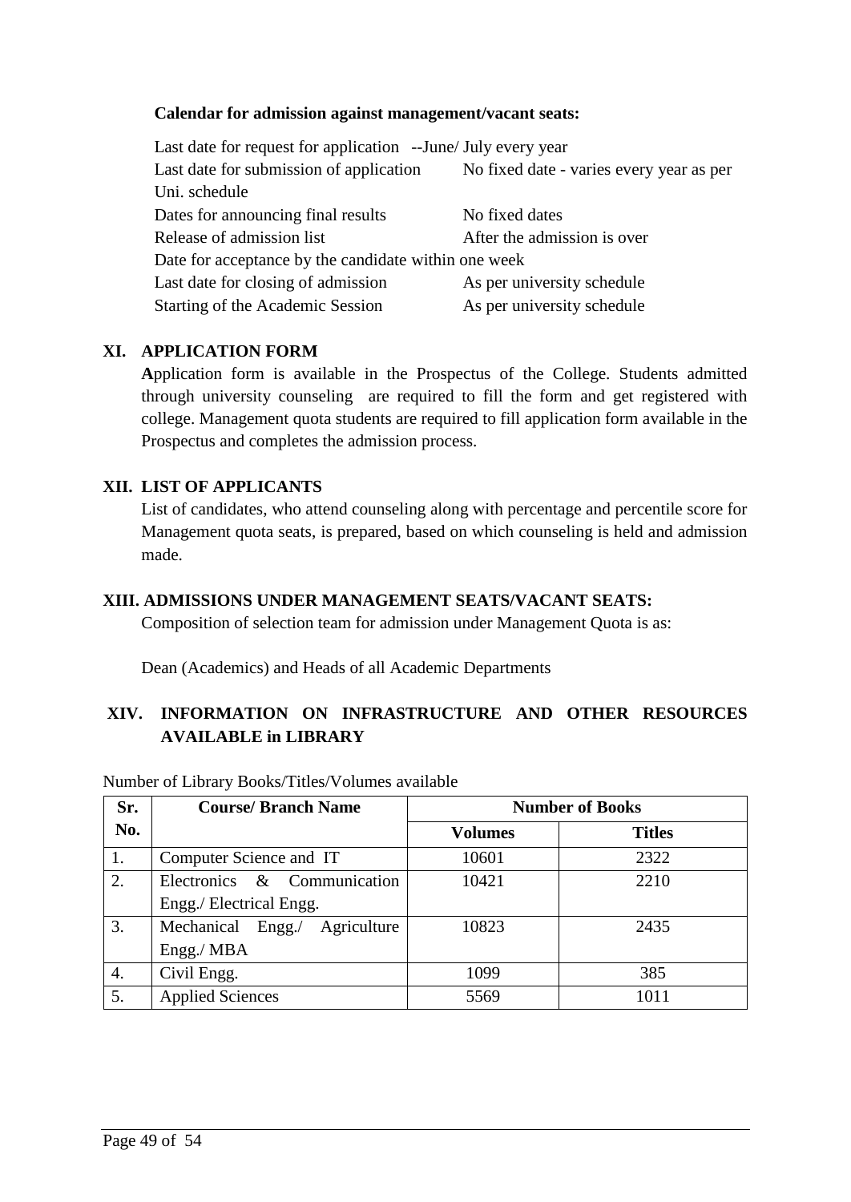**Calendar for admission against management/vacant seats:**

Last date for request for application --June/ July every year
Last date for submission of application No fixed date - varies every year as per Uni. schedule
Dates for announcing final results No fixed dates
Release of admission list After the admission is over
Date for acceptance by the candidate within one week
Last date for closing of admission As per university schedule
Starting of the Academic Session As per university schedule

## XI. APPLICATION FORM

**A**pplication form is available in the Prospectus of the College. Students admitted through university counseling are required to fill the form and get registered with college. Management quota students are required to fill application form available in the Prospectus and completes the admission process.

## XII. LIST OF APPLICANTS

List of candidates, who attend counseling along with percentage and percentile score for Management quota seats, is prepared, based on which counseling is held and admission made.

## XIII. ADMISSIONS UNDER MANAGEMENT SEATS/VACANT SEATS:

Composition of selection team for admission under Management Quota is as:

Dean (Academics) and Heads of all Academic Departments

## XIV. INFORMATION ON INFRASTRUCTURE AND OTHER RESOURCES AVAILABLE in LIBRARY

Number of Library Books/Titles/Volumes available

| Sr. No. | Course/ Branch Name | Number of Books | |
|---|---|---|---|
| | | Volumes | Titles |
| 1. | Computer Science and IT | 10601 | 2322 |
| 2. | Electronics & Communication Engg./ Electrical Engg. | 10421 | 2210 |
| 3. | Mechanical Engg./ Agriculture Engg./ MBA | 10823 | 2435 |
| 4. | Civil Engg. | 1099 | 385 |
| 5. | Applied Sciences | 5569 | 1011 |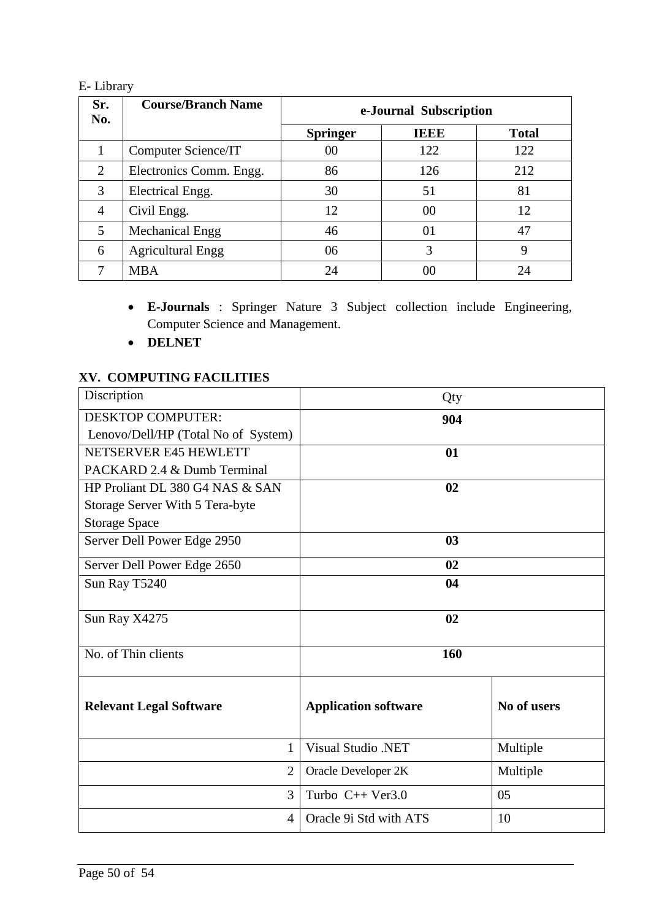E- Library

| Sr. No. | Course/Branch Name | e-Journal Subscription | | |
|---|---|---|---|---|
| | | **Springer** | **IEEE** | **Total** |
| 1 | Computer Science/IT | 00 | 122 | 122 |
| 2 | Electronics Comm. Engg. | 86 | 126 | 212 |
| 3 | Electrical Engg. | 30 | 51 | 81 |
| 4 | Civil Engg. | 12 | 00 | 12 |
| 5 | Mechanical Engg | 46 | 01 | 47 |
| 6 | Agricultural Engg | 06 | 3 | 9 |
| 7 | MBA | 24 | 00 | 24 |

- **E-Journals** : Springer Nature 3 Subject collection include Engineering, Computer Science and Management.
- **DELNET**

## XV. COMPUTING FACILITIES

| Discription | Qty | |
|---|---|---|
| DESKTOP COMPUTER: Lenovo/Dell/HP (Total No of System) | **904** | |
| NETSERVER E45 HEWLETT PACKARD 2.4 & Dumb Terminal | **01** | |
| HP Proliant DL 380 G4 NAS & SAN Storage Server With 5 Tera-byte Storage Space | **02** | |
| Server Dell Power Edge 2950 | **03** | |
| Server Dell Power Edge 2650 | **02** | |
| Sun Ray T5240 | **04** | |
| Sun Ray X4275 | **02** | |
| No. of Thin clients | **160** | |
| **Relevant Legal Software** | **Application software** | **No of users** |
| 1 | Visual Studio .NET | Multiple |
| 2 | Oracle Developer 2K | Multiple |
| 3 | Turbo C++ Ver3.0 | 05 |
| 4 | Oracle 9i Std with ATS | 10 |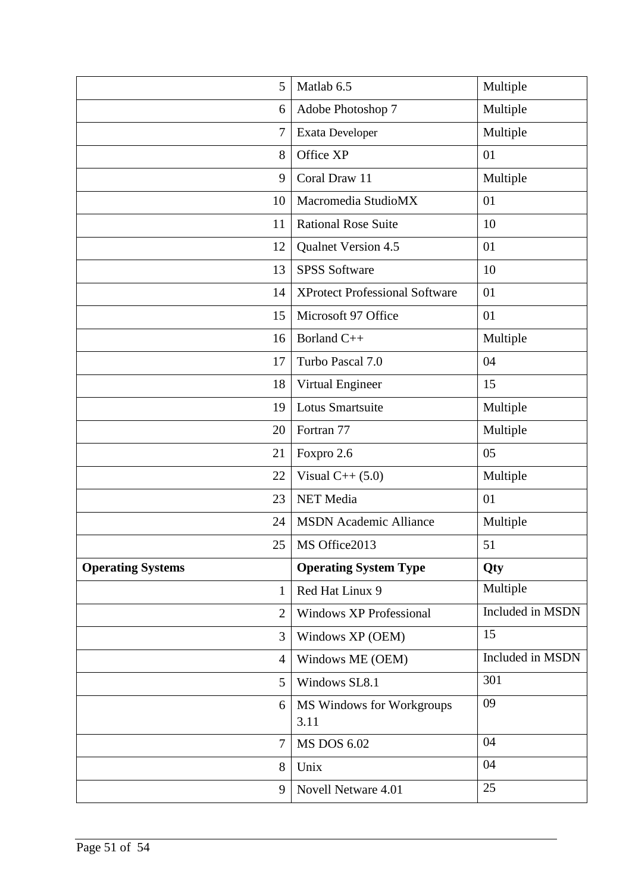| | | |
|---|---|---|
| 5 | Matlab 6.5 | Multiple |
| 6 | Adobe Photoshop 7 | Multiple |
| 7 | Exata Developer | Multiple |
| 8 | Office XP | 01 |
| 9 | Coral Draw 11 | Multiple |
| 10 | Macromedia StudioMX | 01 |
| 11 | Rational Rose Suite | 10 |
| 12 | Qualnet Version 4.5 | 01 |
| 13 | SPSS Software | 10 |
| 14 | XProtect Professional Software | 01 |
| 15 | Microsoft 97 Office | 01 |
| 16 | Borland C++ | Multiple |
| 17 | Turbo Pascal 7.0 | 04 |
| 18 | Virtual Engineer | 15 |
| 19 | Lotus Smartsuite | Multiple |
| 20 | Fortran 77 | Multiple |
| 21 | Foxpro 2.6 | 05 |
| 22 | Visual C++ (5.0) | Multiple |
| 23 | NET Media | 01 |
| 24 | MSDN Academic Alliance | Multiple |
| 25 | MS Office2013 | 51 |
| **Operating Systems** | **Operating System Type** | **Qty** |
| 1 | Red Hat Linux 9 | Multiple |
| 2 | Windows XP Professional | Included in MSDN |
| 3 | Windows XP (OEM) | 15 |
| 4 | Windows ME (OEM) | Included in MSDN |
| 5 | Windows SL8.1 | 301 |
| 6 | MS Windows for Workgroups 3.11 | 09 |
| 7 | MS DOS 6.02 | 04 |
| 8 | Unix | 04 |
| 9 | Novell Netware 4.01 | 25 |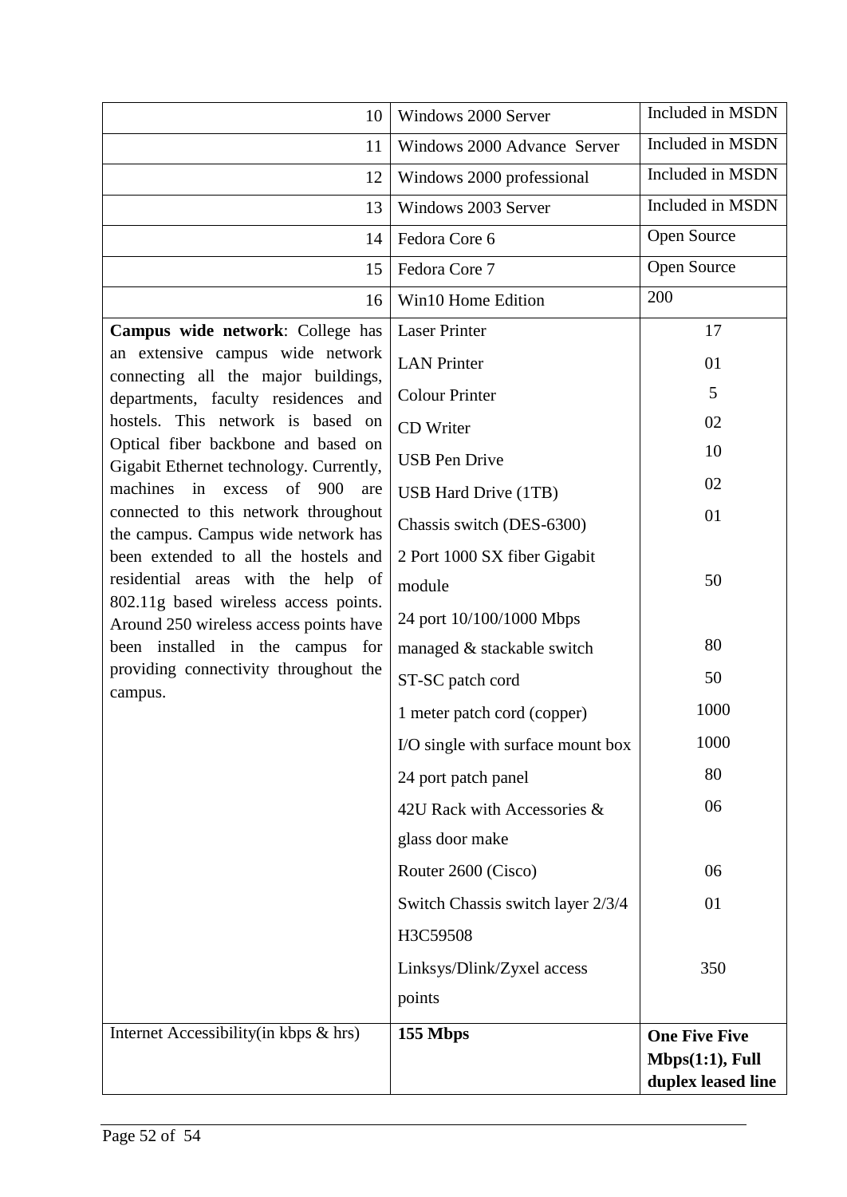| | | |
|---|---|---|
| 10 | Windows 2000 Server | Included in MSDN |
| 11 | Windows 2000 Advance Server | Included in MSDN |
| 12 | Windows 2000 professional | Included in MSDN |
| 13 | Windows 2003 Server | Included in MSDN |
| 14 | Fedora Core 6 | Open Source |
| 15 | Fedora Core 7 | Open Source |
| 16 | Win10 Home Edition | 200 |
| **Campus wide network**: College has an extensive campus wide network connecting all the major buildings, departments, faculty residences and hostels. This network is based on Optical fiber backbone and based on Gigabit Ethernet technology. Currently, machines in excess of 900 are connected to this network throughout the campus. Campus wide network has been extended to all the hostels and residential areas with the help of 802.11g based wireless access points. Around 250 wireless access points have been installed in the campus for providing connectivity throughout the campus. | Laser Printer | 17 |
| | LAN Printer | 01 |
| | Colour Printer | 5 |
| | CD Writer | 02 |
| | USB Pen Drive | 10 |
| | USB Hard Drive (1TB) | 02 |
| | Chassis switch (DES-6300) | 01 |
| | 2 Port 1000 SX fiber Gigabit module | 50 |
| | 24 port 10/100/1000 Mbps managed & stackable switch | 80 |
| | ST-SC patch cord | 50 |
| | 1 meter patch cord (copper) | 1000 |
| | I/O single with surface mount box | 1000 |
| | 24 port patch panel | 80 |
| | 42U Rack with Accessories & glass door make | 06 |
| | Router 2600 (Cisco) | 06 |
| | Switch Chassis switch layer 2/3/4 H3C59508 | 01 |
| | Linksys/Dlink/Zyxel access points | 350 |
| Internet Accessibility(in kbps & hrs) | **155 Mbps** | **One Five Five Mbps(1:1), Full duplex leased line** |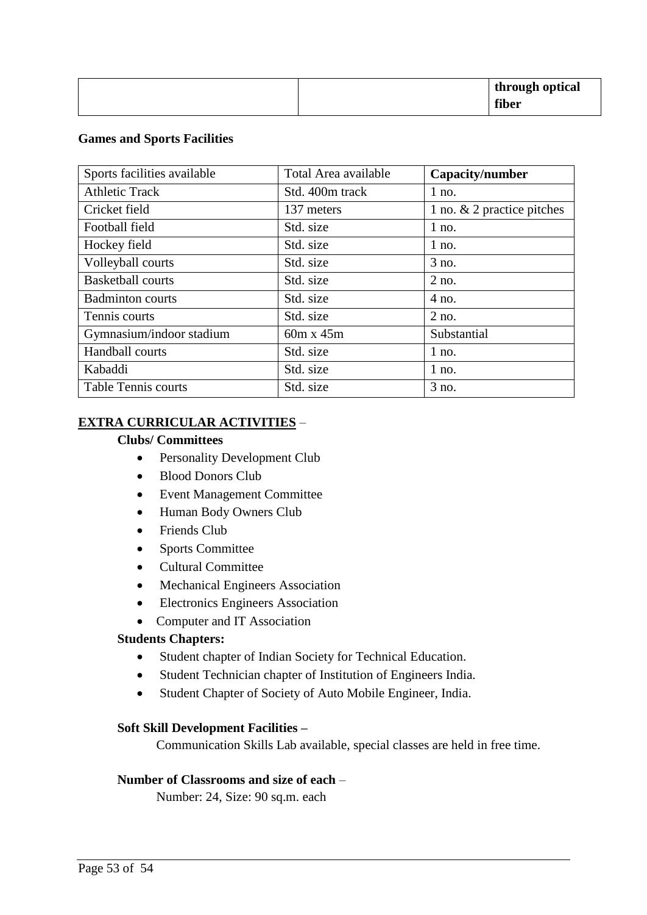| | | through optical fiber |
|---|---|---|

**Games and Sports Facilities**

| Sports facilities available | Total Area available | **Capacity/number** |
|---|---|---|
| Athletic Track | Std. 400m track | 1 no. |
| Cricket field | 137 meters | 1 no. & 2 practice pitches |
| Football field | Std. size | 1 no. |
| Hockey field | Std. size | 1 no. |
| Volleyball courts | Std. size | 3 no. |
| Basketball courts | Std. size | 2 no. |
| Badminton courts | Std. size | 4 no. |
| Tennis courts | Std. size | 2 no. |
| Gymnasium/indoor stadium | 60m x 45m | Substantial |
| Handball courts | Std. size | 1 no. |
| Kabaddi | Std. size | 1 no. |
| Table Tennis courts | Std. size | 3 no. |

**EXTRA CURRICULAR ACTIVITIES** –

**Clubs/ Committees**

- Personality Development Club
- Blood Donors Club
- Event Management Committee
- Human Body Owners Club
- Friends Club
- Sports Committee
- Cultural Committee
- Mechanical Engineers Association
- Electronics Engineers Association
- Computer and IT Association

**Students Chapters:**

- Student chapter of Indian Society for Technical Education.
- Student Technician chapter of Institution of Engineers India.
- Student Chapter of Society of Auto Mobile Engineer, India.

**Soft Skill Development Facilities –**

Communication Skills Lab available, special classes are held in free time.

**Number of Classrooms and size of each** –

Number: 24, Size: 90 sq.m. each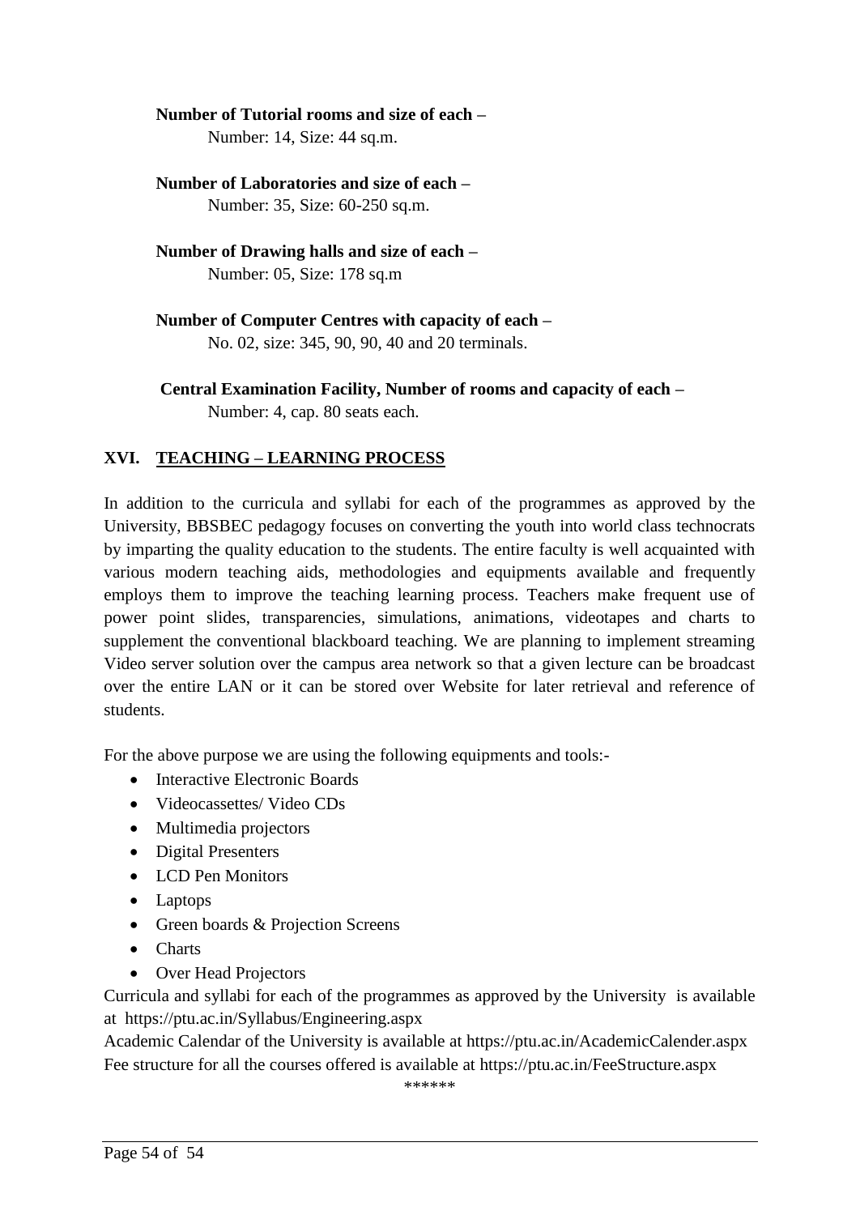**Number of Tutorial rooms and size of each –**
Number: 14, Size: 44 sq.m.

**Number of Laboratories and size of each –**
Number: 35, Size: 60-250 sq.m.

**Number of Drawing halls and size of each –**
Number: 05, Size: 178 sq.m

**Number of Computer Centres with capacity of each –**
No. 02, size: 345, 90, 90, 40 and 20 terminals.

**Central Examination Facility, Number of rooms and capacity of each –**
Number: 4, cap. 80 seats each.

## XVI. TEACHING – LEARNING PROCESS

In addition to the curricula and syllabi for each of the programmes as approved by the University, BBSBEC pedagogy focuses on converting the youth into world class technocrats by imparting the quality education to the students. The entire faculty is well acquainted with various modern teaching aids, methodologies and equipments available and frequently employs them to improve the teaching learning process. Teachers make frequent use of power point slides, transparencies, simulations, animations, videotapes and charts to supplement the conventional blackboard teaching. We are planning to implement streaming Video server solution over the campus area network so that a given lecture can be broadcast over the entire LAN or it can be stored over Website for later retrieval and reference of students.

For the above purpose we are using the following equipments and tools:-

- Interactive Electronic Boards
- Videocassettes/ Video CDs
- Multimedia projectors
- Digital Presenters
- LCD Pen Monitors
- Laptops
- Green boards & Projection Screens
- Charts
- Over Head Projectors

Curricula and syllabi for each of the programmes as approved by the University is available at https://ptu.ac.in/Syllabus/Engineering.aspx
Academic Calendar of the University is available at https://ptu.ac.in/AcademicCalender.aspx
Fee structure for all the courses offered is available at https://ptu.ac.in/FeeStructure.aspx

******